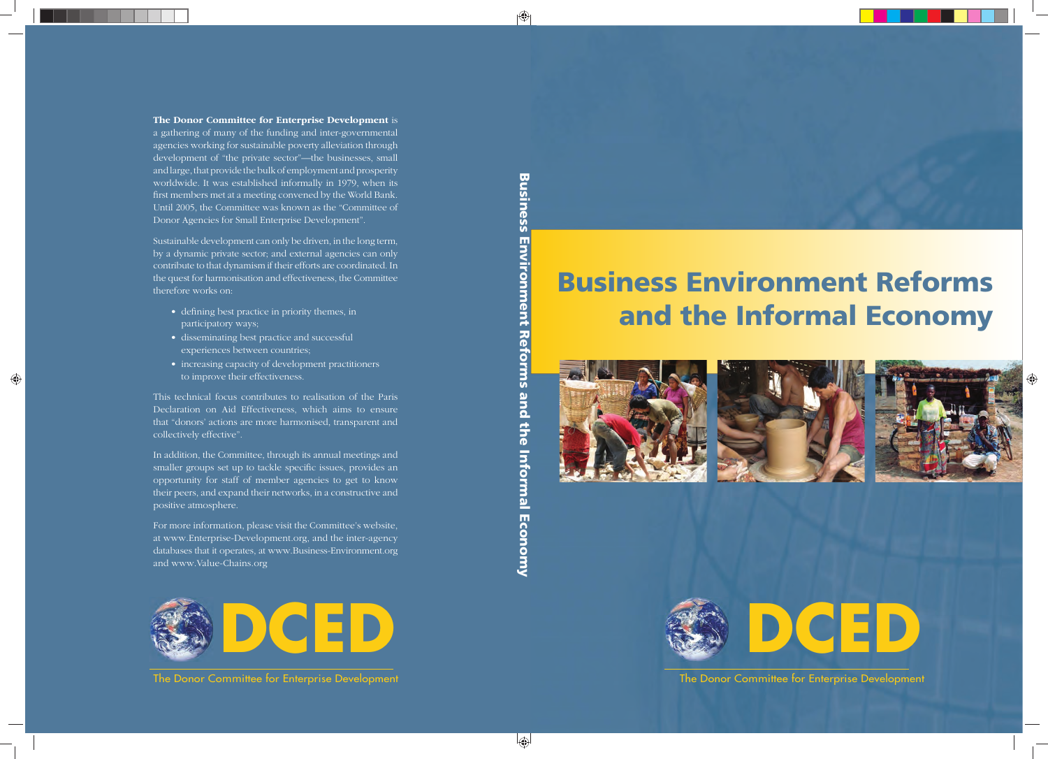# Business Environment Reforms and the Informal Economy

DCED

The Donor Committee for Enterprise Development

---

**The Donor Committee for Enterprise Development** is a gathering of many of the funding and inter-governmental agencies working for sustainable poverty alleviation through development of "the private sector"—the businesses, small and large, that provide the bulk of employment and prosperity worldwide. It was established informally in 1979, when its first members met at a meeting convened by the World Bank. Until 2005, the Committee was known as the "Committee of Donor Agencies for Small Enterprise Development".

Sustainable development can only be driven, in the long term, by a dynamic private sector; and external agencies can only contribute to that dynamism if their efforts are coordinated. In the quest for harmonisation and effectiveness, the Committee therefore works on:

- defining best practice in priority themes, in participatory ways;
- disseminating best practice and successful experiences between countries;
- increasing capacity of development practitioners to improve their effectiveness.

This technical focus contributes to realisation of the Paris Declaration on Aid Effectiveness, which aims to ensure that "donors' actions are more harmonised, transparent and collectively effective".

In addition, the Committee, through its annual meetings and smaller groups set up to tackle specific issues, provides an opportunity for staff of member agencies to get to know their peers, and expand their networks, in a constructive and positive atmosphere.

For more information, please visit the Committee's website, at www.Enterprise-Development.org, and the inter-agency databases that it operates, at www.Business-Environment.org and www.Value-Chains.org

DCED

The Donor Committee for Enterprise Development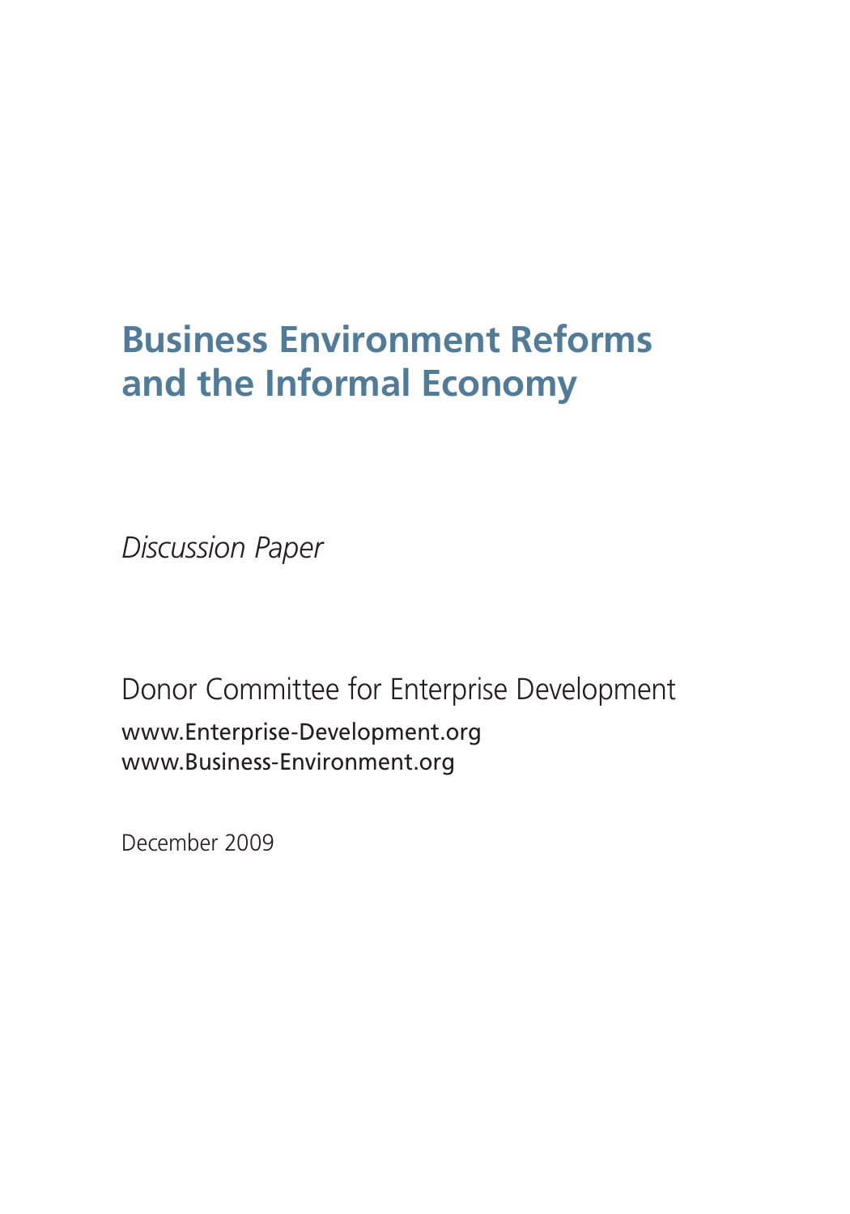# Business Environment Reforms and the Informal Economy

*Discussion Paper*

Donor Committee for Enterprise Development

www.Enterprise-Development.org
www.Business-Environment.org

December 2009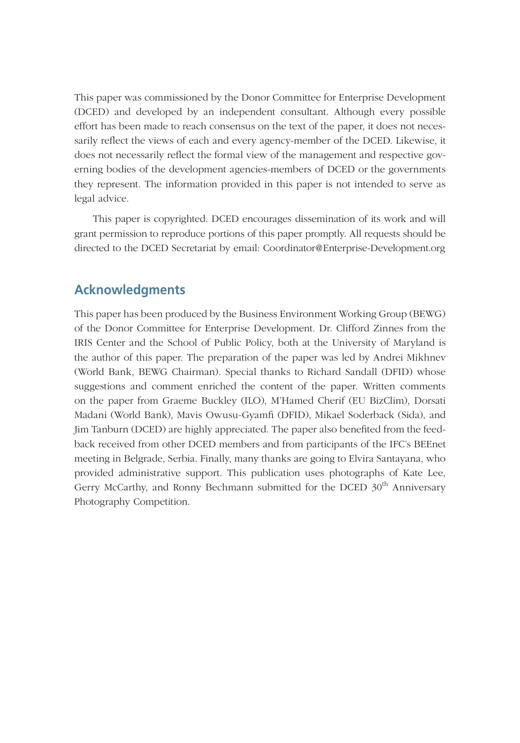This paper was commissioned by the Donor Committee for Enterprise Development (DCED) and developed by an independent consultant. Although every possible effort has been made to reach consensus on the text of the paper, it does not necessarily reflect the views of each and every agency-member of the DCED. Likewise, it does not necessarily reflect the formal view of the management and respective governing bodies of the development agencies-members of DCED or the governments they represent. The information provided in this paper is not intended to serve as legal advice.

This paper is copyrighted. DCED encourages dissemination of its work and will grant permission to reproduce portions of this paper promptly. All requests should be directed to the DCED Secretariat by email: Coordinator@Enterprise-Development.org

## Acknowledgments

This paper has been produced by the Business Environment Working Group (BEWG) of the Donor Committee for Enterprise Development. Dr. Clifford Zinnes from the IRIS Center and the School of Public Policy, both at the University of Maryland is the author of this paper. The preparation of the paper was led by Andrei Mikhnev (World Bank, BEWG Chairman). Special thanks to Richard Sandall (DFID) whose suggestions and comment enriched the content of the paper. Written comments on the paper from Graeme Buckley (ILO), M'Hamed Cherif (EU BizClim), Dorsati Madani (World Bank), Mavis Owusu-Gyamfi (DFID), Mikael Soderback (Sida), and Jim Tanburn (DCED) are highly appreciated. The paper also benefited from the feedback received from other DCED members and from participants of the IFC's BEEnet meeting in Belgrade, Serbia. Finally, many thanks are going to Elvira Santayana, who provided administrative support. This publication uses photographs of Kate Lee, Gerry McCarthy, and Ronny Bechmann submitted for the DCED 30th Anniversary Photography Competition.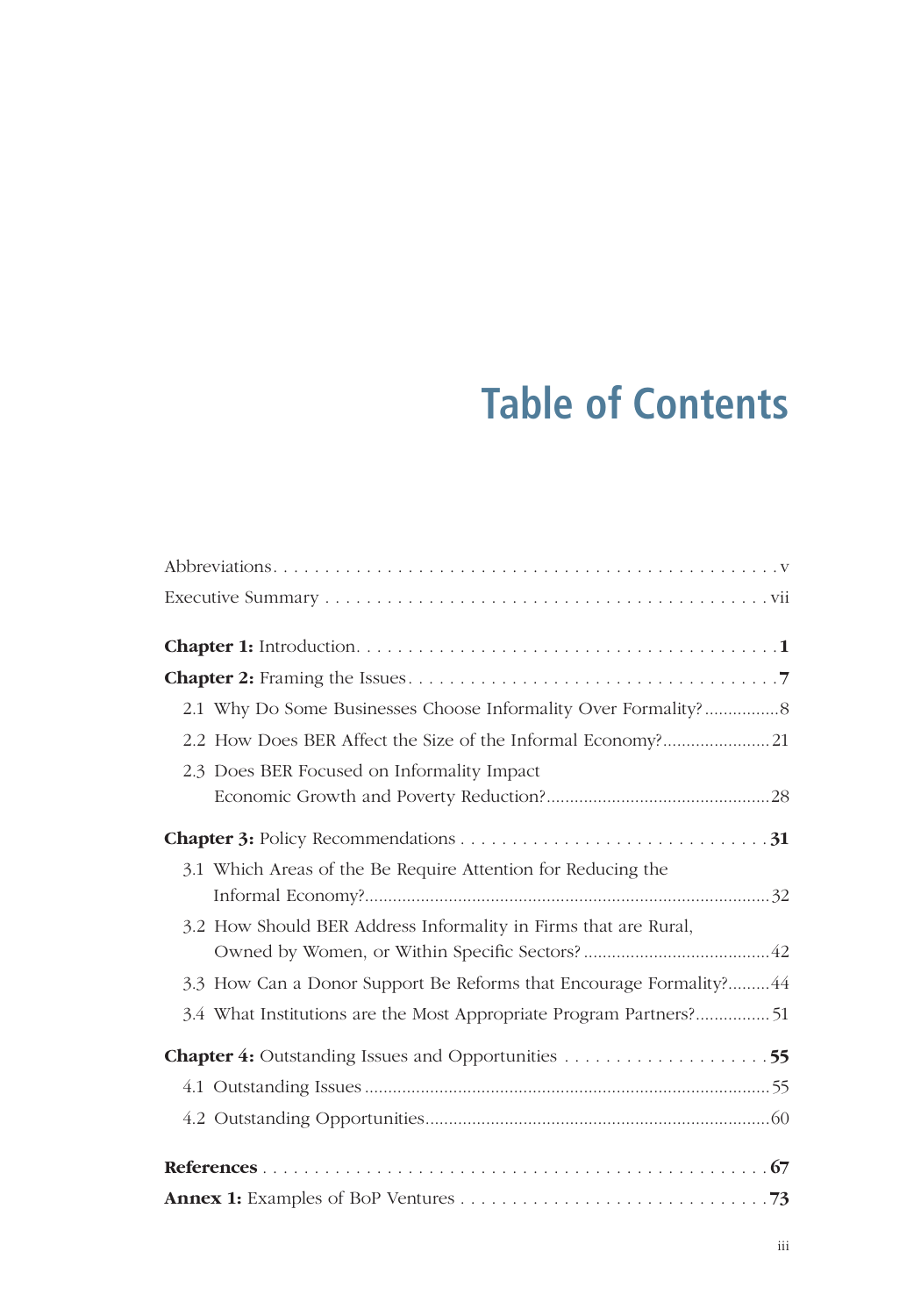# Table of Contents

Abbreviations . . . . . v

Executive Summary . . . . . vii

**Chapter 1:** Introduction . . . . . **1**

**Chapter 2:** Framing the Issues . . . . . **7**

- 2.1 Why Do Some Businesses Choose Informality Over Formality? . . . . . 8
- 2.2 How Does BER Affect the Size of the Informal Economy? . . . . . 21
- 2.3 Does BER Focused on Informality Impact Economic Growth and Poverty Reduction? . . . . . 28

**Chapter 3:** Policy Recommendations . . . . . **31**

- 3.1 Which Areas of the Be Require Attention for Reducing the Informal Economy? . . . . . 32
- 3.2 How Should BER Address Informality in Firms that are Rural, Owned by Women, or Within Specific Sectors? . . . . . 42
- 3.3 How Can a Donor Support Be Reforms that Encourage Formality? . . . . . 44
- 3.4 What Institutions are the Most Appropriate Program Partners? . . . . . 51

**Chapter 4:** Outstanding Issues and Opportunities . . . . . **55**

- 4.1 Outstanding Issues . . . . . 55
- 4.2 Outstanding Opportunities . . . . . 60

**References** . . . . . **67**

**Annex 1:** Examples of BoP Ventures . . . . . **73**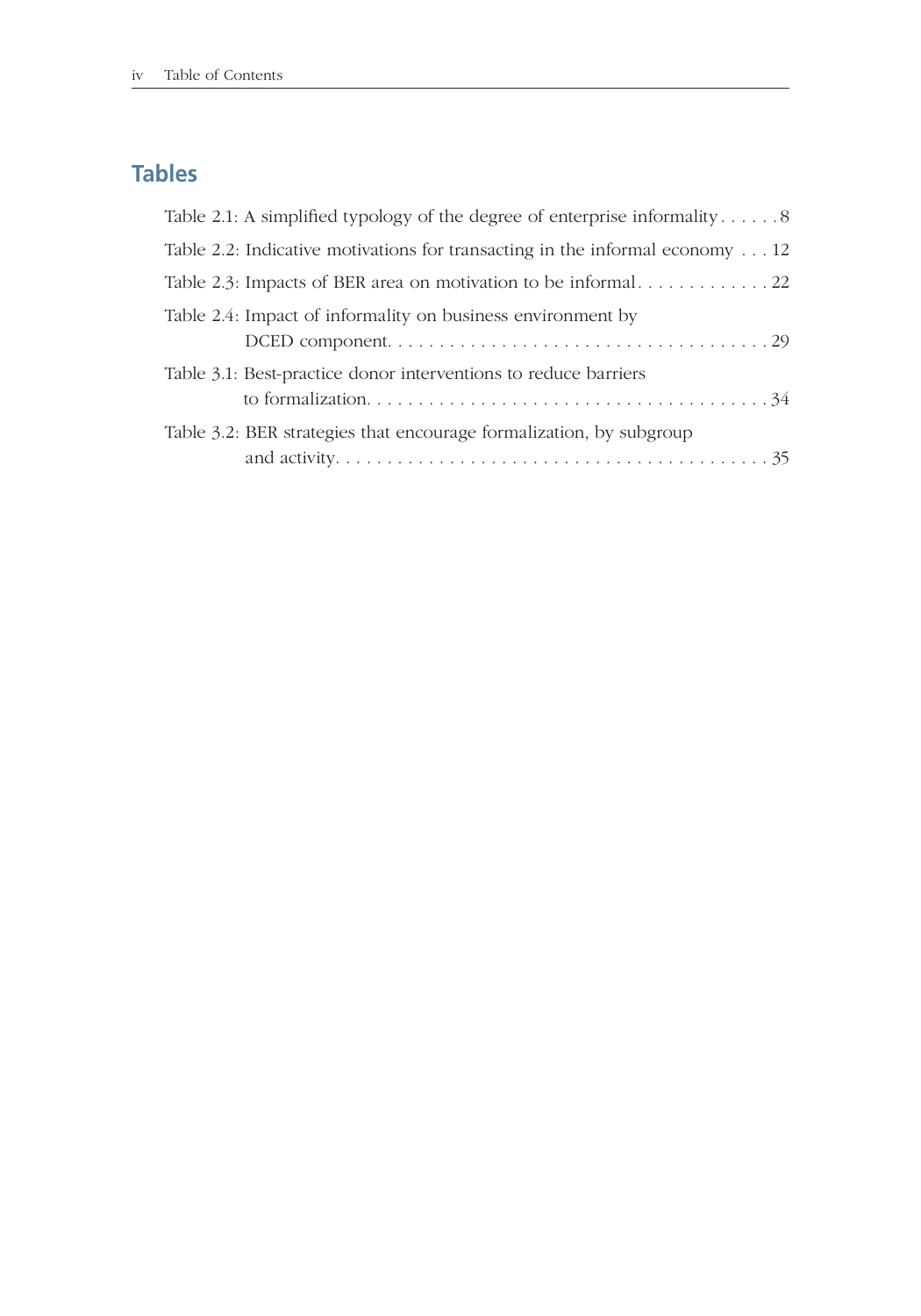## Tables

Table 2.1: A simplified typology of the degree of enterprise informality . . . . . . 8

Table 2.2: Indicative motivations for transacting in the informal economy . . . 12

Table 2.3: Impacts of BER area on motivation to be informal . . . . . . . . . . . . . 22

Table 2.4: Impact of informality on business environment by DCED component . . . . . . . . . . . . . . . . . . . . . . . . . . . . . . . . . . . . . 29

Table 3.1: Best-practice donor interventions to reduce barriers to formalization . . . . . . . . . . . . . . . . . . . . . . . . . . . . . . . . . . . . . 34

Table 3.2: BER strategies that encourage formalization, by subgroup and activity . . . . . . . . . . . . . . . . . . . . . . . . . . . . . . . . . . . . . . . . . 35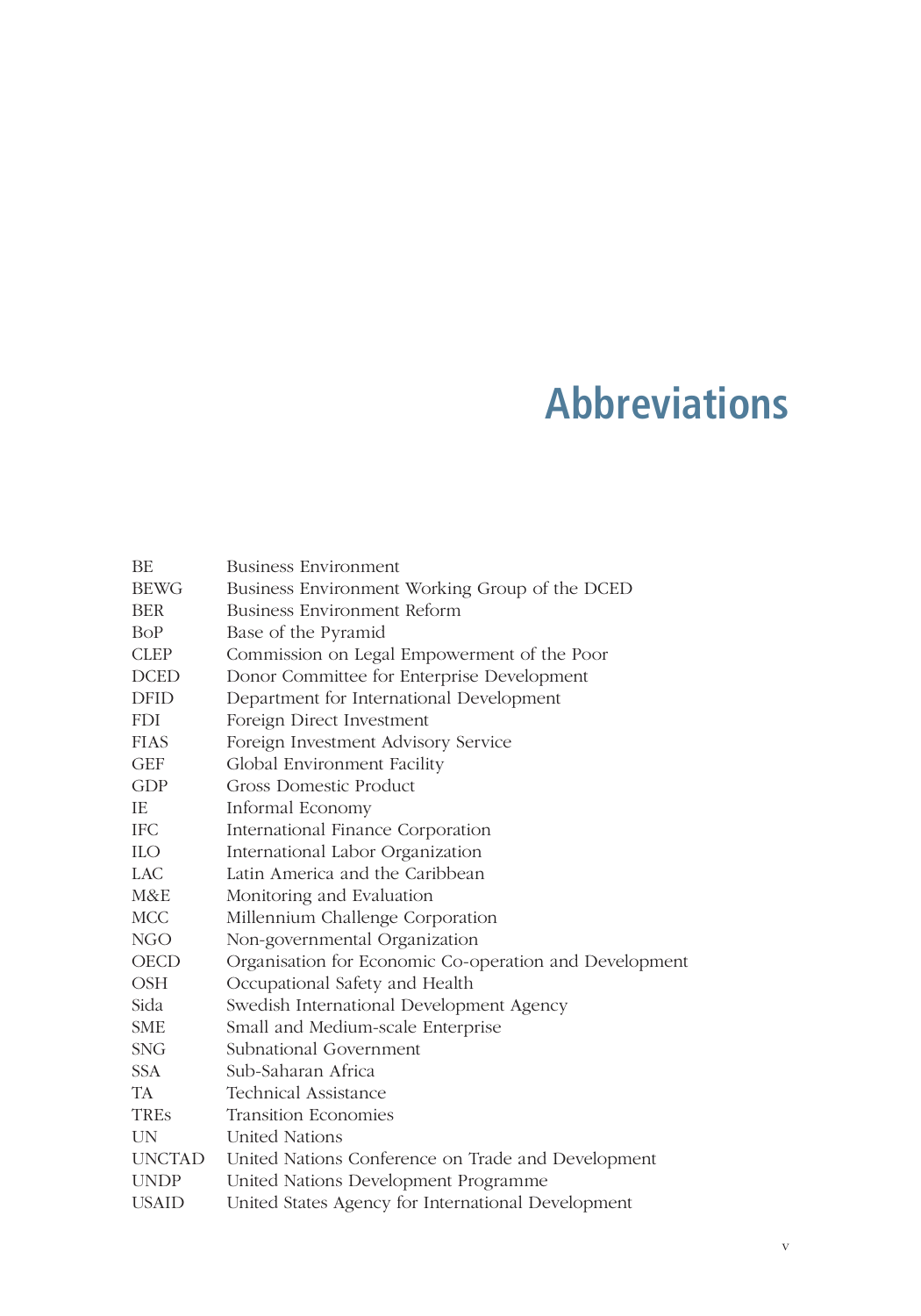# Abbreviations

| | |
|---|---|
| BE | Business Environment |
| BEWG | Business Environment Working Group of the DCED |
| BER | Business Environment Reform |
| BoP | Base of the Pyramid |
| CLEP | Commission on Legal Empowerment of the Poor |
| DCED | Donor Committee for Enterprise Development |
| DFID | Department for International Development |
| FDI | Foreign Direct Investment |
| FIAS | Foreign Investment Advisory Service |
| GEF | Global Environment Facility |
| GDP | Gross Domestic Product |
| IE | Informal Economy |
| IFC | International Finance Corporation |
| ILO | International Labor Organization |
| LAC | Latin America and the Caribbean |
| M&E | Monitoring and Evaluation |
| MCC | Millennium Challenge Corporation |
| NGO | Non-governmental Organization |
| OECD | Organisation for Economic Co-operation and Development |
| OSH | Occupational Safety and Health |
| Sida | Swedish International Development Agency |
| SME | Small and Medium-scale Enterprise |
| SNG | Subnational Government |
| SSA | Sub-Saharan Africa |
| TA | Technical Assistance |
| TREs | Transition Economies |
| UN | United Nations |
| UNCTAD | United Nations Conference on Trade and Development |
| UNDP | United Nations Development Programme |
| USAID | United States Agency for International Development |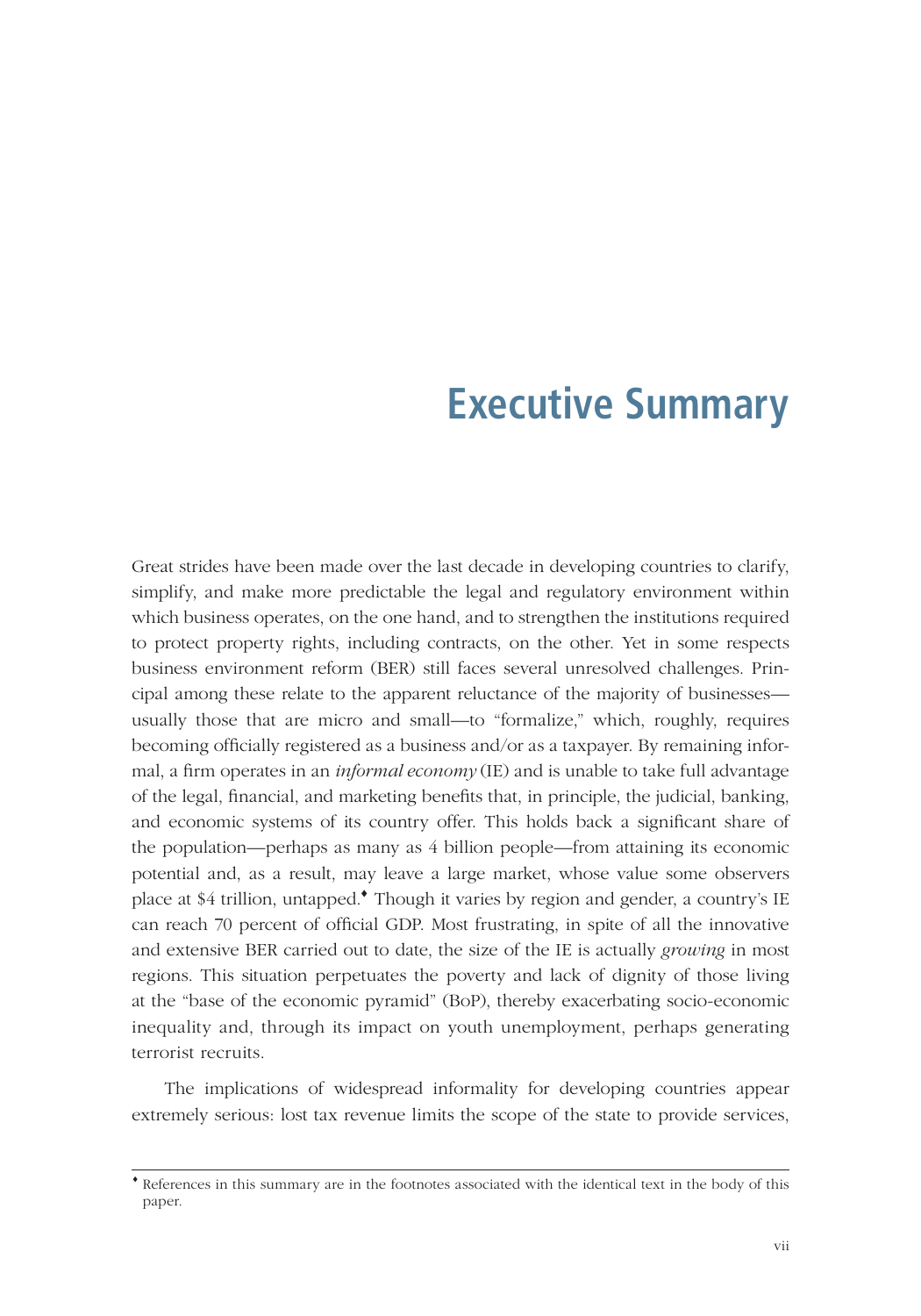# Executive Summary

Great strides have been made over the last decade in developing countries to clarify, simplify, and make more predictable the legal and regulatory environment within which business operates, on the one hand, and to strengthen the institutions required to protect property rights, including contracts, on the other. Yet in some respects business environment reform (BER) still faces several unresolved challenges. Principal among these relate to the apparent reluctance of the majority of businesses—usually those that are micro and small—to "formalize," which, roughly, requires becoming officially registered as a business and/or as a taxpayer. By remaining informal, a firm operates in an *informal economy* (IE) and is unable to take full advantage of the legal, financial, and marketing benefits that, in principle, the judicial, banking, and economic systems of its country offer. This holds back a significant share of the population—perhaps as many as 4 billion people—from attaining its economic potential and, as a result, may leave a large market, whose value some observers place at $4 trillion, untapped.♦ Though it varies by region and gender, a country's IE can reach 70 percent of official GDP. Most frustrating, in spite of all the innovative and extensive BER carried out to date, the size of the IE is actually *growing* in most regions. This situation perpetuates the poverty and lack of dignity of those living at the "base of the economic pyramid" (BoP), thereby exacerbating socio-economic inequality and, through its impact on youth unemployment, perhaps generating terrorist recruits.

The implications of widespread informality for developing countries appear extremely serious: lost tax revenue limits the scope of the state to provide services,

♦ References in this summary are in the footnotes associated with the identical text in the body of this paper.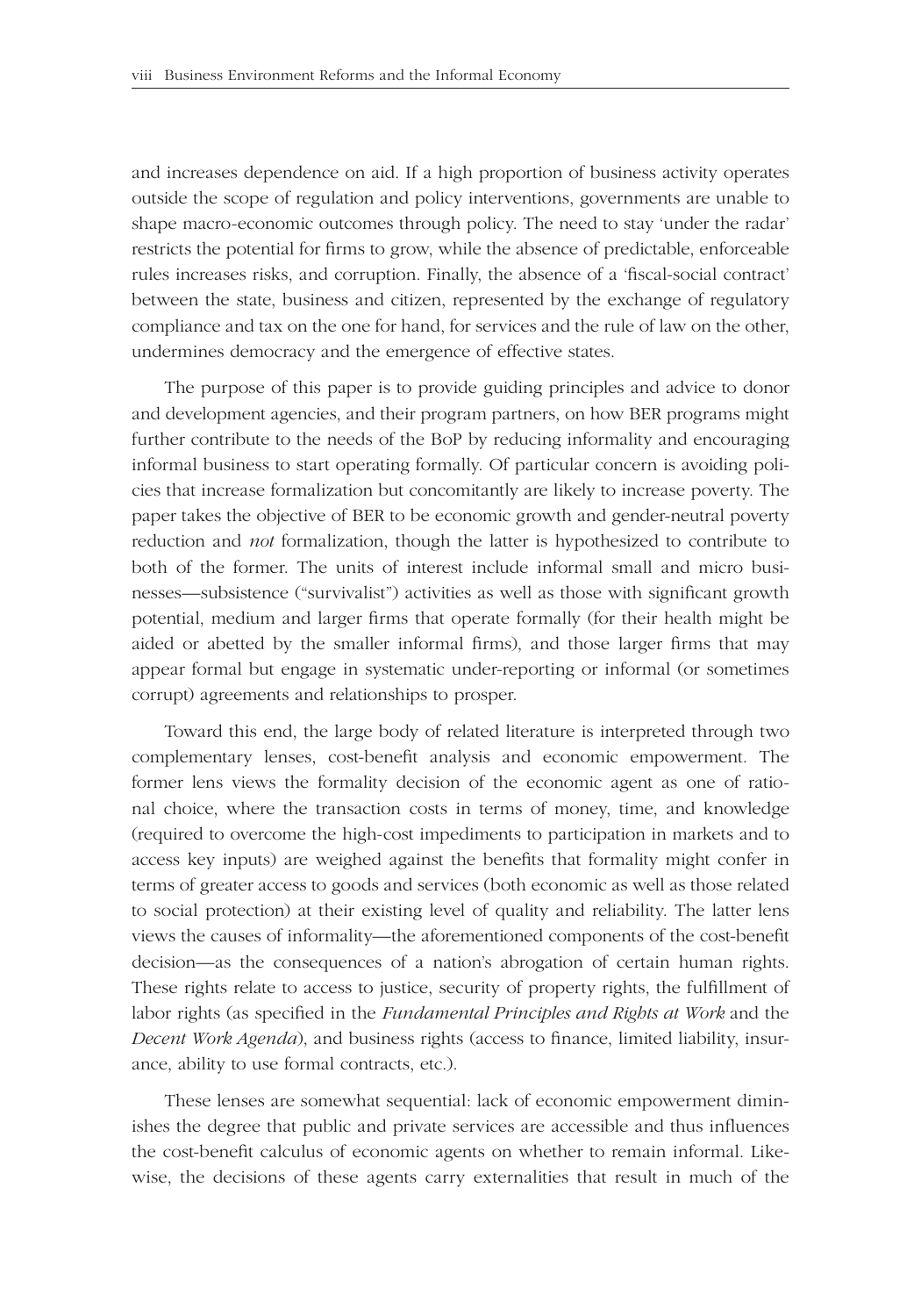and increases dependence on aid. If a high proportion of business activity operates outside the scope of regulation and policy interventions, governments are unable to shape macro-economic outcomes through policy. The need to stay 'under the radar' restricts the potential for firms to grow, while the absence of predictable, enforceable rules increases risks, and corruption. Finally, the absence of a 'fiscal-social contract' between the state, business and citizen, represented by the exchange of regulatory compliance and tax on the one for hand, for services and the rule of law on the other, undermines democracy and the emergence of effective states.

The purpose of this paper is to provide guiding principles and advice to donor and development agencies, and their program partners, on how BER programs might further contribute to the needs of the BoP by reducing informality and encouraging informal business to start operating formally. Of particular concern is avoiding policies that increase formalization but concomitantly are likely to increase poverty. The paper takes the objective of BER to be economic growth and gender-neutral poverty reduction and *not* formalization, though the latter is hypothesized to contribute to both of the former. The units of interest include informal small and micro businesses—subsistence ("survivalist") activities as well as those with significant growth potential, medium and larger firms that operate formally (for their health might be aided or abetted by the smaller informal firms), and those larger firms that may appear formal but engage in systematic under-reporting or informal (or sometimes corrupt) agreements and relationships to prosper.

Toward this end, the large body of related literature is interpreted through two complementary lenses, cost-benefit analysis and economic empowerment. The former lens views the formality decision of the economic agent as one of rational choice, where the transaction costs in terms of money, time, and knowledge (required to overcome the high-cost impediments to participation in markets and to access key inputs) are weighed against the benefits that formality might confer in terms of greater access to goods and services (both economic as well as those related to social protection) at their existing level of quality and reliability. The latter lens views the causes of informality—the aforementioned components of the cost-benefit decision—as the consequences of a nation's abrogation of certain human rights. These rights relate to access to justice, security of property rights, the fulfillment of labor rights (as specified in the *Fundamental Principles and Rights at Work* and the *Decent Work Agenda*), and business rights (access to finance, limited liability, insurance, ability to use formal contracts, etc.).

These lenses are somewhat sequential: lack of economic empowerment diminishes the degree that public and private services are accessible and thus influences the cost-benefit calculus of economic agents on whether to remain informal. Likewise, the decisions of these agents carry externalities that result in much of the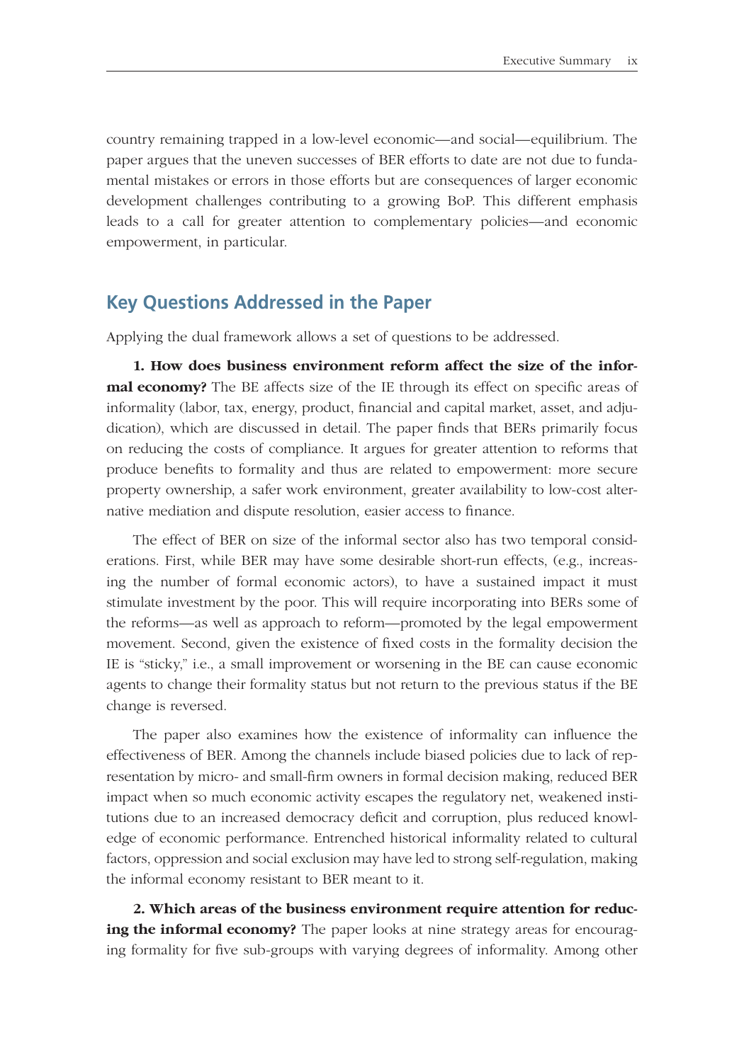country remaining trapped in a low-level economic—and social—equilibrium. The paper argues that the uneven successes of BER efforts to date are not due to fundamental mistakes or errors in those efforts but are consequences of larger economic development challenges contributing to a growing BoP. This different emphasis leads to a call for greater attention to complementary policies—and economic empowerment, in particular.

## Key Questions Addressed in the Paper

Applying the dual framework allows a set of questions to be addressed.

**1. How does business environment reform affect the size of the informal economy?** The BE affects size of the IE through its effect on specific areas of informality (labor, tax, energy, product, financial and capital market, asset, and adjudication), which are discussed in detail. The paper finds that BERs primarily focus on reducing the costs of compliance. It argues for greater attention to reforms that produce benefits to formality and thus are related to empowerment: more secure property ownership, a safer work environment, greater availability to low-cost alternative mediation and dispute resolution, easier access to finance.

The effect of BER on size of the informal sector also has two temporal considerations. First, while BER may have some desirable short-run effects, (e.g., increasing the number of formal economic actors), to have a sustained impact it must stimulate investment by the poor. This will require incorporating into BERs some of the reforms—as well as approach to reform—promoted by the legal empowerment movement. Second, given the existence of fixed costs in the formality decision the IE is "sticky," i.e., a small improvement or worsening in the BE can cause economic agents to change their formality status but not return to the previous status if the BE change is reversed.

The paper also examines how the existence of informality can influence the effectiveness of BER. Among the channels include biased policies due to lack of representation by micro- and small-firm owners in formal decision making, reduced BER impact when so much economic activity escapes the regulatory net, weakened institutions due to an increased democracy deficit and corruption, plus reduced knowledge of economic performance. Entrenched historical informality related to cultural factors, oppression and social exclusion may have led to strong self-regulation, making the informal economy resistant to BER meant to it.

**2. Which areas of the business environment require attention for reducing the informal economy?** The paper looks at nine strategy areas for encouraging formality for five sub-groups with varying degrees of informality. Among other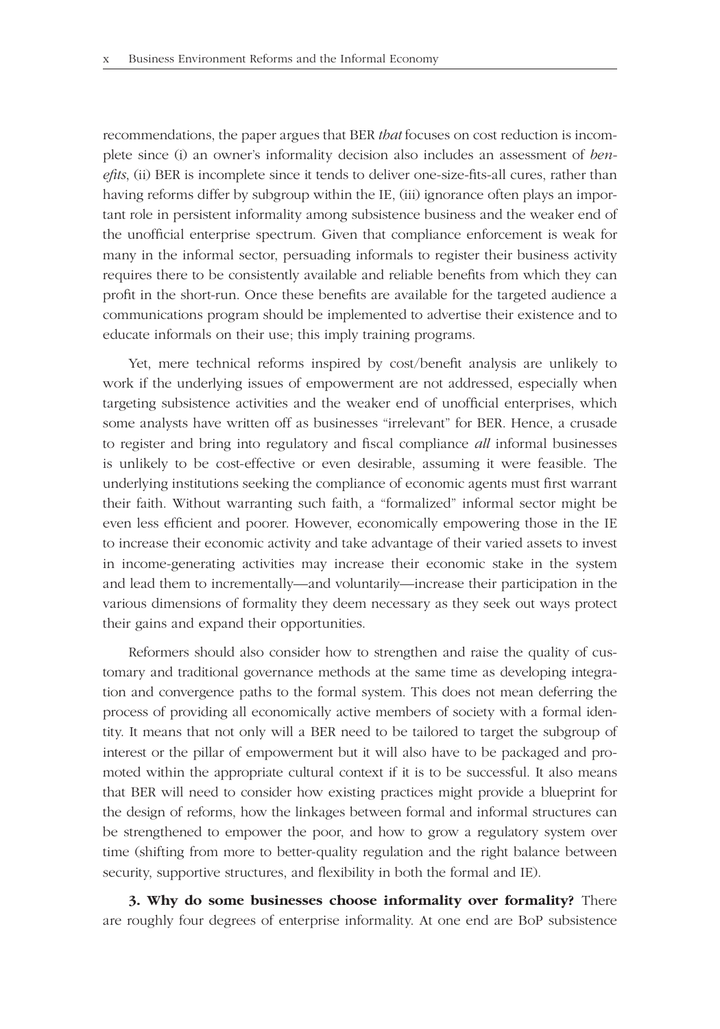recommendations, the paper argues that BER *that* focuses on cost reduction is incomplete since (i) an owner's informality decision also includes an assessment of *benefits*, (ii) BER is incomplete since it tends to deliver one-size-fits-all cures, rather than having reforms differ by subgroup within the IE, (iii) ignorance often plays an important role in persistent informality among subsistence business and the weaker end of the unofficial enterprise spectrum. Given that compliance enforcement is weak for many in the informal sector, persuading informals to register their business activity requires there to be consistently available and reliable benefits from which they can profit in the short-run. Once these benefits are available for the targeted audience a communications program should be implemented to advertise their existence and to educate informals on their use; this imply training programs.

Yet, mere technical reforms inspired by cost/benefit analysis are unlikely to work if the underlying issues of empowerment are not addressed, especially when targeting subsistence activities and the weaker end of unofficial enterprises, which some analysts have written off as businesses "irrelevant" for BER. Hence, a crusade to register and bring into regulatory and fiscal compliance *all* informal businesses is unlikely to be cost-effective or even desirable, assuming it were feasible. The underlying institutions seeking the compliance of economic agents must first warrant their faith. Without warranting such faith, a "formalized" informal sector might be even less efficient and poorer. However, economically empowering those in the IE to increase their economic activity and take advantage of their varied assets to invest in income-generating activities may increase their economic stake in the system and lead them to incrementally—and voluntarily—increase their participation in the various dimensions of formality they deem necessary as they seek out ways protect their gains and expand their opportunities.

Reformers should also consider how to strengthen and raise the quality of customary and traditional governance methods at the same time as developing integration and convergence paths to the formal system. This does not mean deferring the process of providing all economically active members of society with a formal identity. It means that not only will a BER need to be tailored to target the subgroup of interest or the pillar of empowerment but it will also have to be packaged and promoted within the appropriate cultural context if it is to be successful. It also means that BER will need to consider how existing practices might provide a blueprint for the design of reforms, how the linkages between formal and informal structures can be strengthened to empower the poor, and how to grow a regulatory system over time (shifting from more to better-quality regulation and the right balance between security, supportive structures, and flexibility in both the formal and IE).

**3. Why do some businesses choose informality over formality?** There are roughly four degrees of enterprise informality. At one end are BoP subsistence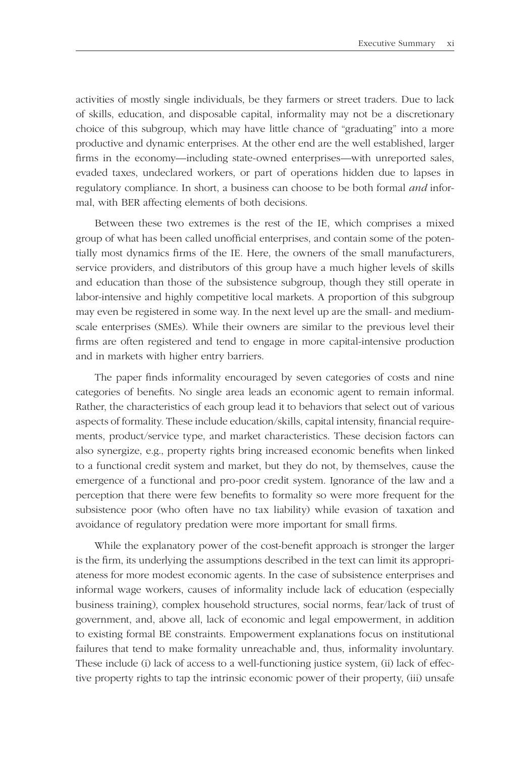activities of mostly single individuals, be they farmers or street traders. Due to lack of skills, education, and disposable capital, informality may not be a discretionary choice of this subgroup, which may have little chance of "graduating" into a more productive and dynamic enterprises. At the other end are the well established, larger firms in the economy—including state-owned enterprises—with unreported sales, evaded taxes, undeclared workers, or part of operations hidden due to lapses in regulatory compliance. In short, a business can choose to be both formal *and* informal, with BER affecting elements of both decisions.

Between these two extremes is the rest of the IE, which comprises a mixed group of what has been called unofficial enterprises, and contain some of the potentially most dynamics firms of the IE. Here, the owners of the small manufacturers, service providers, and distributors of this group have a much higher levels of skills and education than those of the subsistence subgroup, though they still operate in labor-intensive and highly competitive local markets. A proportion of this subgroup may even be registered in some way. In the next level up are the small- and medium-scale enterprises (SMEs). While their owners are similar to the previous level their firms are often registered and tend to engage in more capital-intensive production and in markets with higher entry barriers.

The paper finds informality encouraged by seven categories of costs and nine categories of benefits. No single area leads an economic agent to remain informal. Rather, the characteristics of each group lead it to behaviors that select out of various aspects of formality. These include education/skills, capital intensity, financial requirements, product/service type, and market characteristics. These decision factors can also synergize, e.g., property rights bring increased economic benefits when linked to a functional credit system and market, but they do not, by themselves, cause the emergence of a functional and pro-poor credit system. Ignorance of the law and a perception that there were few benefits to formality so were more frequent for the subsistence poor (who often have no tax liability) while evasion of taxation and avoidance of regulatory predation were more important for small firms.

While the explanatory power of the cost-benefit approach is stronger the larger is the firm, its underlying the assumptions described in the text can limit its appropriateness for more modest economic agents. In the case of subsistence enterprises and informal wage workers, causes of informality include lack of education (especially business training), complex household structures, social norms, fear/lack of trust of government, and, above all, lack of economic and legal empowerment, in addition to existing formal BE constraints. Empowerment explanations focus on institutional failures that tend to make formality unreachable and, thus, informality involuntary. These include (i) lack of access to a well-functioning justice system, (ii) lack of effective property rights to tap the intrinsic economic power of their property, (iii) unsafe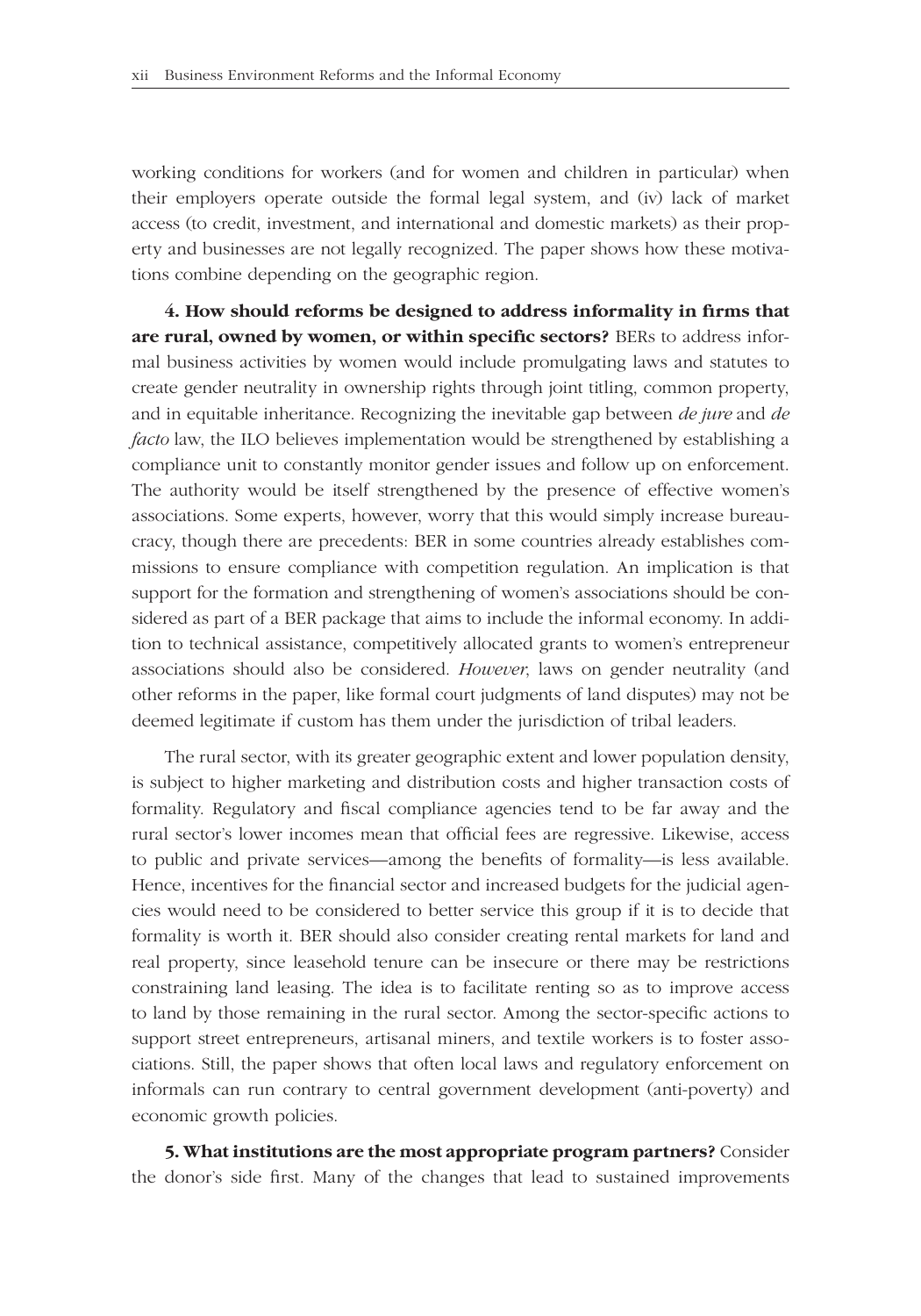working conditions for workers (and for women and children in particular) when their employers operate outside the formal legal system, and (iv) lack of market access (to credit, investment, and international and domestic markets) as their property and businesses are not legally recognized. The paper shows how these motivations combine depending on the geographic region.

**4. How should reforms be designed to address informality in firms that are rural, owned by women, or within specific sectors?** BERs to address informal business activities by women would include promulgating laws and statutes to create gender neutrality in ownership rights through joint titling, common property, and in equitable inheritance. Recognizing the inevitable gap between *de jure* and *de facto* law, the ILO believes implementation would be strengthened by establishing a compliance unit to constantly monitor gender issues and follow up on enforcement. The authority would be itself strengthened by the presence of effective women's associations. Some experts, however, worry that this would simply increase bureaucracy, though there are precedents: BER in some countries already establishes commissions to ensure compliance with competition regulation. An implication is that support for the formation and strengthening of women's associations should be considered as part of a BER package that aims to include the informal economy. In addition to technical assistance, competitively allocated grants to women's entrepreneur associations should also be considered. *However*, laws on gender neutrality (and other reforms in the paper, like formal court judgments of land disputes) may not be deemed legitimate if custom has them under the jurisdiction of tribal leaders.

The rural sector, with its greater geographic extent and lower population density, is subject to higher marketing and distribution costs and higher transaction costs of formality. Regulatory and fiscal compliance agencies tend to be far away and the rural sector's lower incomes mean that official fees are regressive. Likewise, access to public and private services—among the benefits of formality—is less available. Hence, incentives for the financial sector and increased budgets for the judicial agencies would need to be considered to better service this group if it is to decide that formality is worth it. BER should also consider creating rental markets for land and real property, since leasehold tenure can be insecure or there may be restrictions constraining land leasing. The idea is to facilitate renting so as to improve access to land by those remaining in the rural sector. Among the sector-specific actions to support street entrepreneurs, artisanal miners, and textile workers is to foster associations. Still, the paper shows that often local laws and regulatory enforcement on informals can run contrary to central government development (anti-poverty) and economic growth policies.

**5. What institutions are the most appropriate program partners?** Consider the donor's side first. Many of the changes that lead to sustained improvements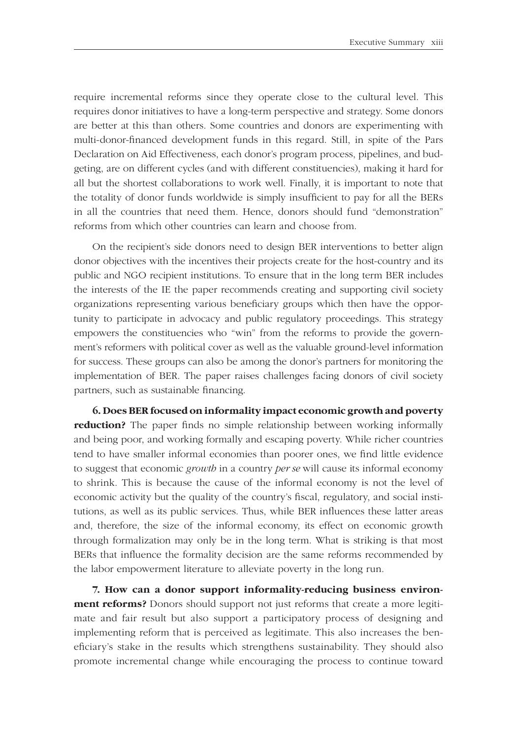require incremental reforms since they operate close to the cultural level. This requires donor initiatives to have a long-term perspective and strategy. Some donors are better at this than others. Some countries and donors are experimenting with multi-donor-financed development funds in this regard. Still, in spite of the Pars Declaration on Aid Effectiveness, each donor's program process, pipelines, and budgeting, are on different cycles (and with different constituencies), making it hard for all but the shortest collaborations to work well. Finally, it is important to note that the totality of donor funds worldwide is simply insufficient to pay for all the BERs in all the countries that need them. Hence, donors should fund "demonstration" reforms from which other countries can learn and choose from.

On the recipient's side donors need to design BER interventions to better align donor objectives with the incentives their projects create for the host-country and its public and NGO recipient institutions. To ensure that in the long term BER includes the interests of the IE the paper recommends creating and supporting civil society organizations representing various beneficiary groups which then have the opportunity to participate in advocacy and public regulatory proceedings. This strategy empowers the constituencies who "win" from the reforms to provide the government's reformers with political cover as well as the valuable ground-level information for success. These groups can also be among the donor's partners for monitoring the implementation of BER. The paper raises challenges facing donors of civil society partners, such as sustainable financing.

**6. Does BER focused on informality impact economic growth and poverty reduction?** The paper finds no simple relationship between working informally and being poor, and working formally and escaping poverty. While richer countries tend to have smaller informal economies than poorer ones, we find little evidence to suggest that economic *growth* in a country *per se* will cause its informal economy to shrink. This is because the cause of the informal economy is not the level of economic activity but the quality of the country's fiscal, regulatory, and social institutions, as well as its public services. Thus, while BER influences these latter areas and, therefore, the size of the informal economy, its effect on economic growth through formalization may only be in the long term. What is striking is that most BERs that influence the formality decision are the same reforms recommended by the labor empowerment literature to alleviate poverty in the long run.

**7. How can a donor support informality-reducing business environment reforms?** Donors should support not just reforms that create a more legitimate and fair result but also support a participatory process of designing and implementing reform that is perceived as legitimate. This also increases the beneficiary's stake in the results which strengthens sustainability. They should also promote incremental change while encouraging the process to continue toward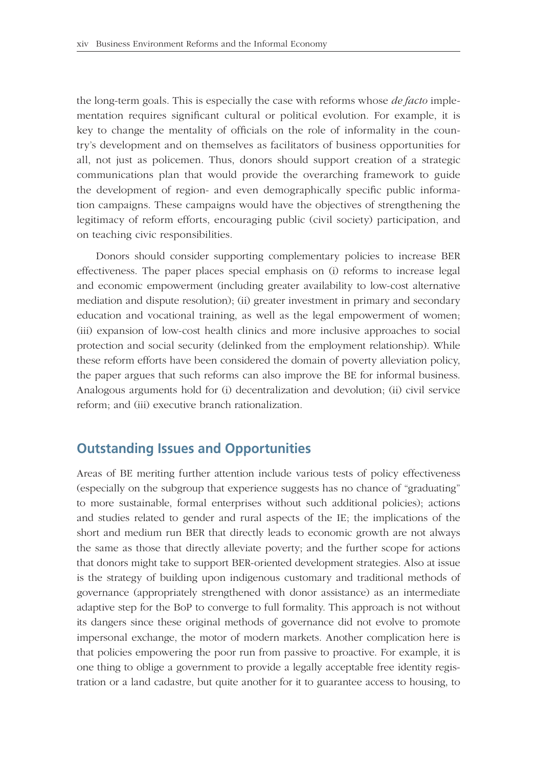the long-term goals. This is especially the case with reforms whose *de facto* implementation requires significant cultural or political evolution. For example, it is key to change the mentality of officials on the role of informality in the country's development and on themselves as facilitators of business opportunities for all, not just as policemen. Thus, donors should support creation of a strategic communications plan that would provide the overarching framework to guide the development of region- and even demographically specific public information campaigns. These campaigns would have the objectives of strengthening the legitimacy of reform efforts, encouraging public (civil society) participation, and on teaching civic responsibilities.

Donors should consider supporting complementary policies to increase BER effectiveness. The paper places special emphasis on (i) reforms to increase legal and economic empowerment (including greater availability to low-cost alternative mediation and dispute resolution); (ii) greater investment in primary and secondary education and vocational training, as well as the legal empowerment of women; (iii) expansion of low-cost health clinics and more inclusive approaches to social protection and social security (delinked from the employment relationship). While these reform efforts have been considered the domain of poverty alleviation policy, the paper argues that such reforms can also improve the BE for informal business. Analogous arguments hold for (i) decentralization and devolution; (ii) civil service reform; and (iii) executive branch rationalization.

## Outstanding Issues and Opportunities

Areas of BE meriting further attention include various tests of policy effectiveness (especially on the subgroup that experience suggests has no chance of "graduating" to more sustainable, formal enterprises without such additional policies); actions and studies related to gender and rural aspects of the IE; the implications of the short and medium run BER that directly leads to economic growth are not always the same as those that directly alleviate poverty; and the further scope for actions that donors might take to support BER-oriented development strategies. Also at issue is the strategy of building upon indigenous customary and traditional methods of governance (appropriately strengthened with donor assistance) as an intermediate adaptive step for the BoP to converge to full formality. This approach is not without its dangers since these original methods of governance did not evolve to promote impersonal exchange, the motor of modern markets. Another complication here is that policies empowering the poor run from passive to proactive. For example, it is one thing to oblige a government to provide a legally acceptable free identity registration or a land cadastre, but quite another for it to guarantee access to housing, to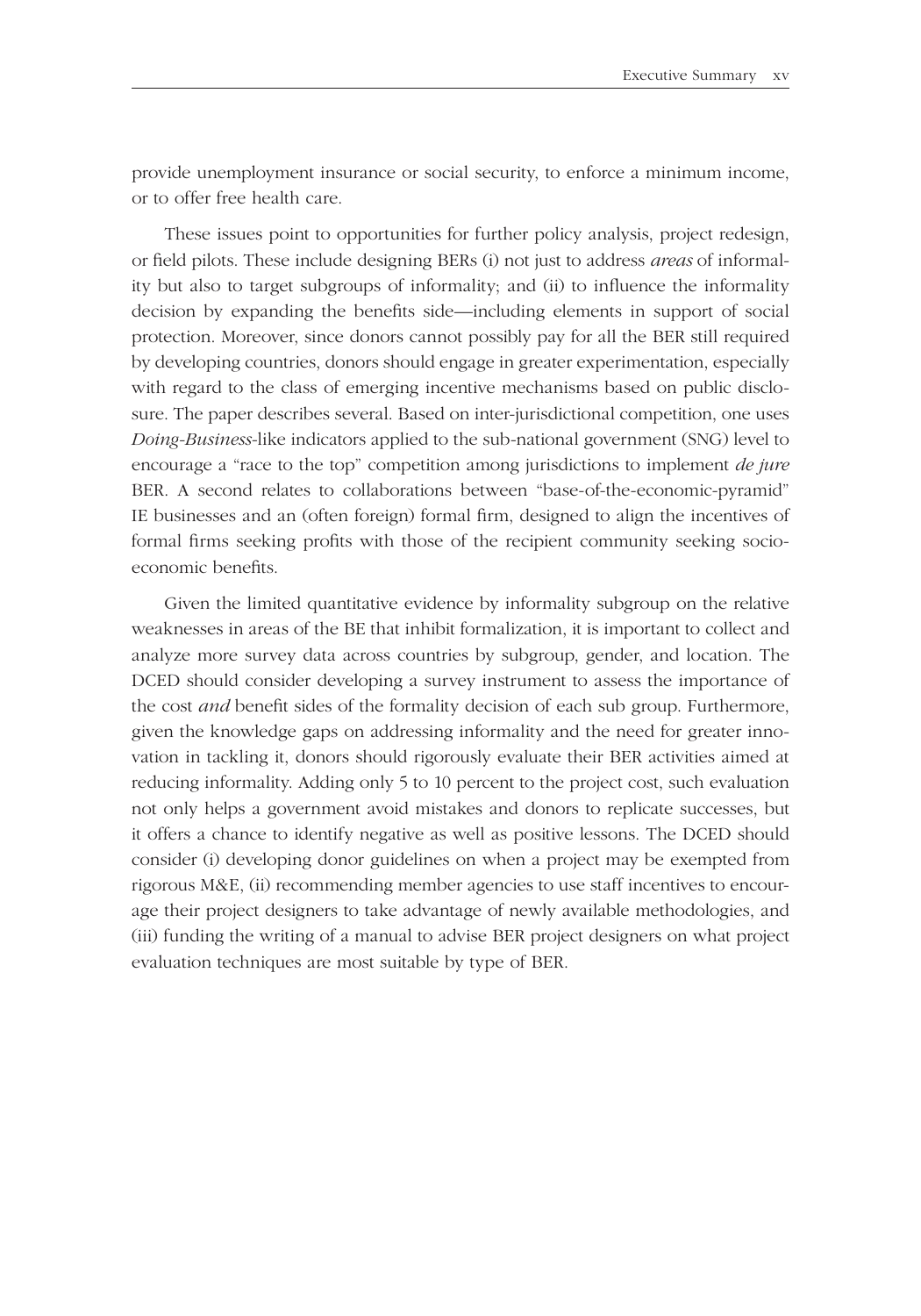provide unemployment insurance or social security, to enforce a minimum income, or to offer free health care.

These issues point to opportunities for further policy analysis, project redesign, or field pilots. These include designing BERs (i) not just to address *areas* of informality but also to target subgroups of informality; and (ii) to influence the informality decision by expanding the benefits side—including elements in support of social protection. Moreover, since donors cannot possibly pay for all the BER still required by developing countries, donors should engage in greater experimentation, especially with regard to the class of emerging incentive mechanisms based on public disclosure. The paper describes several. Based on inter-jurisdictional competition, one uses *Doing-Business*-like indicators applied to the sub-national government (SNG) level to encourage a "race to the top" competition among jurisdictions to implement *de jure* BER. A second relates to collaborations between "base-of-the-economic-pyramid" IE businesses and an (often foreign) formal firm, designed to align the incentives of formal firms seeking profits with those of the recipient community seeking socio-economic benefits.

Given the limited quantitative evidence by informality subgroup on the relative weaknesses in areas of the BE that inhibit formalization, it is important to collect and analyze more survey data across countries by subgroup, gender, and location. The DCED should consider developing a survey instrument to assess the importance of the cost *and* benefit sides of the formality decision of each sub group. Furthermore, given the knowledge gaps on addressing informality and the need for greater innovation in tackling it, donors should rigorously evaluate their BER activities aimed at reducing informality. Adding only 5 to 10 percent to the project cost, such evaluation not only helps a government avoid mistakes and donors to replicate successes, but it offers a chance to identify negative as well as positive lessons. The DCED should consider (i) developing donor guidelines on when a project may be exempted from rigorous M&E, (ii) recommending member agencies to use staff incentives to encourage their project designers to take advantage of newly available methodologies, and (iii) funding the writing of a manual to advise BER project designers on what project evaluation techniques are most suitable by type of BER.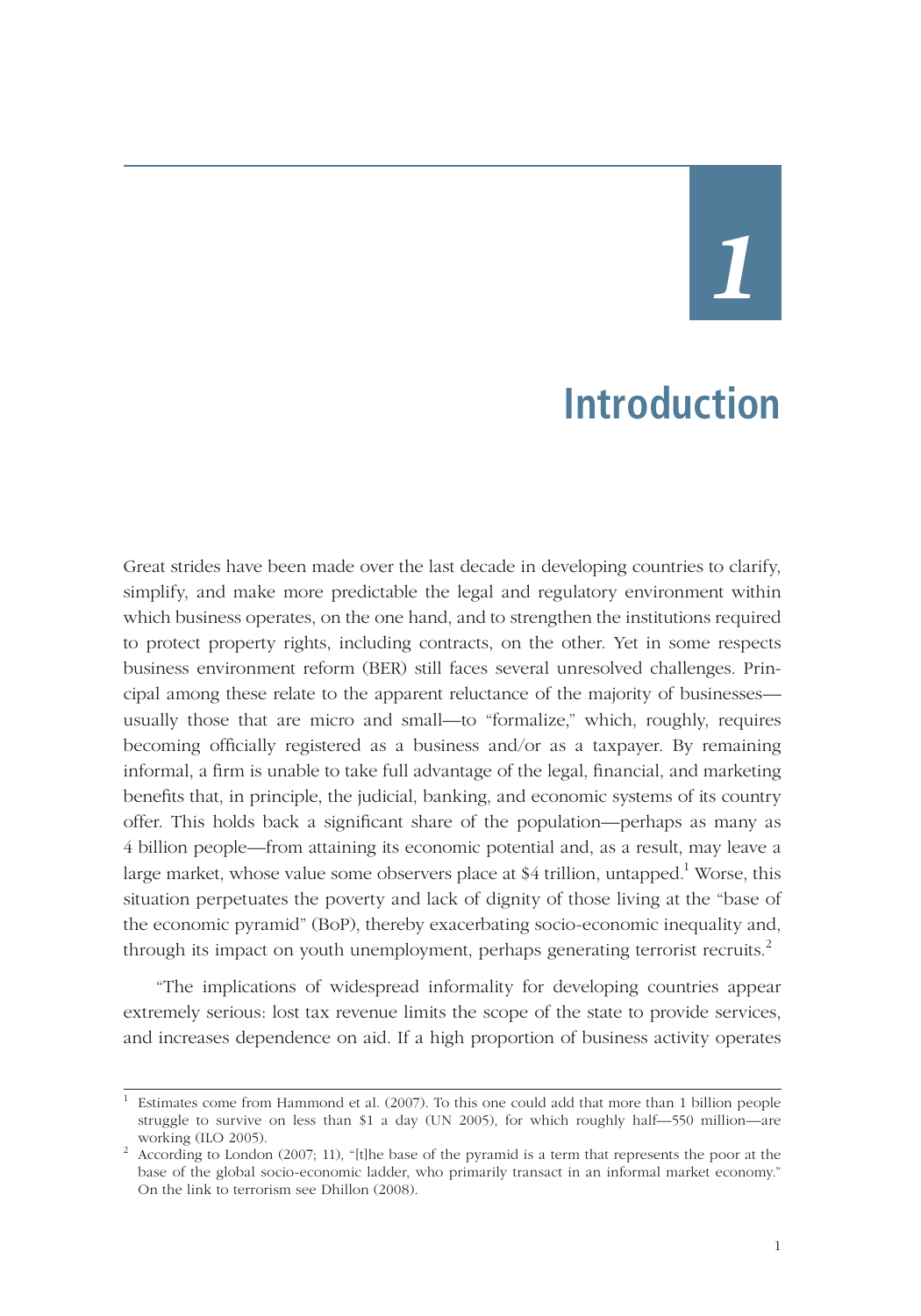# 1

# Introduction

Great strides have been made over the last decade in developing countries to clarify, simplify, and make more predictable the legal and regulatory environment within which business operates, on the one hand, and to strengthen the institutions required to protect property rights, including contracts, on the other. Yet in some respects business environment reform (BER) still faces several unresolved challenges. Principal among these relate to the apparent reluctance of the majority of businesses—usually those that are micro and small—to "formalize," which, roughly, requires becoming officially registered as a business and/or as a taxpayer. By remaining informal, a firm is unable to take full advantage of the legal, financial, and marketing benefits that, in principle, the judicial, banking, and economic systems of its country offer. This holds back a significant share of the population—perhaps as many as 4 billion people—from attaining its economic potential and, as a result, may leave a large market, whose value some observers place at $4 trillion, untapped.[1] Worse, this situation perpetuates the poverty and lack of dignity of those living at the "base of the economic pyramid" (BoP), thereby exacerbating socio-economic inequality and, through its impact on youth unemployment, perhaps generating terrorist recruits.[2]

"The implications of widespread informality for developing countries appear extremely serious: lost tax revenue limits the scope of the state to provide services, and increases dependence on aid. If a high proportion of business activity operates

---

[1] Estimates come from Hammond et al. (2007). To this one could add that more than 1 billion people struggle to survive on less than $1 a day (UN 2005), for which roughly half—550 million—are working (ILO 2005).

[2] According to London (2007; 11), "[t]he base of the pyramid is a term that represents the poor at the base of the global socio-economic ladder, who primarily transact in an informal market economy." On the link to terrorism see Dhillon (2008).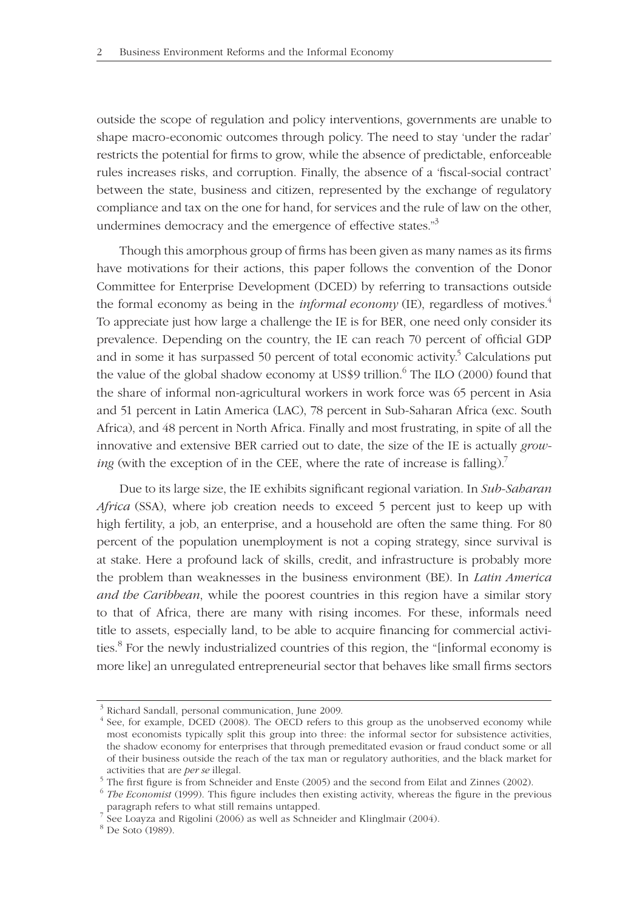outside the scope of regulation and policy interventions, governments are unable to shape macro-economic outcomes through policy. The need to stay 'under the radar' restricts the potential for firms to grow, while the absence of predictable, enforceable rules increases risks, and corruption. Finally, the absence of a 'fiscal-social contract' between the state, business and citizen, represented by the exchange of regulatory compliance and tax on the one for hand, for services and the rule of law on the other, undermines democracy and the emergence of effective states."[3]

Though this amorphous group of firms has been given as many names as its firms have motivations for their actions, this paper follows the convention of the Donor Committee for Enterprise Development (DCED) by referring to transactions outside the formal economy as being in the *informal economy* (IE), regardless of motives.[4] To appreciate just how large a challenge the IE is for BER, one need only consider its prevalence. Depending on the country, the IE can reach 70 percent of official GDP and in some it has surpassed 50 percent of total economic activity.[5] Calculations put the value of the global shadow economy at US$9 trillion.[6] The ILO (2000) found that the share of informal non-agricultural workers in work force was 65 percent in Asia and 51 percent in Latin America (LAC), 78 percent in Sub-Saharan Africa (exc. South Africa), and 48 percent in North Africa. Finally and most frustrating, in spite of all the innovative and extensive BER carried out to date, the size of the IE is actually *growing* (with the exception of in the CEE, where the rate of increase is falling).[7]

Due to its large size, the IE exhibits significant regional variation. In *Sub-Saharan Africa* (SSA), where job creation needs to exceed 5 percent just to keep up with high fertility, a job, an enterprise, and a household are often the same thing. For 80 percent of the population unemployment is not a coping strategy, since survival is at stake. Here a profound lack of skills, credit, and infrastructure is probably more the problem than weaknesses in the business environment (BE). In *Latin America and the Caribbean*, while the poorest countries in this region have a similar story to that of Africa, there are many with rising incomes. For these, informals need title to assets, especially land, to be able to acquire financing for commercial activities.[8] For the newly industrialized countries of this region, the "[informal economy is more like] an unregulated entrepreneurial sector that behaves like small firms sectors

---

[3] Richard Sandall, personal communication, June 2009.

[4] See, for example, DCED (2008). The OECD refers to this group as the unobserved economy while most economists typically split this group into three: the informal sector for subsistence activities, the shadow economy for enterprises that through premeditated evasion or fraud conduct some or all of their business outside the reach of the tax man or regulatory authorities, and the black market for activities that are *per se* illegal.

[5] The first figure is from Schneider and Enste (2005) and the second from Eilat and Zinnes (2002).

[6] *The Economist* (1999). This figure includes then existing activity, whereas the figure in the previous paragraph refers to what still remains untapped.

[7] See Loayza and Rigolini (2006) as well as Schneider and Klinglmair (2004).

[8] De Soto (1989).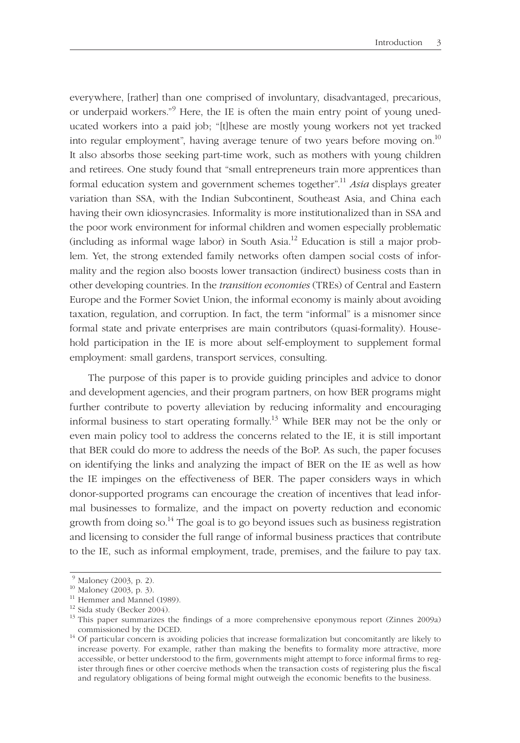everywhere, [rather] than one comprised of involuntary, disadvantaged, precarious, or underpaid workers."[9] Here, the IE is often the main entry point of young uneducated workers into a paid job; "[t]hese are mostly young workers not yet tracked into regular employment", having average tenure of two years before moving on.[10] It also absorbs those seeking part-time work, such as mothers with young children and retirees. One study found that "small entrepreneurs train more apprentices than formal education system and government schemes together".[11] *Asia* displays greater variation than SSA, with the Indian Subcontinent, Southeast Asia, and China each having their own idiosyncrasies. Informality is more institutionalized than in SSA and the poor work environment for informal children and women especially problematic (including as informal wage labor) in South Asia.[12] Education is still a major problem. Yet, the strong extended family networks often dampen social costs of informality and the region also boosts lower transaction (indirect) business costs than in other developing countries. In the *transition economies* (TREs) of Central and Eastern Europe and the Former Soviet Union, the informal economy is mainly about avoiding taxation, regulation, and corruption. In fact, the term "informal" is a misnomer since formal state and private enterprises are main contributors (quasi-formality). Household participation in the IE is more about self-employment to supplement formal employment: small gardens, transport services, consulting.

The purpose of this paper is to provide guiding principles and advice to donor and development agencies, and their program partners, on how BER programs might further contribute to poverty alleviation by reducing informality and encouraging informal business to start operating formally.[13] While BER may not be the only or even main policy tool to address the concerns related to the IE, it is still important that BER could do more to address the needs of the BoP. As such, the paper focuses on identifying the links and analyzing the impact of BER on the IE as well as how the IE impinges on the effectiveness of BER. The paper considers ways in which donor-supported programs can encourage the creation of incentives that lead informal businesses to formalize, and the impact on poverty reduction and economic growth from doing so.[14] The goal is to go beyond issues such as business registration and licensing to consider the full range of informal business practices that contribute to the IE, such as informal employment, trade, premises, and the failure to pay tax.

---

[9] Maloney (2003, p. 2).

[10] Maloney (2003, p. 3).

[11] Hemmer and Mannel (1989).

[12] Sida study (Becker 2004).

[13] This paper summarizes the findings of a more comprehensive eponymous report (Zinnes 2009a) commissioned by the DCED.

[14] Of particular concern is avoiding policies that increase formalization but concomitantly are likely to increase poverty. For example, rather than making the benefits to formality more attractive, more accessible, or better understood to the firm, governments might attempt to force informal firms to register through fines or other coercive methods when the transaction costs of registering plus the fiscal and regulatory obligations of being formal might outweigh the economic benefits to the business.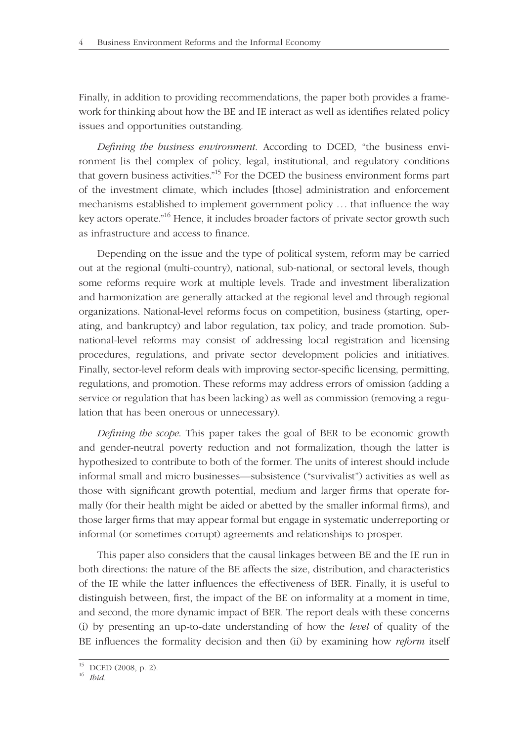Finally, in addition to providing recommendations, the paper both provides a framework for thinking about how the BE and IE interact as well as identifies related policy issues and opportunities outstanding.

*Defining the business environment*. According to DCED, "the business environment [is the] complex of policy, legal, institutional, and regulatory conditions that govern business activities."[15] For the DCED the business environment forms part of the investment climate, which includes [those] administration and enforcement mechanisms established to implement government policy … that influence the way key actors operate."[16] Hence, it includes broader factors of private sector growth such as infrastructure and access to finance.

Depending on the issue and the type of political system, reform may be carried out at the regional (multi-country), national, sub-national, or sectoral levels, though some reforms require work at multiple levels. Trade and investment liberalization and harmonization are generally attacked at the regional level and through regional organizations. National-level reforms focus on competition, business (starting, operating, and bankruptcy) and labor regulation, tax policy, and trade promotion. Sub-national-level reforms may consist of addressing local registration and licensing procedures, regulations, and private sector development policies and initiatives. Finally, sector-level reform deals with improving sector-specific licensing, permitting, regulations, and promotion. These reforms may address errors of omission (adding a service or regulation that has been lacking) as well as commission (removing a regulation that has been onerous or unnecessary).

*Defining the scope*. This paper takes the goal of BER to be economic growth and gender-neutral poverty reduction and not formalization, though the latter is hypothesized to contribute to both of the former. The units of interest should include informal small and micro businesses—subsistence ("survivalist") activities as well as those with significant growth potential, medium and larger firms that operate formally (for their health might be aided or abetted by the smaller informal firms), and those larger firms that may appear formal but engage in systematic underreporting or informal (or sometimes corrupt) agreements and relationships to prosper.

This paper also considers that the causal linkages between BE and the IE run in both directions: the nature of the BE affects the size, distribution, and characteristics of the IE while the latter influences the effectiveness of BER. Finally, it is useful to distinguish between, first, the impact of the BE on informality at a moment in time, and second, the more dynamic impact of BER. The report deals with these concerns (i) by presenting an up-to-date understanding of how the *level* of quality of the BE influences the formality decision and then (ii) by examining how *reform* itself

[15] DCED (2008, p. 2).

[16] *Ibid.*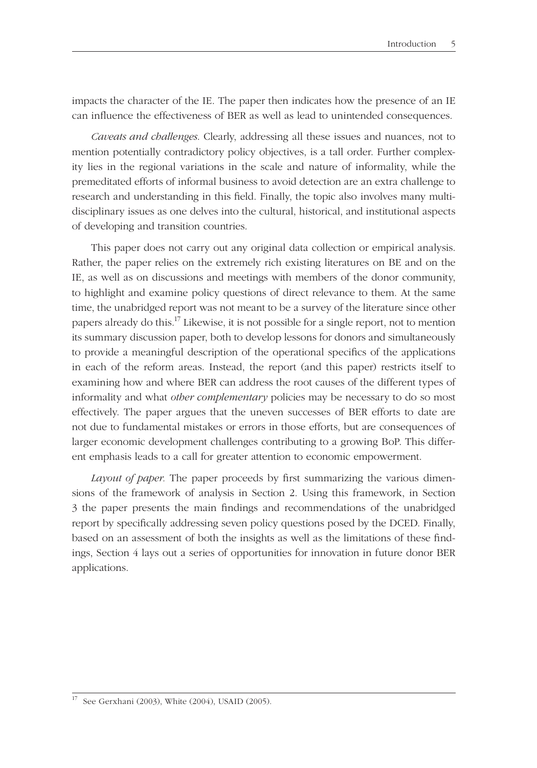impacts the character of the IE. The paper then indicates how the presence of an IE can influence the effectiveness of BER as well as lead to unintended consequences.

*Caveats and challenges.* Clearly, addressing all these issues and nuances, not to mention potentially contradictory policy objectives, is a tall order. Further complexity lies in the regional variations in the scale and nature of informality, while the premeditated efforts of informal business to avoid detection are an extra challenge to research and understanding in this field. Finally, the topic also involves many multidisciplinary issues as one delves into the cultural, historical, and institutional aspects of developing and transition countries.

This paper does not carry out any original data collection or empirical analysis. Rather, the paper relies on the extremely rich existing literatures on BE and on the IE, as well as on discussions and meetings with members of the donor community, to highlight and examine policy questions of direct relevance to them. At the same time, the unabridged report was not meant to be a survey of the literature since other papers already do this.[17] Likewise, it is not possible for a single report, not to mention its summary discussion paper, both to develop lessons for donors and simultaneously to provide a meaningful description of the operational specifics of the applications in each of the reform areas. Instead, the report (and this paper) restricts itself to examining how and where BER can address the root causes of the different types of informality and what *other complementary* policies may be necessary to do so most effectively. The paper argues that the uneven successes of BER efforts to date are not due to fundamental mistakes or errors in those efforts, but are consequences of larger economic development challenges contributing to a growing BoP. This different emphasis leads to a call for greater attention to economic empowerment.

*Layout of paper.* The paper proceeds by first summarizing the various dimensions of the framework of analysis in Section 2. Using this framework, in Section 3 the paper presents the main findings and recommendations of the unabridged report by specifically addressing seven policy questions posed by the DCED. Finally, based on an assessment of both the insights as well as the limitations of these findings, Section 4 lays out a series of opportunities for innovation in future donor BER applications.

[17] See Gerxhani (2003), White (2004), USAID (2005).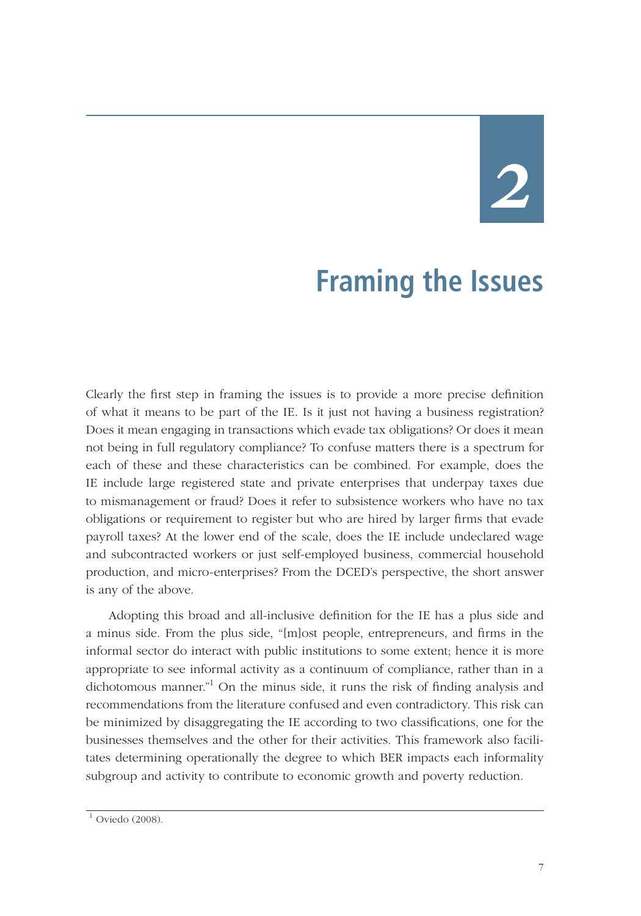# 2

# Framing the Issues

Clearly the first step in framing the issues is to provide a more precise definition of what it means to be part of the IE. Is it just not having a business registration? Does it mean engaging in transactions which evade tax obligations? Or does it mean not being in full regulatory compliance? To confuse matters there is a spectrum for each of these and these characteristics can be combined. For example, does the IE include large registered state and private enterprises that underpay taxes due to mismanagement or fraud? Does it refer to subsistence workers who have no tax obligations or requirement to register but who are hired by larger firms that evade payroll taxes? At the lower end of the scale, does the IE include undeclared wage and subcontracted workers or just self-employed business, commercial household production, and micro-enterprises? From the DCED's perspective, the short answer is any of the above.

Adopting this broad and all-inclusive definition for the IE has a plus side and a minus side. From the plus side, "[m]ost people, entrepreneurs, and firms in the informal sector do interact with public institutions to some extent; hence it is more appropriate to see informal activity as a continuum of compliance, rather than in a dichotomous manner."[1] On the minus side, it runs the risk of finding analysis and recommendations from the literature confused and even contradictory. This risk can be minimized by disaggregating the IE according to two classifications, one for the businesses themselves and the other for their activities. This framework also facilitates determining operationally the degree to which BER impacts each informality subgroup and activity to contribute to economic growth and poverty reduction.

[1] Oviedo (2008).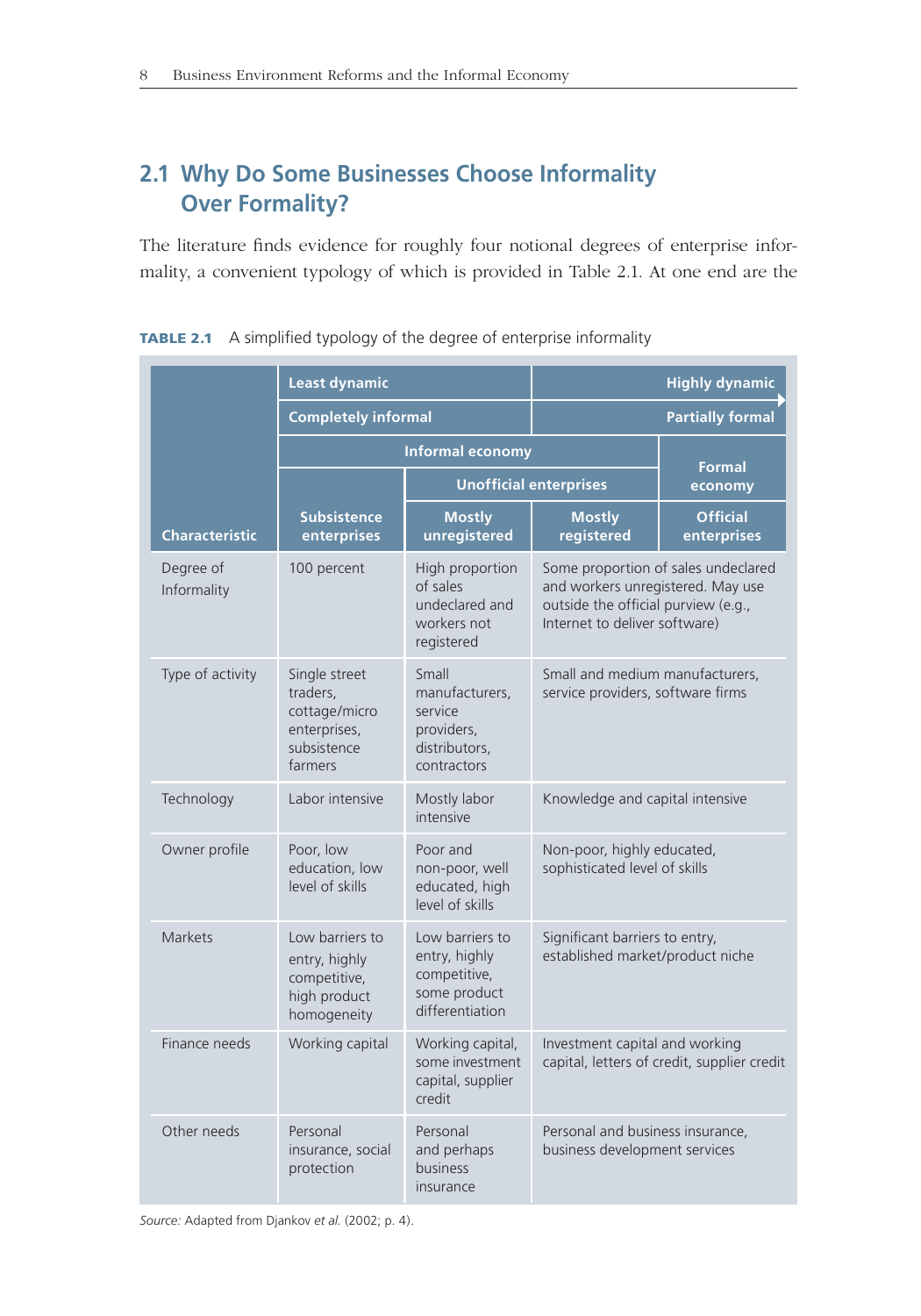## 2.1 Why Do Some Businesses Choose Informality Over Formality?

The literature finds evidence for roughly four notional degrees of enterprise informality, a convenient typology of which is provided in Table 2.1. At one end are the

**TABLE 2.1** A simplified typology of the degree of enterprise informality

| | Least dynamic | | | Highly dynamic |
|---|---|---|---|---|
| | Completely informal | | | Partially formal |
| | Informal economy | | | Formal economy |
| | | Unofficial enterprises | | |
| **Characteristic** | **Subsistence enterprises** | **Mostly unregistered** | **Mostly registered** | **Official enterprises** |
| Degree of Informality | 100 percent | High proportion of sales undeclared and workers not registered | Some proportion of sales undeclared and workers unregistered. May use outside the official purview (e.g., Internet to deliver software) | |
| Type of activity | Single street traders, cottage/micro enterprises, subsistence farmers | Small manufacturers, service providers, distributors, contractors | Small and medium manufacturers, service providers, software firms | |
| Technology | Labor intensive | Mostly labor intensive | Knowledge and capital intensive | |
| Owner profile | Poor, low education, low level of skills | Poor and non-poor, well educated, high level of skills | Non-poor, highly educated, sophisticated level of skills | |
| Markets | Low barriers to entry, highly competitive, high product homogeneity | Low barriers to entry, highly competitive, some product differentiation | Significant barriers to entry, established market/product niche | |
| Finance needs | Working capital | Working capital, some investment capital, supplier credit | Investment capital and working capital, letters of credit, supplier credit | |
| Other needs | Personal insurance, social protection | Personal and perhaps business insurance | Personal and business insurance, business development services | |

*Source:* Adapted from Djankov *et al.* (2002; p. 4).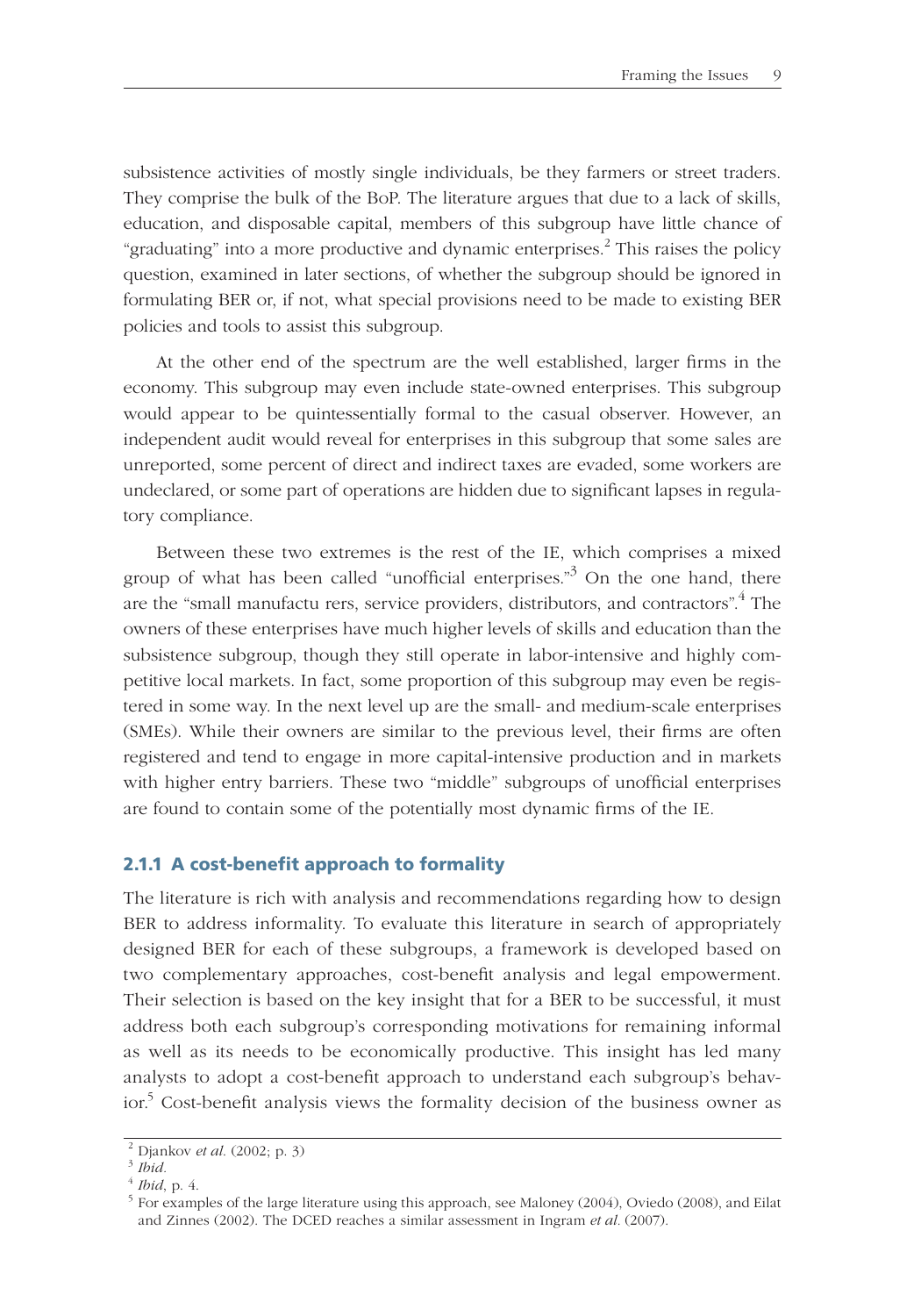subsistence activities of mostly single individuals, be they farmers or street traders. They comprise the bulk of the BoP. The literature argues that due to a lack of skills, education, and disposable capital, members of this subgroup have little chance of "graduating" into a more productive and dynamic enterprises.[2] This raises the policy question, examined in later sections, of whether the subgroup should be ignored in formulating BER or, if not, what special provisions need to be made to existing BER policies and tools to assist this subgroup.

At the other end of the spectrum are the well established, larger firms in the economy. This subgroup may even include state-owned enterprises. This subgroup would appear to be quintessentially formal to the casual observer. However, an independent audit would reveal for enterprises in this subgroup that some sales are unreported, some percent of direct and indirect taxes are evaded, some workers are undeclared, or some part of operations are hidden due to significant lapses in regulatory compliance.

Between these two extremes is the rest of the IE, which comprises a mixed group of what has been called "unofficial enterprises."[3] On the one hand, there are the "small manufactu rers, service providers, distributors, and contractors".[4] The owners of these enterprises have much higher levels of skills and education than the subsistence subgroup, though they still operate in labor-intensive and highly competitive local markets. In fact, some proportion of this subgroup may even be registered in some way. In the next level up are the small- and medium-scale enterprises (SMEs). While their owners are similar to the previous level, their firms are often registered and tend to engage in more capital-intensive production and in markets with higher entry barriers. These two "middle" subgroups of unofficial enterprises are found to contain some of the potentially most dynamic firms of the IE.

### 2.1.1 A cost-benefit approach to formality

The literature is rich with analysis and recommendations regarding how to design BER to address informality. To evaluate this literature in search of appropriately designed BER for each of these subgroups, a framework is developed based on two complementary approaches, cost-benefit analysis and legal empowerment. Their selection is based on the key insight that for a BER to be successful, it must address both each subgroup's corresponding motivations for remaining informal as well as its needs to be economically productive. This insight has led many analysts to adopt a cost-benefit approach to understand each subgroup's behavior.[5] Cost-benefit analysis views the formality decision of the business owner as

---

[2] Djankov *et al.* (2002; p. 3)

[3] *Ibid.*

[4] *Ibid*, p. 4.

[5] For examples of the large literature using this approach, see Maloney (2004), Oviedo (2008), and Eilat and Zinnes (2002). The DCED reaches a similar assessment in Ingram *et al.* (2007).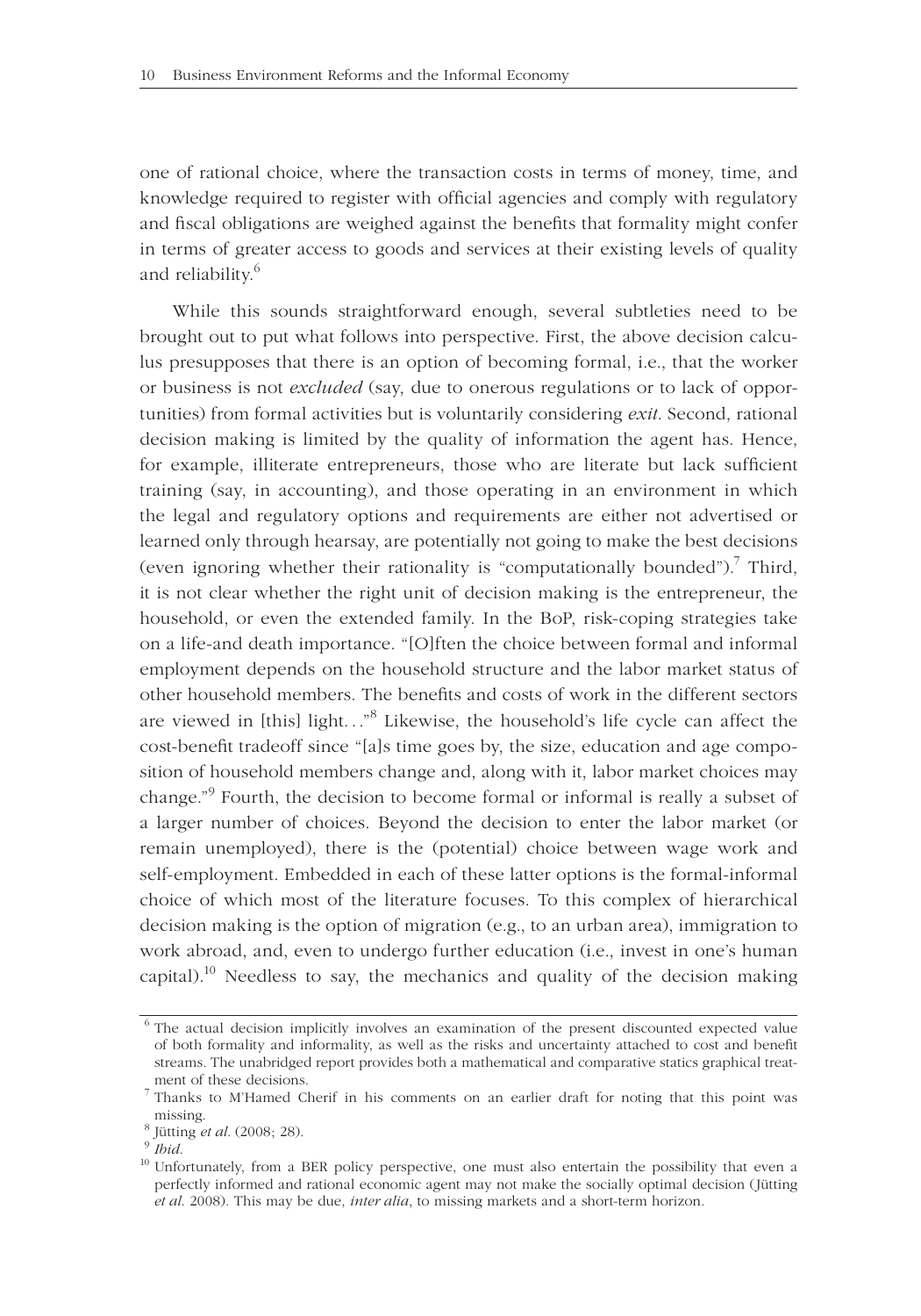one of rational choice, where the transaction costs in terms of money, time, and knowledge required to register with official agencies and comply with regulatory and fiscal obligations are weighed against the benefits that formality might confer in terms of greater access to goods and services at their existing levels of quality and reliability.[6]

While this sounds straightforward enough, several subtleties need to be brought out to put what follows into perspective. First, the above decision calculus presupposes that there is an option of becoming formal, i.e., that the worker or business is not *excluded* (say, due to onerous regulations or to lack of opportunities) from formal activities but is voluntarily considering *exit*. Second, rational decision making is limited by the quality of information the agent has. Hence, for example, illiterate entrepreneurs, those who are literate but lack sufficient training (say, in accounting), and those operating in an environment in which the legal and regulatory options and requirements are either not advertised or learned only through hearsay, are potentially not going to make the best decisions (even ignoring whether their rationality is "computationally bounded").[7] Third, it is not clear whether the right unit of decision making is the entrepreneur, the household, or even the extended family. In the BoP, risk-coping strategies take on a life-and death importance. "[O]ften the choice between formal and informal employment depends on the household structure and the labor market status of other household members. The benefits and costs of work in the different sectors are viewed in [this] light..."[8] Likewise, the household's life cycle can affect the cost-benefit tradeoff since "[a]s time goes by, the size, education and age composition of household members change and, along with it, labor market choices may change."[9] Fourth, the decision to become formal or informal is really a subset of a larger number of choices. Beyond the decision to enter the labor market (or remain unemployed), there is the (potential) choice between wage work and self-employment. Embedded in each of these latter options is the formal-informal choice of which most of the literature focuses. To this complex of hierarchical decision making is the option of migration (e.g., to an urban area), immigration to work abroad, and, even to undergo further education (i.e., invest in one's human capital).[10] Needless to say, the mechanics and quality of the decision making

---

[6] The actual decision implicitly involves an examination of the present discounted expected value of both formality and informality, as well as the risks and uncertainty attached to cost and benefit streams. The unabridged report provides both a mathematical and comparative statics graphical treatment of these decisions.

[7] Thanks to M'Hamed Cherif in his comments on an earlier draft for noting that this point was missing.

[8] Jütting *et al.* (2008; 28).

[9] *Ibid.*

[10] Unfortunately, from a BER policy perspective, one must also entertain the possibility that even a perfectly informed and rational economic agent may not make the socially optimal decision (Jütting *et al.* 2008). This may be due, *inter alia*, to missing markets and a short-term horizon.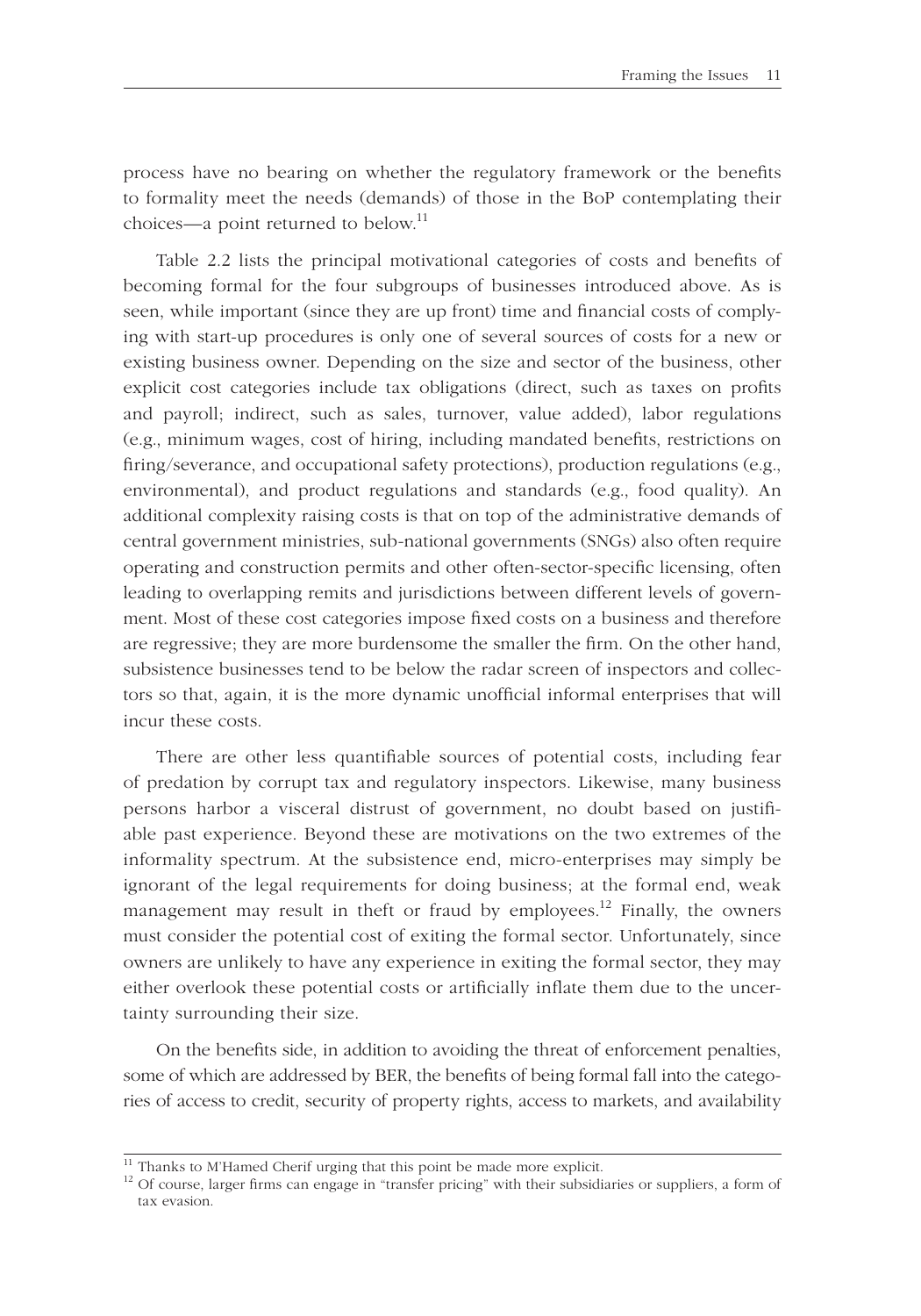process have no bearing on whether the regulatory framework or the benefits to formality meet the needs (demands) of those in the BoP contemplating their choices—a point returned to below.[11]

Table 2.2 lists the principal motivational categories of costs and benefits of becoming formal for the four subgroups of businesses introduced above. As is seen, while important (since they are up front) time and financial costs of complying with start-up procedures is only one of several sources of costs for a new or existing business owner. Depending on the size and sector of the business, other explicit cost categories include tax obligations (direct, such as taxes on profits and payroll; indirect, such as sales, turnover, value added), labor regulations (e.g., minimum wages, cost of hiring, including mandated benefits, restrictions on firing/severance, and occupational safety protections), production regulations (e.g., environmental), and product regulations and standards (e.g., food quality). An additional complexity raising costs is that on top of the administrative demands of central government ministries, sub-national governments (SNGs) also often require operating and construction permits and other often-sector-specific licensing, often leading to overlapping remits and jurisdictions between different levels of government. Most of these cost categories impose fixed costs on a business and therefore are regressive; they are more burdensome the smaller the firm. On the other hand, subsistence businesses tend to be below the radar screen of inspectors and collectors so that, again, it is the more dynamic unofficial informal enterprises that will incur these costs.

There are other less quantifiable sources of potential costs, including fear of predation by corrupt tax and regulatory inspectors. Likewise, many business persons harbor a visceral distrust of government, no doubt based on justifiable past experience. Beyond these are motivations on the two extremes of the informality spectrum. At the subsistence end, micro-enterprises may simply be ignorant of the legal requirements for doing business; at the formal end, weak management may result in theft or fraud by employees.[12] Finally, the owners must consider the potential cost of exiting the formal sector. Unfortunately, since owners are unlikely to have any experience in exiting the formal sector, they may either overlook these potential costs or artificially inflate them due to the uncertainty surrounding their size.

On the benefits side, in addition to avoiding the threat of enforcement penalties, some of which are addressed by BER, the benefits of being formal fall into the categories of access to credit, security of property rights, access to markets, and availability

[11] Thanks to M'Hamed Cherif urging that this point be made more explicit.

[12] Of course, larger firms can engage in "transfer pricing" with their subsidiaries or suppliers, a form of tax evasion.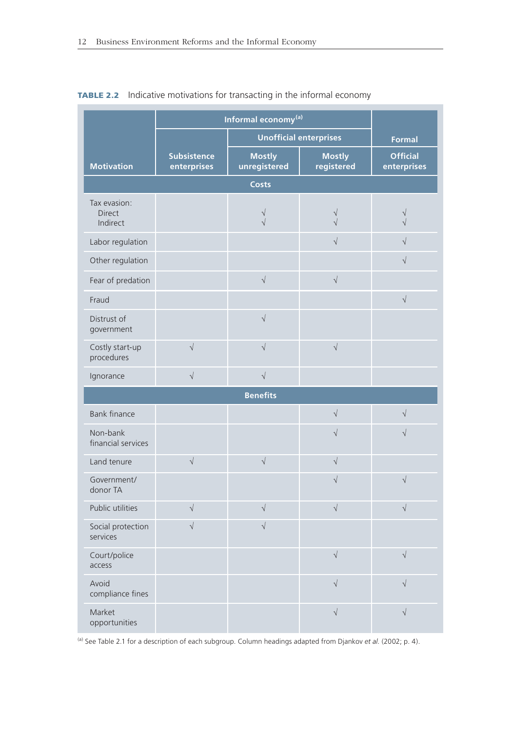**TABLE 2.2** Indicative motivations for transacting in the informal economy

| Motivation | Informal economy[(a)] | | | Formal |
|---|---|---|---|---|
| | | Unofficial enterprises | | |
| | Subsistence enterprises | Mostly unregistered | Mostly registered | Official enterprises |
| **Costs** | | | | |
| Tax evasion: Direct Indirect | | √ √ | √ √ | √ √ |
| Labor regulation | | | √ | √ |
| Other regulation | | | | √ |
| Fear of predation | | √ | √ | |
| Fraud | | | | √ |
| Distrust of government | | √ | | |
| Costly start-up procedures | √ | √ | √ | |
| Ignorance | √ | √ | | |
| **Benefits** | | | | |
| Bank finance | | | √ | √ |
| Non-bank financial services | | | √ | √ |
| Land tenure | √ | √ | √ | |
| Government/ donor TA | | | √ | √ |
| Public utilities | √ | √ | √ | √ |
| Social protection services | √ | √ | | |
| Court/police access | | | √ | √ |
| Avoid compliance fines | | | √ | √ |
| Market opportunities | | | √ | √ |

[(a)] See Table 2.1 for a description of each subgroup. Column headings adapted from Djankov *et al.* (2002; p. 4).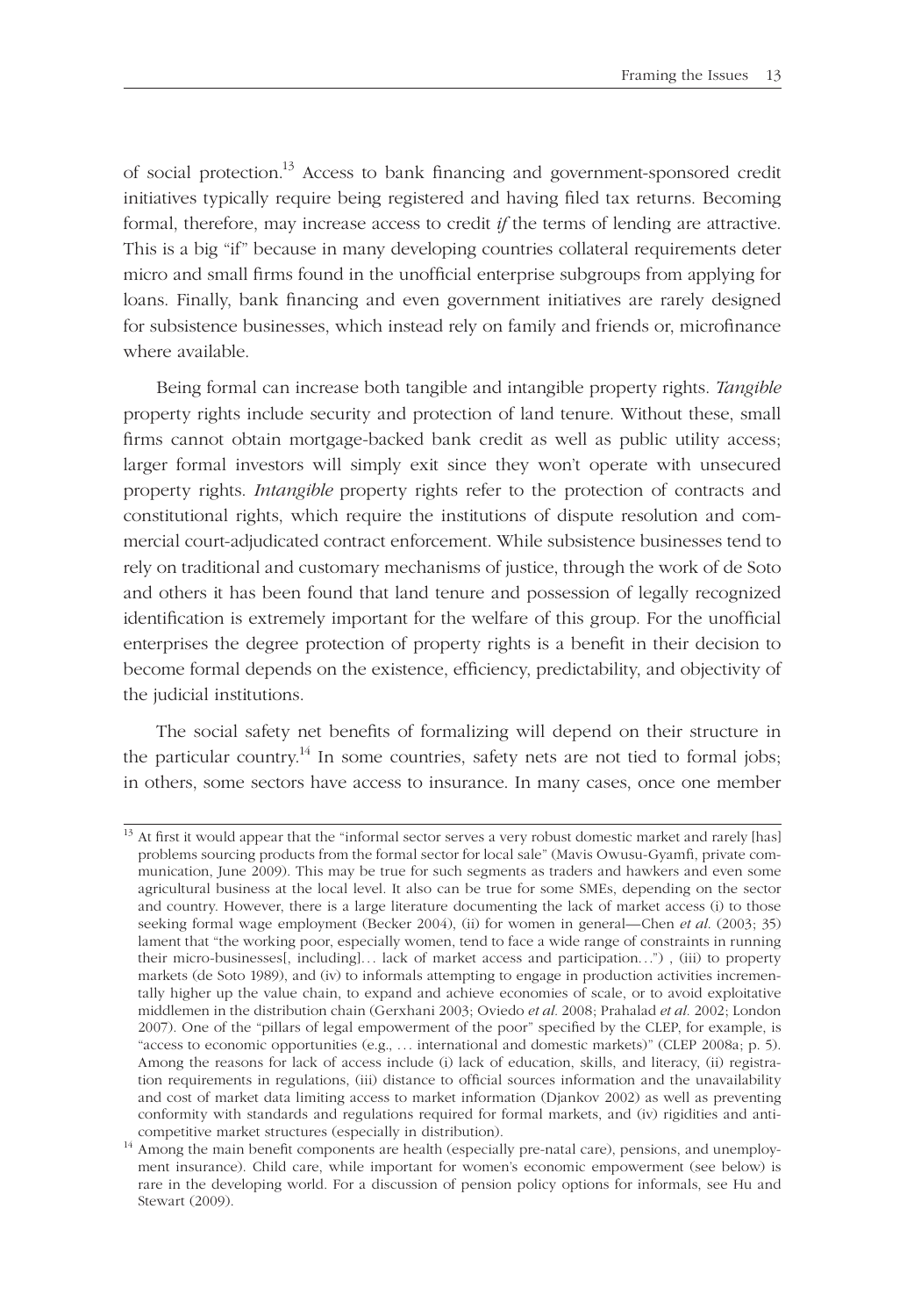of social protection.[13] Access to bank financing and government-sponsored credit initiatives typically require being registered and having filed tax returns. Becoming formal, therefore, may increase access to credit *if* the terms of lending are attractive. This is a big "if" because in many developing countries collateral requirements deter micro and small firms found in the unofficial enterprise subgroups from applying for loans. Finally, bank financing and even government initiatives are rarely designed for subsistence businesses, which instead rely on family and friends or, microfinance where available.

Being formal can increase both tangible and intangible property rights. *Tangible* property rights include security and protection of land tenure. Without these, small firms cannot obtain mortgage-backed bank credit as well as public utility access; larger formal investors will simply exit since they won't operate with unsecured property rights. *Intangible* property rights refer to the protection of contracts and constitutional rights, which require the institutions of dispute resolution and commercial court-adjudicated contract enforcement. While subsistence businesses tend to rely on traditional and customary mechanisms of justice, through the work of de Soto and others it has been found that land tenure and possession of legally recognized identification is extremely important for the welfare of this group. For the unofficial enterprises the degree protection of property rights is a benefit in their decision to become formal depends on the existence, efficiency, predictability, and objectivity of the judicial institutions.

The social safety net benefits of formalizing will depend on their structure in the particular country.[14] In some countries, safety nets are not tied to formal jobs; in others, some sectors have access to insurance. In many cases, once one member

---

[13] At first it would appear that the "informal sector serves a very robust domestic market and rarely [has] problems sourcing products from the formal sector for local sale" (Mavis Owusu-Gyamfi, private communication, June 2009). This may be true for such segments as traders and hawkers and even some agricultural business at the local level. It also can be true for some SMEs, depending on the sector and country. However, there is a large literature documenting the lack of market access (i) to those seeking formal wage employment (Becker 2004), (ii) for women in general—Chen *et al*. (2003; 35) lament that "the working poor, especially women, tend to face a wide range of constraints in running their micro-businesses[, including]… lack of market access and participation…") , (iii) to property markets (de Soto 1989), and (iv) to informals attempting to engage in production activities incrementally higher up the value chain, to expand and achieve economies of scale, or to avoid exploitative middlemen in the distribution chain (Gerxhani 2003; Oviedo *et al*. 2008; Prahalad *et al*. 2002; London 2007). One of the "pillars of legal empowerment of the poor" specified by the CLEP, for example, is "access to economic opportunities (e.g., … international and domestic markets)" (CLEP 2008a; p. 5). Among the reasons for lack of access include (i) lack of education, skills, and literacy, (ii) registration requirements in regulations, (iii) distance to official sources information and the unavailability and cost of market data limiting access to market information (Djankov 2002) as well as preventing conformity with standards and regulations required for formal markets, and (iv) rigidities and anti-competitive market structures (especially in distribution).

[14] Among the main benefit components are health (especially pre-natal care), pensions, and unemployment insurance). Child care, while important for women's economic empowerment (see below) is rare in the developing world. For a discussion of pension policy options for informals, see Hu and Stewart (2009).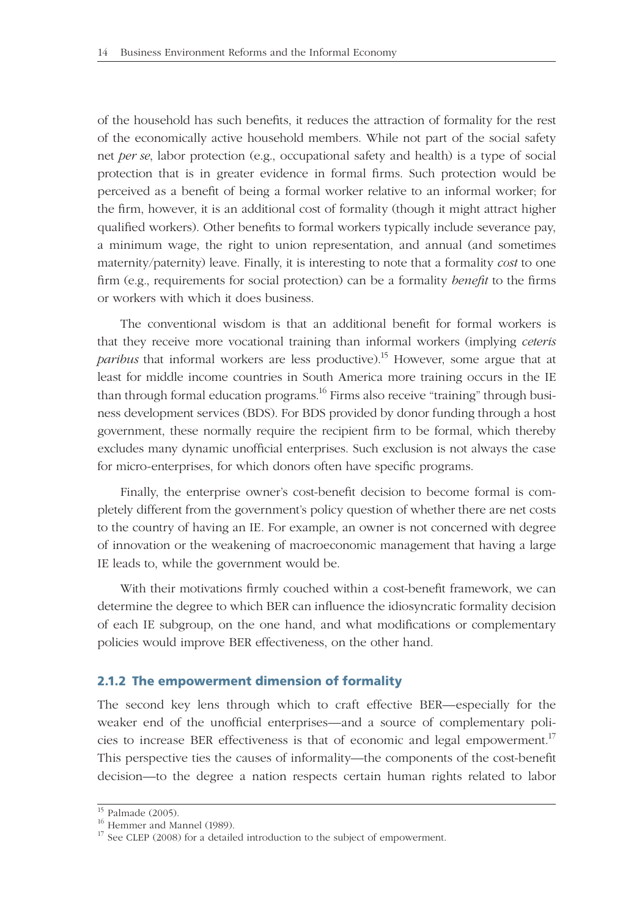of the household has such benefits, it reduces the attraction of formality for the rest of the economically active household members. While not part of the social safety net *per se*, labor protection (e.g., occupational safety and health) is a type of social protection that is in greater evidence in formal firms. Such protection would be perceived as a benefit of being a formal worker relative to an informal worker; for the firm, however, it is an additional cost of formality (though it might attract higher qualified workers). Other benefits to formal workers typically include severance pay, a minimum wage, the right to union representation, and annual (and sometimes maternity/paternity) leave. Finally, it is interesting to note that a formality *cost* to one firm (e.g., requirements for social protection) can be a formality *benefit* to the firms or workers with which it does business.

The conventional wisdom is that an additional benefit for formal workers is that they receive more vocational training than informal workers (implying *ceteris paribus* that informal workers are less productive).[15] However, some argue that at least for middle income countries in South America more training occurs in the IE than through formal education programs.[16] Firms also receive "training" through business development services (BDS). For BDS provided by donor funding through a host government, these normally require the recipient firm to be formal, which thereby excludes many dynamic unofficial enterprises. Such exclusion is not always the case for micro-enterprises, for which donors often have specific programs.

Finally, the enterprise owner's cost-benefit decision to become formal is completely different from the government's policy question of whether there are net costs to the country of having an IE. For example, an owner is not concerned with degree of innovation or the weakening of macroeconomic management that having a large IE leads to, while the government would be.

With their motivations firmly couched within a cost-benefit framework, we can determine the degree to which BER can influence the idiosyncratic formality decision of each IE subgroup, on the one hand, and what modifications or complementary policies would improve BER effectiveness, on the other hand.

### 2.1.2 The empowerment dimension of formality

The second key lens through which to craft effective BER—especially for the weaker end of the unofficial enterprises—and a source of complementary policies to increase BER effectiveness is that of economic and legal empowerment.[17] This perspective ties the causes of informality—the components of the cost-benefit decision—to the degree a nation respects certain human rights related to labor

---

[15] Palmade (2005).

[16] Hemmer and Mannel (1989).

[17] See CLEP (2008) for a detailed introduction to the subject of empowerment.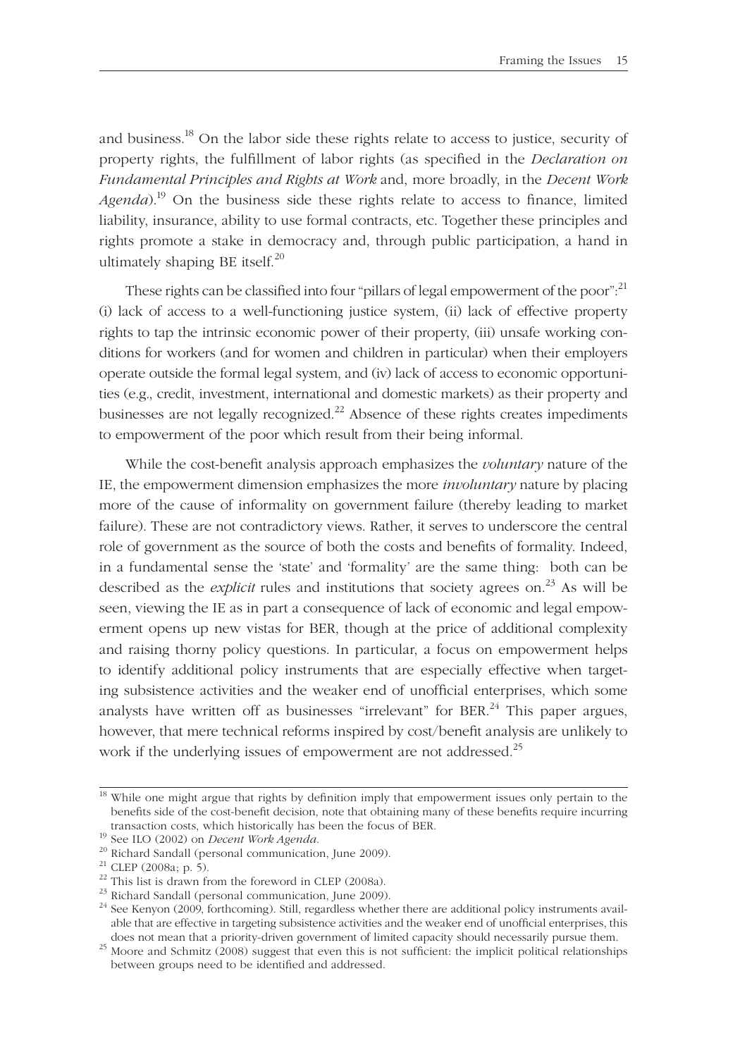and business.[18] On the labor side these rights relate to access to justice, security of property rights, the fulfillment of labor rights (as specified in the *Declaration on Fundamental Principles and Rights at Work* and, more broadly, in the *Decent Work Agenda*).[19] On the business side these rights relate to access to finance, limited liability, insurance, ability to use formal contracts, etc. Together these principles and rights promote a stake in democracy and, through public participation, a hand in ultimately shaping BE itself.[20]

These rights can be classified into four "pillars of legal empowerment of the poor":[21] (i) lack of access to a well-functioning justice system, (ii) lack of effective property rights to tap the intrinsic economic power of their property, (iii) unsafe working conditions for workers (and for women and children in particular) when their employers operate outside the formal legal system, and (iv) lack of access to economic opportunities (e.g., credit, investment, international and domestic markets) as their property and businesses are not legally recognized.[22] Absence of these rights creates impediments to empowerment of the poor which result from their being informal.

While the cost-benefit analysis approach emphasizes the *voluntary* nature of the IE, the empowerment dimension emphasizes the more *involuntary* nature by placing more of the cause of informality on government failure (thereby leading to market failure). These are not contradictory views. Rather, it serves to underscore the central role of government as the source of both the costs and benefits of formality. Indeed, in a fundamental sense the 'state' and 'formality' are the same thing: both can be described as the *explicit* rules and institutions that society agrees on.[23] As will be seen, viewing the IE as in part a consequence of lack of economic and legal empowerment opens up new vistas for BER, though at the price of additional complexity and raising thorny policy questions. In particular, a focus on empowerment helps to identify additional policy instruments that are especially effective when targeting subsistence activities and the weaker end of unofficial enterprises, which some analysts have written off as businesses "irrelevant" for BER.[24] This paper argues, however, that mere technical reforms inspired by cost/benefit analysis are unlikely to work if the underlying issues of empowerment are not addressed.[25]

---

[18] While one might argue that rights by definition imply that empowerment issues only pertain to the benefits side of the cost-benefit decision, note that obtaining many of these benefits require incurring transaction costs, which historically has been the focus of BER.

[19] See ILO (2002) on *Decent Work Agenda*.

[20] Richard Sandall (personal communication, June 2009).

[21] CLEP (2008a; p. 5).

[22] This list is drawn from the foreword in CLEP (2008a).

[23] Richard Sandall (personal communication, June 2009).

[24] See Kenyon (2009, forthcoming). Still, regardless whether there are additional policy instruments available that are effective in targeting subsistence activities and the weaker end of unofficial enterprises, this does not mean that a priority-driven government of limited capacity should necessarily pursue them.

[25] Moore and Schmitz (2008) suggest that even this is not sufficient: the implicit political relationships between groups need to be identified and addressed.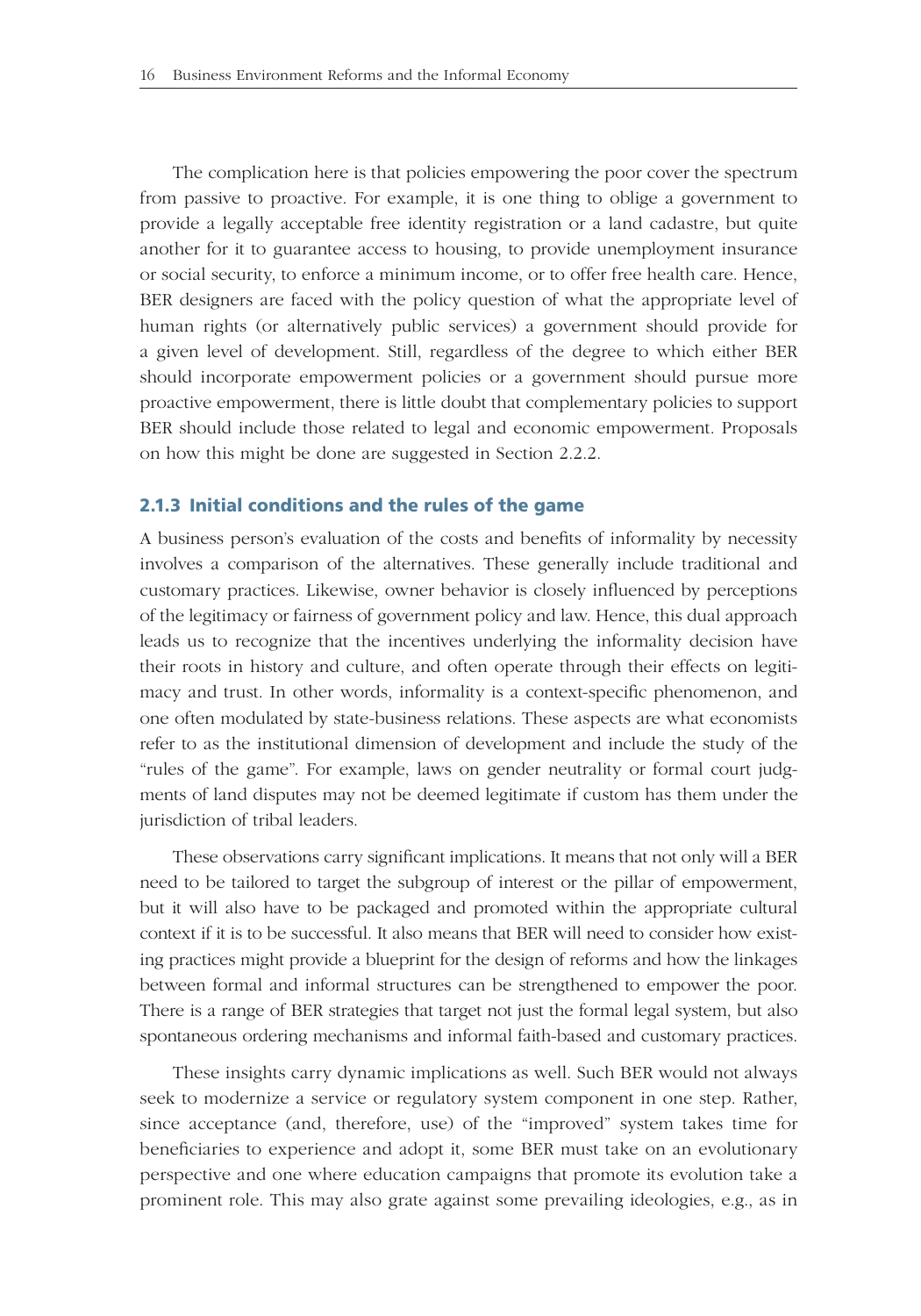The complication here is that policies empowering the poor cover the spectrum from passive to proactive. For example, it is one thing to oblige a government to provide a legally acceptable free identity registration or a land cadastre, but quite another for it to guarantee access to housing, to provide unemployment insurance or social security, to enforce a minimum income, or to offer free health care. Hence, BER designers are faced with the policy question of what the appropriate level of human rights (or alternatively public services) a government should provide for a given level of development. Still, regardless of the degree to which either BER should incorporate empowerment policies or a government should pursue more proactive empowerment, there is little doubt that complementary policies to support BER should include those related to legal and economic empowerment. Proposals on how this might be done are suggested in Section 2.2.2.

### 2.1.3 Initial conditions and the rules of the game

A business person's evaluation of the costs and benefits of informality by necessity involves a comparison of the alternatives. These generally include traditional and customary practices. Likewise, owner behavior is closely influenced by perceptions of the legitimacy or fairness of government policy and law. Hence, this dual approach leads us to recognize that the incentives underlying the informality decision have their roots in history and culture, and often operate through their effects on legitimacy and trust. In other words, informality is a context-specific phenomenon, and one often modulated by state-business relations. These aspects are what economists refer to as the institutional dimension of development and include the study of the "rules of the game". For example, laws on gender neutrality or formal court judgments of land disputes may not be deemed legitimate if custom has them under the jurisdiction of tribal leaders.

These observations carry significant implications. It means that not only will a BER need to be tailored to target the subgroup of interest or the pillar of empowerment, but it will also have to be packaged and promoted within the appropriate cultural context if it is to be successful. It also means that BER will need to consider how existing practices might provide a blueprint for the design of reforms and how the linkages between formal and informal structures can be strengthened to empower the poor. There is a range of BER strategies that target not just the formal legal system, but also spontaneous ordering mechanisms and informal faith-based and customary practices.

These insights carry dynamic implications as well. Such BER would not always seek to modernize a service or regulatory system component in one step. Rather, since acceptance (and, therefore, use) of the "improved" system takes time for beneficiaries to experience and adopt it, some BER must take on an evolutionary perspective and one where education campaigns that promote its evolution take a prominent role. This may also grate against some prevailing ideologies, e.g., as in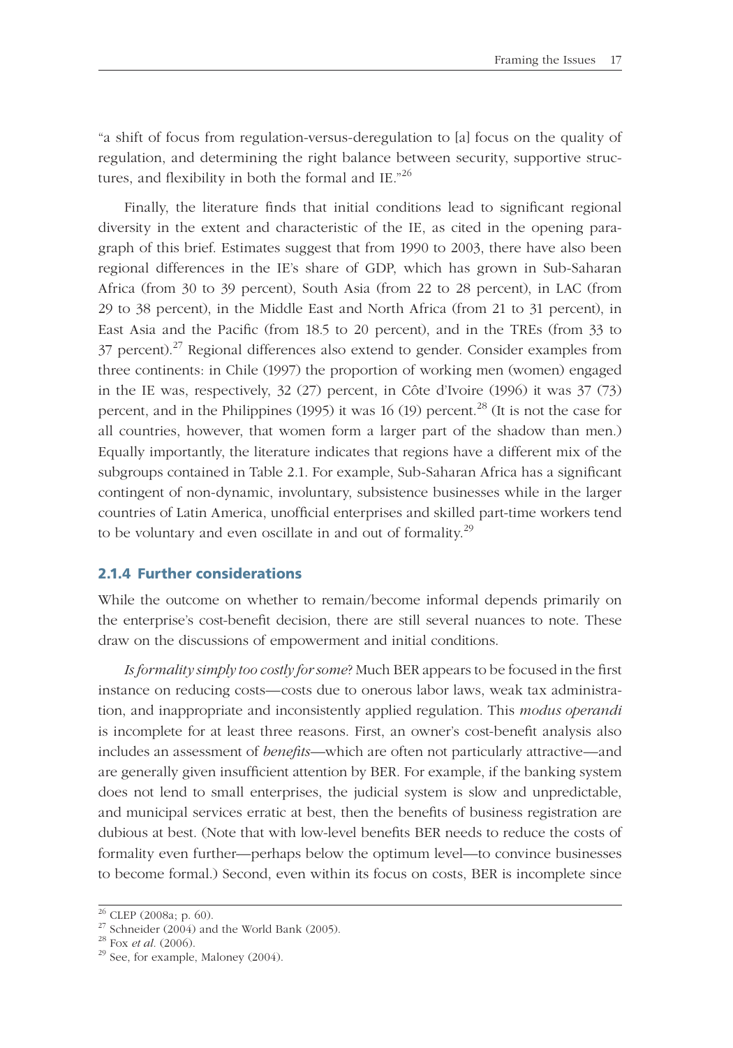"a shift of focus from regulation-versus-deregulation to [a] focus on the quality of regulation, and determining the right balance between security, supportive structures, and flexibility in both the formal and IE."[26]

Finally, the literature finds that initial conditions lead to significant regional diversity in the extent and characteristic of the IE, as cited in the opening paragraph of this brief. Estimates suggest that from 1990 to 2003, there have also been regional differences in the IE's share of GDP, which has grown in Sub-Saharan Africa (from 30 to 39 percent), South Asia (from 22 to 28 percent), in LAC (from 29 to 38 percent), in the Middle East and North Africa (from 21 to 31 percent), in East Asia and the Pacific (from 18.5 to 20 percent), and in the TREs (from 33 to 37 percent).[27] Regional differences also extend to gender. Consider examples from three continents: in Chile (1997) the proportion of working men (women) engaged in the IE was, respectively, 32 (27) percent, in Côte d'Ivoire (1996) it was 37 (73) percent, and in the Philippines (1995) it was 16 (19) percent.[28] (It is not the case for all countries, however, that women form a larger part of the shadow than men.) Equally importantly, the literature indicates that regions have a different mix of the subgroups contained in Table 2.1. For example, Sub-Saharan Africa has a significant contingent of non-dynamic, involuntary, subsistence businesses while in the larger countries of Latin America, unofficial enterprises and skilled part-time workers tend to be voluntary and even oscillate in and out of formality.[29]

### 2.1.4 Further considerations

While the outcome on whether to remain/become informal depends primarily on the enterprise's cost-benefit decision, there are still several nuances to note. These draw on the discussions of empowerment and initial conditions.

*Is formality simply too costly for some*? Much BER appears to be focused in the first instance on reducing costs—costs due to onerous labor laws, weak tax administration, and inappropriate and inconsistently applied regulation. This *modus operandi* is incomplete for at least three reasons. First, an owner's cost-benefit analysis also includes an assessment of *benefits*—which are often not particularly attractive—and are generally given insufficient attention by BER. For example, if the banking system does not lend to small enterprises, the judicial system is slow and unpredictable, and municipal services erratic at best, then the benefits of business registration are dubious at best. (Note that with low-level benefits BER needs to reduce the costs of formality even further—perhaps below the optimum level—to convince businesses to become formal.) Second, even within its focus on costs, BER is incomplete since

---

[26] CLEP (2008a; p. 60).

[27] Schneider (2004) and the World Bank (2005).

[28] Fox *et al.* (2006).

[29] See, for example, Maloney (2004).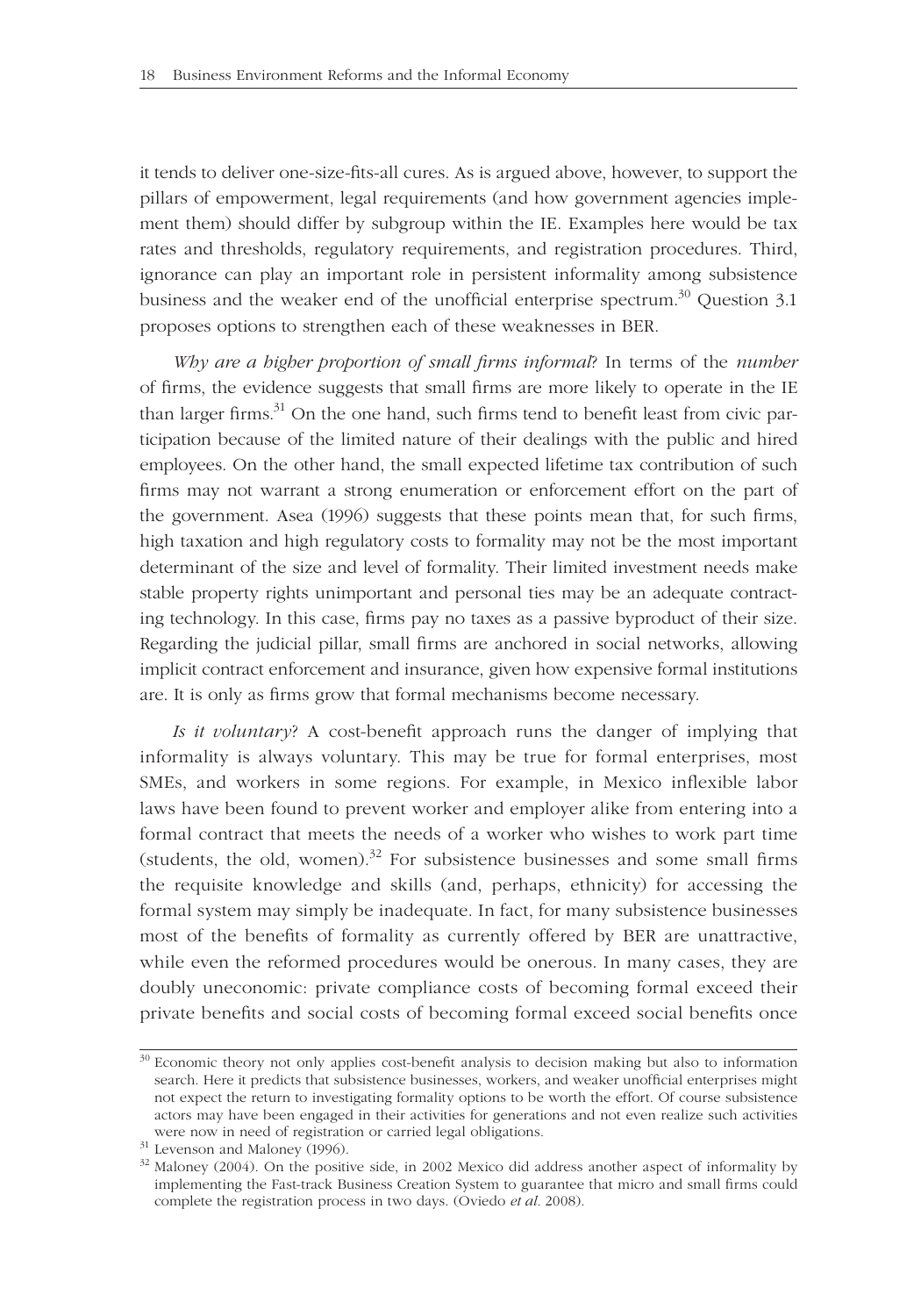it tends to deliver one-size-fits-all cures. As is argued above, however, to support the pillars of empowerment, legal requirements (and how government agencies implement them) should differ by subgroup within the IE. Examples here would be tax rates and thresholds, regulatory requirements, and registration procedures. Third, ignorance can play an important role in persistent informality among subsistence business and the weaker end of the unofficial enterprise spectrum.[30] Question 3.1 proposes options to strengthen each of these weaknesses in BER.

*Why are a higher proportion of small firms informal*? In terms of the *number* of firms, the evidence suggests that small firms are more likely to operate in the IE than larger firms.[31] On the one hand, such firms tend to benefit least from civic participation because of the limited nature of their dealings with the public and hired employees. On the other hand, the small expected lifetime tax contribution of such firms may not warrant a strong enumeration or enforcement effort on the part of the government. Asea (1996) suggests that these points mean that, for such firms, high taxation and high regulatory costs to formality may not be the most important determinant of the size and level of formality. Their limited investment needs make stable property rights unimportant and personal ties may be an adequate contracting technology. In this case, firms pay no taxes as a passive byproduct of their size. Regarding the judicial pillar, small firms are anchored in social networks, allowing implicit contract enforcement and insurance, given how expensive formal institutions are. It is only as firms grow that formal mechanisms become necessary.

*Is it voluntary*? A cost-benefit approach runs the danger of implying that informality is always voluntary. This may be true for formal enterprises, most SMEs, and workers in some regions. For example, in Mexico inflexible labor laws have been found to prevent worker and employer alike from entering into a formal contract that meets the needs of a worker who wishes to work part time (students, the old, women).[32] For subsistence businesses and some small firms the requisite knowledge and skills (and, perhaps, ethnicity) for accessing the formal system may simply be inadequate. In fact, for many subsistence businesses most of the benefits of formality as currently offered by BER are unattractive, while even the reformed procedures would be onerous. In many cases, they are doubly uneconomic: private compliance costs of becoming formal exceed their private benefits and social costs of becoming formal exceed social benefits once

---

[30] Economic theory not only applies cost-benefit analysis to decision making but also to information search. Here it predicts that subsistence businesses, workers, and weaker unofficial enterprises might not expect the return to investigating formality options to be worth the effort. Of course subsistence actors may have been engaged in their activities for generations and not even realize such activities were now in need of registration or carried legal obligations.

[31] Levenson and Maloney (1996).

[32] Maloney (2004). On the positive side, in 2002 Mexico did address another aspect of informality by implementing the Fast-track Business Creation System to guarantee that micro and small firms could complete the registration process in two days. (Oviedo *et al.* 2008).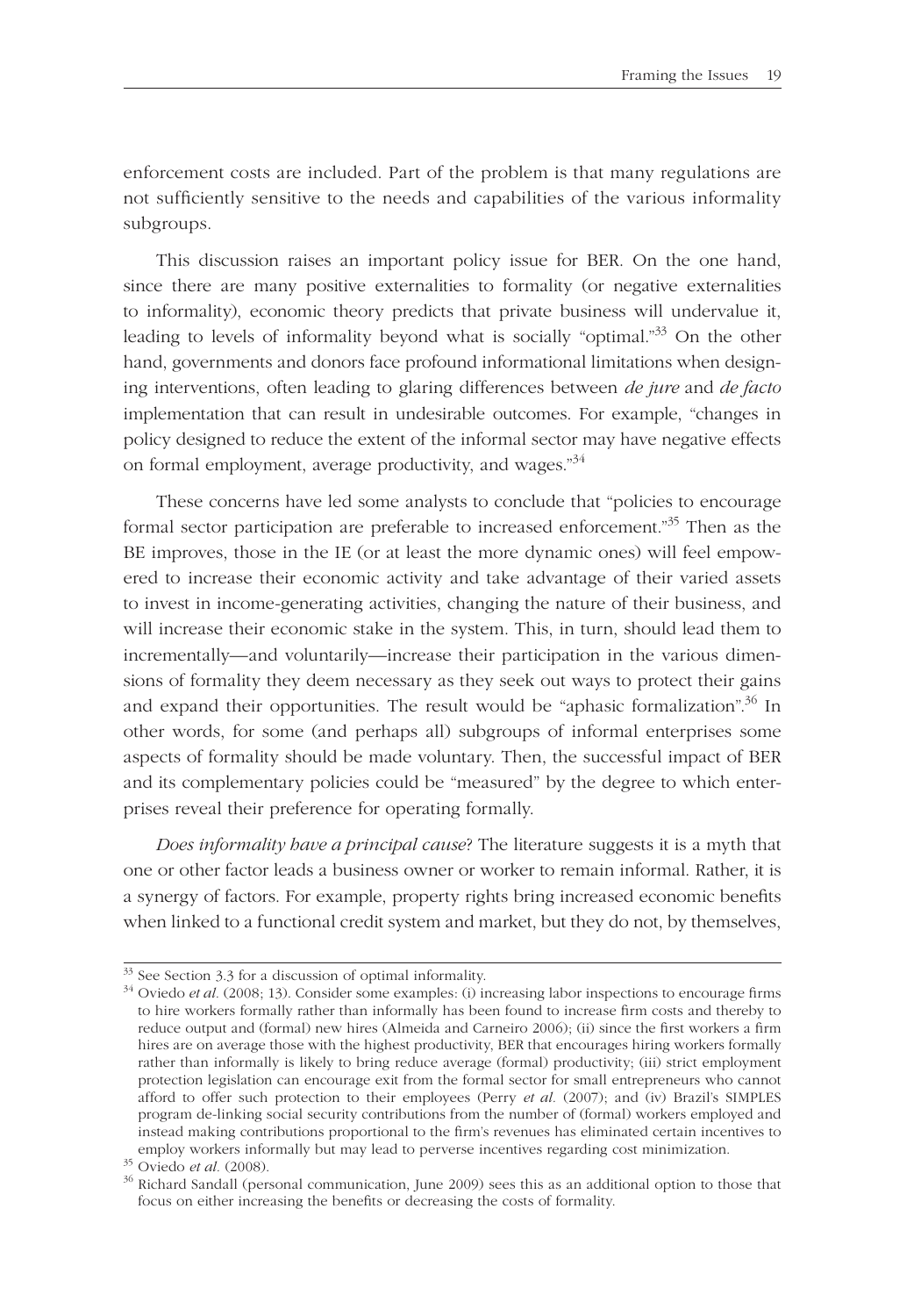enforcement costs are included. Part of the problem is that many regulations are not sufficiently sensitive to the needs and capabilities of the various informality subgroups.

This discussion raises an important policy issue for BER. On the one hand, since there are many positive externalities to formality (or negative externalities to informality), economic theory predicts that private business will undervalue it, leading to levels of informality beyond what is socially "optimal."[33] On the other hand, governments and donors face profound informational limitations when designing interventions, often leading to glaring differences between *de jure* and *de facto* implementation that can result in undesirable outcomes. For example, "changes in policy designed to reduce the extent of the informal sector may have negative effects on formal employment, average productivity, and wages."[34]

These concerns have led some analysts to conclude that "policies to encourage formal sector participation are preferable to increased enforcement."[35] Then as the BE improves, those in the IE (or at least the more dynamic ones) will feel empowered to increase their economic activity and take advantage of their varied assets to invest in income-generating activities, changing the nature of their business, and will increase their economic stake in the system. This, in turn, should lead them to incrementally—and voluntarily—increase their participation in the various dimensions of formality they deem necessary as they seek out ways to protect their gains and expand their opportunities. The result would be "aphasic formalization".[36] In other words, for some (and perhaps all) subgroups of informal enterprises some aspects of formality should be made voluntary. Then, the successful impact of BER and its complementary policies could be "measured" by the degree to which enterprises reveal their preference for operating formally.

*Does informality have a principal cause*? The literature suggests it is a myth that one or other factor leads a business owner or worker to remain informal. Rather, it is a synergy of factors. For example, property rights bring increased economic benefits when linked to a functional credit system and market, but they do not, by themselves,

---

[33] See Section 3.3 for a discussion of optimal informality.

[34] Oviedo *et al.* (2008; 13). Consider some examples: (i) increasing labor inspections to encourage firms to hire workers formally rather than informally has been found to increase firm costs and thereby to reduce output and (formal) new hires (Almeida and Carneiro 2006); (ii) since the first workers a firm hires are on average those with the highest productivity, BER that encourages hiring workers formally rather than informally is likely to bring reduce average (formal) productivity; (iii) strict employment protection legislation can encourage exit from the formal sector for small entrepreneurs who cannot afford to offer such protection to their employees (Perry *et al.* (2007); and (iv) Brazil's SIMPLES program de-linking social security contributions from the number of (formal) workers employed and instead making contributions proportional to the firm's revenues has eliminated certain incentives to employ workers informally but may lead to perverse incentives regarding cost minimization.

[35] Oviedo *et al.* (2008).

[36] Richard Sandall (personal communication, June 2009) sees this as an additional option to those that focus on either increasing the benefits or decreasing the costs of formality.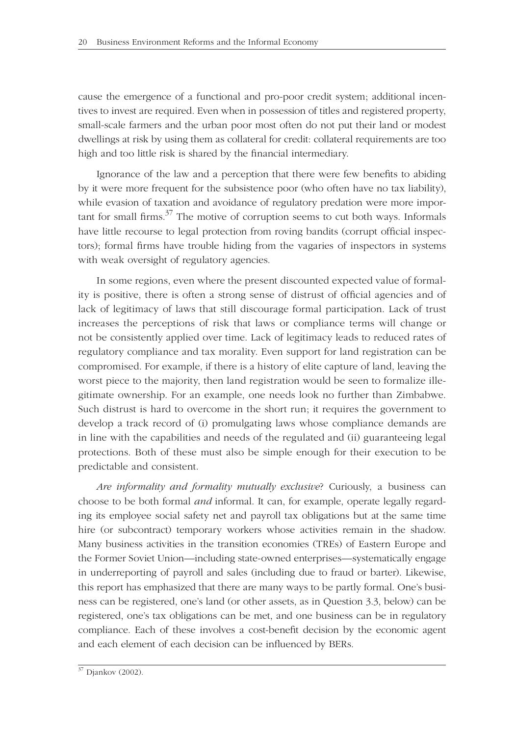cause the emergence of a functional and pro-poor credit system; additional incentives to invest are required. Even when in possession of titles and registered property, small-scale farmers and the urban poor most often do not put their land or modest dwellings at risk by using them as collateral for credit: collateral requirements are too high and too little risk is shared by the financial intermediary.

Ignorance of the law and a perception that there were few benefits to abiding by it were more frequent for the subsistence poor (who often have no tax liability), while evasion of taxation and avoidance of regulatory predation were more important for small firms.[37] The motive of corruption seems to cut both ways. Informals have little recourse to legal protection from roving bandits (corrupt official inspectors); formal firms have trouble hiding from the vagaries of inspectors in systems with weak oversight of regulatory agencies.

In some regions, even where the present discounted expected value of formality is positive, there is often a strong sense of distrust of official agencies and of lack of legitimacy of laws that still discourage formal participation. Lack of trust increases the perceptions of risk that laws or compliance terms will change or not be consistently applied over time. Lack of legitimacy leads to reduced rates of regulatory compliance and tax morality. Even support for land registration can be compromised. For example, if there is a history of elite capture of land, leaving the worst piece to the majority, then land registration would be seen to formalize illegitimate ownership. For an example, one needs look no further than Zimbabwe. Such distrust is hard to overcome in the short run; it requires the government to develop a track record of (i) promulgating laws whose compliance demands are in line with the capabilities and needs of the regulated and (ii) guaranteeing legal protections. Both of these must also be simple enough for their execution to be predictable and consistent.

*Are informality and formality mutually exclusive*? Curiously, a business can choose to be both formal *and* informal. It can, for example, operate legally regarding its employee social safety net and payroll tax obligations but at the same time hire (or subcontract) temporary workers whose activities remain in the shadow. Many business activities in the transition economies (TREs) of Eastern Europe and the Former Soviet Union—including state-owned enterprises—systematically engage in underreporting of payroll and sales (including due to fraud or barter). Likewise, this report has emphasized that there are many ways to be partly formal. One's business can be registered, one's land (or other assets, as in Question 3.3, below) can be registered, one's tax obligations can be met, and one business can be in regulatory compliance. Each of these involves a cost-benefit decision by the economic agent and each element of each decision can be influenced by BERs.

[37] Djankov (2002).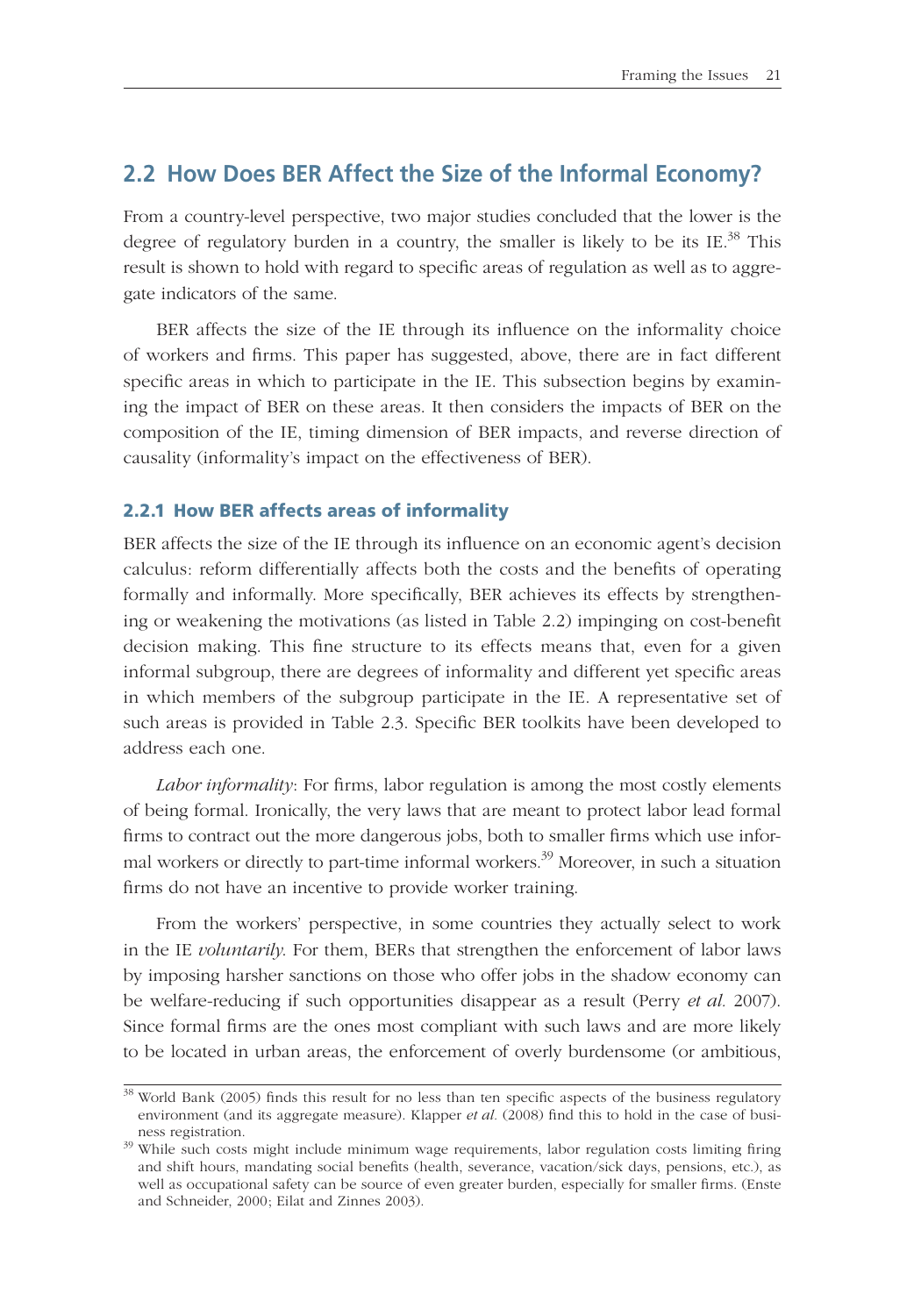## 2.2 How Does BER Affect the Size of the Informal Economy?

From a country-level perspective, two major studies concluded that the lower is the degree of regulatory burden in a country, the smaller is likely to be its IE.[38] This result is shown to hold with regard to specific areas of regulation as well as to aggregate indicators of the same.

BER affects the size of the IE through its influence on the informality choice of workers and firms. This paper has suggested, above, there are in fact different specific areas in which to participate in the IE. This subsection begins by examining the impact of BER on these areas. It then considers the impacts of BER on the composition of the IE, timing dimension of BER impacts, and reverse direction of causality (informality's impact on the effectiveness of BER).

### 2.2.1 How BER affects areas of informality

BER affects the size of the IE through its influence on an economic agent's decision calculus: reform differentially affects both the costs and the benefits of operating formally and informally. More specifically, BER achieves its effects by strengthening or weakening the motivations (as listed in Table 2.2) impinging on cost-benefit decision making. This fine structure to its effects means that, even for a given informal subgroup, there are degrees of informality and different yet specific areas in which members of the subgroup participate in the IE. A representative set of such areas is provided in Table 2.3. Specific BER toolkits have been developed to address each one.

*Labor informality*: For firms, labor regulation is among the most costly elements of being formal. Ironically, the very laws that are meant to protect labor lead formal firms to contract out the more dangerous jobs, both to smaller firms which use informal workers or directly to part-time informal workers.[39] Moreover, in such a situation firms do not have an incentive to provide worker training.

From the workers' perspective, in some countries they actually select to work in the IE *voluntarily*. For them, BERs that strengthen the enforcement of labor laws by imposing harsher sanctions on those who offer jobs in the shadow economy can be welfare-reducing if such opportunities disappear as a result (Perry *et al.* 2007). Since formal firms are the ones most compliant with such laws and are more likely to be located in urban areas, the enforcement of overly burdensome (or ambitious,

---

[38] World Bank (2005) finds this result for no less than ten specific aspects of the business regulatory environment (and its aggregate measure). Klapper *et al.* (2008) find this to hold in the case of business registration.

[39] While such costs might include minimum wage requirements, labor regulation costs limiting firing and shift hours, mandating social benefits (health, severance, vacation/sick days, pensions, etc.), as well as occupational safety can be source of even greater burden, especially for smaller firms. (Enste and Schneider, 2000; Eilat and Zinnes 2003).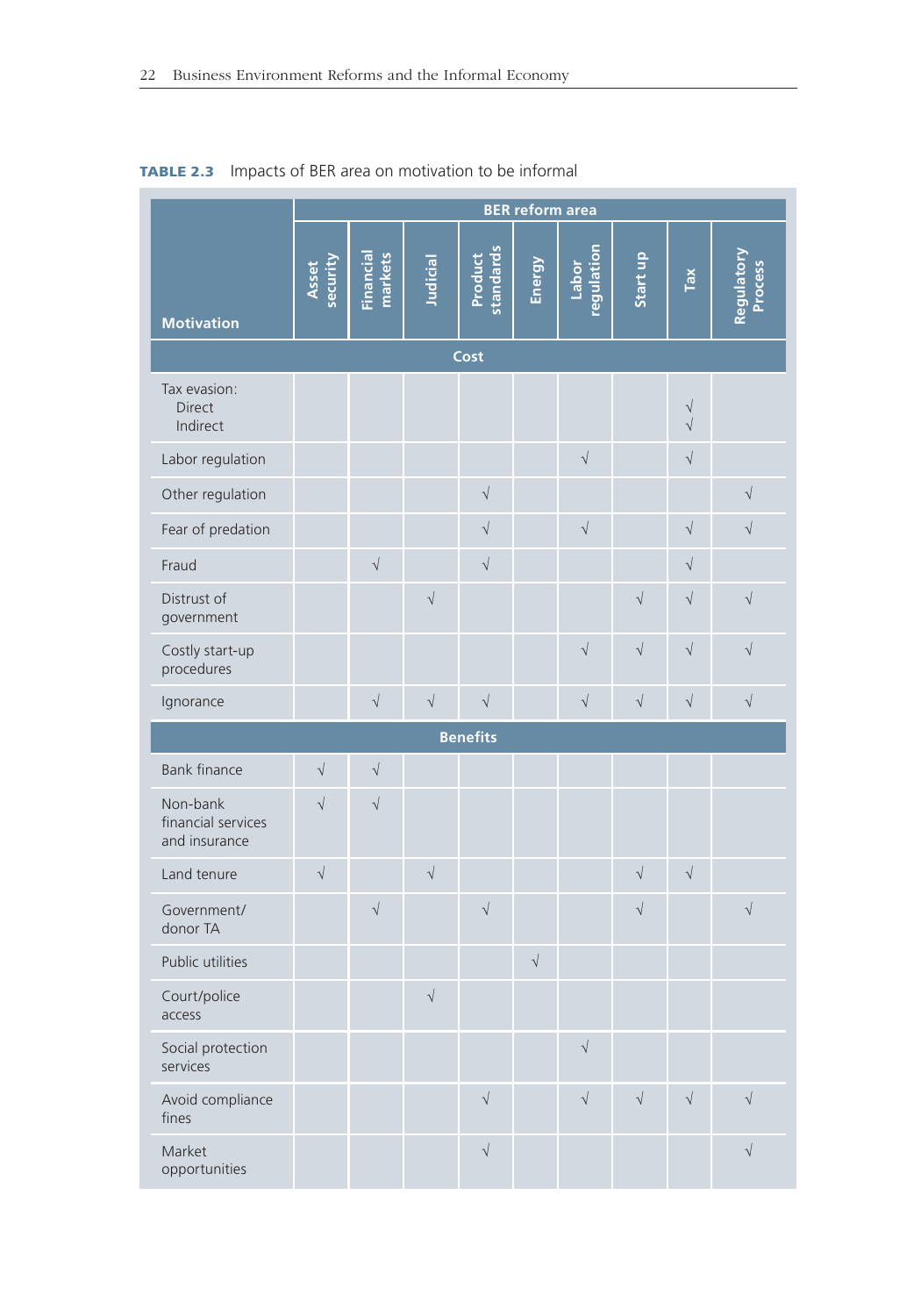**TABLE 2.3** Impacts of BER area on motivation to be informal

| Motivation | BER reform area | | | | | | | | |
|---|---|---|---|---|---|---|---|---|---|
| | Asset security | Financial markets | Judicial | Product standards | Energy | Labor regulation | Start up | Tax | Regulatory Process |
| **Cost** | | | | | | | | | |
| Tax evasion: Direct Indirect | | | | | | | | √ √ | |
| Labor regulation | | | | | | √ | | √ | |
| Other regulation | | | | √ | | | | | √ |
| Fear of predation | | | | √ | | √ | | √ | √ |
| Fraud | | √ | | √ | | | | √ | |
| Distrust of government | | | √ | | | | √ | √ | √ |
| Costly start-up procedures | | | | | | √ | √ | √ | √ |
| Ignorance | | √ | √ | √ | | √ | √ | √ | √ |
| **Benefits** | | | | | | | | | |
| Bank finance | √ | √ | | | | | | | |
| Non-bank financial services and insurance | √ | √ | | | | | | | |
| Land tenure | √ | | √ | | | | √ | √ | |
| Government/ donor TA | | √ | | √ | | | √ | | √ |
| Public utilities | | | | | √ | | | | |
| Court/police access | | | √ | | | | | | |
| Social protection services | | | | | | √ | | | |
| Avoid compliance fines | | | | √ | | √ | √ | √ | √ |
| Market opportunities | | | | √ | | | | | √ |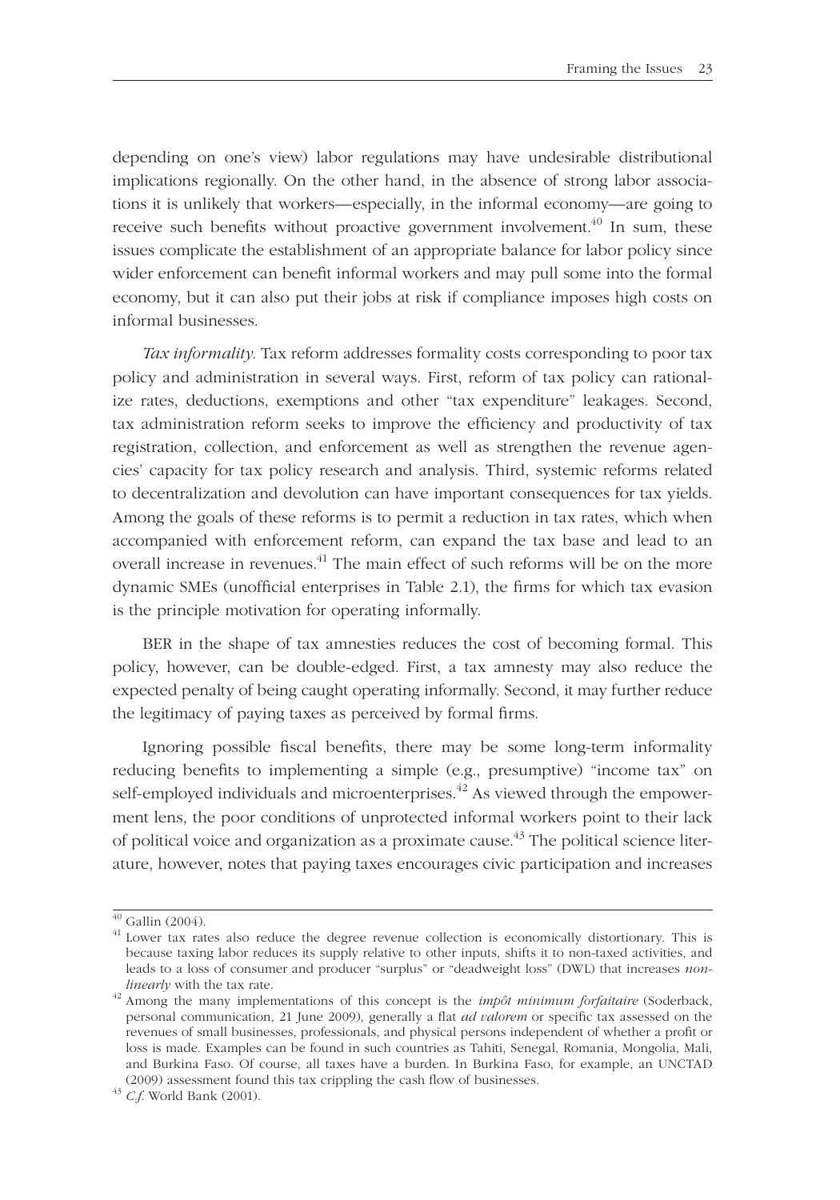depending on one's view) labor regulations may have undesirable distributional implications regionally. On the other hand, in the absence of strong labor associations it is unlikely that workers—especially, in the informal economy—are going to receive such benefits without proactive government involvement.[40] In sum, these issues complicate the establishment of an appropriate balance for labor policy since wider enforcement can benefit informal workers and may pull some into the formal economy, but it can also put their jobs at risk if compliance imposes high costs on informal businesses.

*Tax informality.* Tax reform addresses formality costs corresponding to poor tax policy and administration in several ways. First, reform of tax policy can rationalize rates, deductions, exemptions and other "tax expenditure" leakages. Second, tax administration reform seeks to improve the efficiency and productivity of tax registration, collection, and enforcement as well as strengthen the revenue agencies' capacity for tax policy research and analysis. Third, systemic reforms related to decentralization and devolution can have important consequences for tax yields. Among the goals of these reforms is to permit a reduction in tax rates, which when accompanied with enforcement reform, can expand the tax base and lead to an overall increase in revenues.[41] The main effect of such reforms will be on the more dynamic SMEs (unofficial enterprises in Table 2.1), the firms for which tax evasion is the principle motivation for operating informally.

BER in the shape of tax amnesties reduces the cost of becoming formal. This policy, however, can be double-edged. First, a tax amnesty may also reduce the expected penalty of being caught operating informally. Second, it may further reduce the legitimacy of paying taxes as perceived by formal firms.

Ignoring possible fiscal benefits, there may be some long-term informality reducing benefits to implementing a simple (e.g., presumptive) "income tax" on self-employed individuals and microenterprises.[42] As viewed through the empowerment lens, the poor conditions of unprotected informal workers point to their lack of political voice and organization as a proximate cause.[43] The political science literature, however, notes that paying taxes encourages civic participation and increases

---

[40] Gallin (2004).

[41] Lower tax rates also reduce the degree revenue collection is economically distortionary. This is because taxing labor reduces its supply relative to other inputs, shifts it to non-taxed activities, and leads to a loss of consumer and producer "surplus" or "deadweight loss" (DWL) that increases *nonlinearly* with the tax rate.

[42] Among the many implementations of this concept is the *impôt minimum forfaitaire* (Soderback, personal communication, 21 June 2009), generally a flat *ad valorem* or specific tax assessed on the revenues of small businesses, professionals, and physical persons independent of whether a profit or loss is made. Examples can be found in such countries as Tahiti, Senegal, Romania, Mongolia, Mali, and Burkina Faso. Of course, all taxes have a burden. In Burkina Faso, for example, an UNCTAD (2009) assessment found this tax crippling the cash flow of businesses.

[43] *C.f.* World Bank (2001).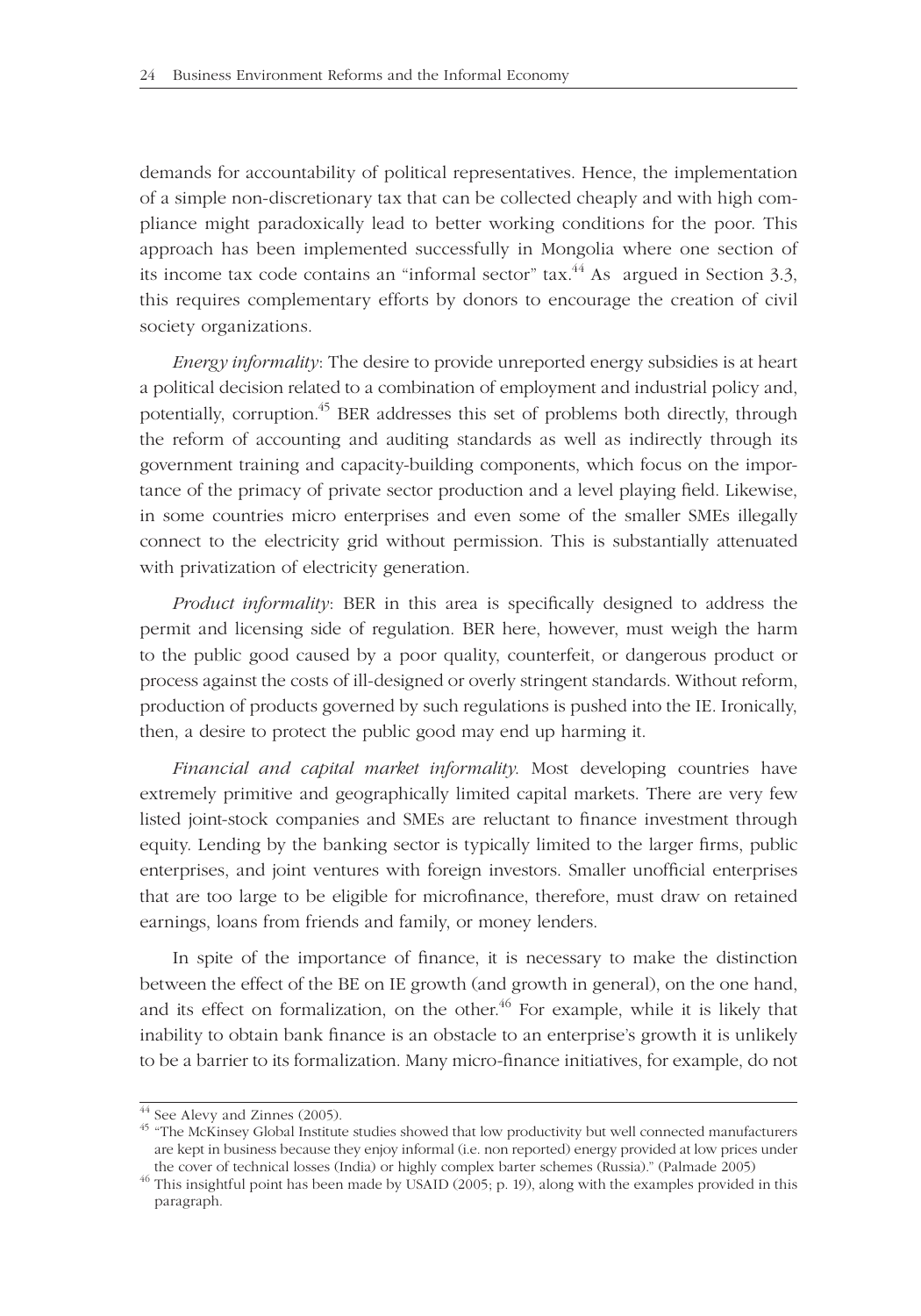demands for accountability of political representatives. Hence, the implementation of a simple non-discretionary tax that can be collected cheaply and with high compliance might paradoxically lead to better working conditions for the poor. This approach has been implemented successfully in Mongolia where one section of its income tax code contains an "informal sector" tax.[44] As argued in Section 3.3, this requires complementary efforts by donors to encourage the creation of civil society organizations.

*Energy informality*: The desire to provide unreported energy subsidies is at heart a political decision related to a combination of employment and industrial policy and, potentially, corruption.[45] BER addresses this set of problems both directly, through the reform of accounting and auditing standards as well as indirectly through its government training and capacity-building components, which focus on the importance of the primacy of private sector production and a level playing field. Likewise, in some countries micro enterprises and even some of the smaller SMEs illegally connect to the electricity grid without permission. This is substantially attenuated with privatization of electricity generation.

*Product informality*: BER in this area is specifically designed to address the permit and licensing side of regulation. BER here, however, must weigh the harm to the public good caused by a poor quality, counterfeit, or dangerous product or process against the costs of ill-designed or overly stringent standards. Without reform, production of products governed by such regulations is pushed into the IE. Ironically, then, a desire to protect the public good may end up harming it.

*Financial and capital market informality*. Most developing countries have extremely primitive and geographically limited capital markets. There are very few listed joint-stock companies and SMEs are reluctant to finance investment through equity. Lending by the banking sector is typically limited to the larger firms, public enterprises, and joint ventures with foreign investors. Smaller unofficial enterprises that are too large to be eligible for microfinance, therefore, must draw on retained earnings, loans from friends and family, or money lenders.

In spite of the importance of finance, it is necessary to make the distinction between the effect of the BE on IE growth (and growth in general), on the one hand, and its effect on formalization, on the other.[46] For example, while it is likely that inability to obtain bank finance is an obstacle to an enterprise's growth it is unlikely to be a barrier to its formalization. Many micro-finance initiatives, for example, do not

---

[44] See Alevy and Zinnes (2005).

[45] "The McKinsey Global Institute studies showed that low productivity but well connected manufacturers are kept in business because they enjoy informal (i.e. non reported) energy provided at low prices under the cover of technical losses (India) or highly complex barter schemes (Russia)." (Palmade 2005)

[46] This insightful point has been made by USAID (2005; p. 19), along with the examples provided in this paragraph.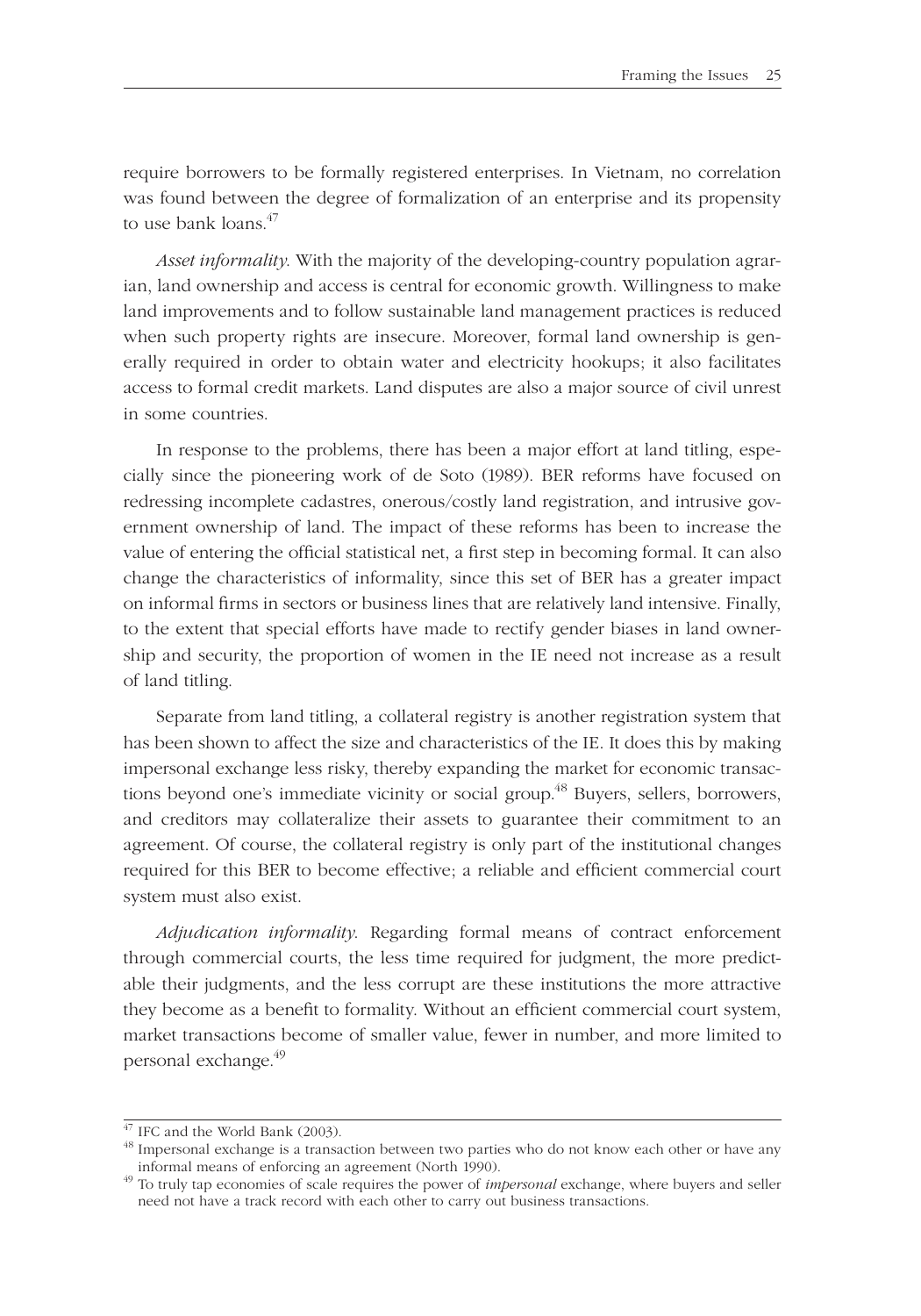require borrowers to be formally registered enterprises. In Vietnam, no correlation was found between the degree of formalization of an enterprise and its propensity to use bank loans.[47]

*Asset informality.* With the majority of the developing-country population agrarian, land ownership and access is central for economic growth. Willingness to make land improvements and to follow sustainable land management practices is reduced when such property rights are insecure. Moreover, formal land ownership is generally required in order to obtain water and electricity hookups; it also facilitates access to formal credit markets. Land disputes are also a major source of civil unrest in some countries.

In response to the problems, there has been a major effort at land titling, especially since the pioneering work of de Soto (1989). BER reforms have focused on redressing incomplete cadastres, onerous/costly land registration, and intrusive government ownership of land. The impact of these reforms has been to increase the value of entering the official statistical net, a first step in becoming formal. It can also change the characteristics of informality, since this set of BER has a greater impact on informal firms in sectors or business lines that are relatively land intensive. Finally, to the extent that special efforts have made to rectify gender biases in land ownership and security, the proportion of women in the IE need not increase as a result of land titling.

Separate from land titling, a collateral registry is another registration system that has been shown to affect the size and characteristics of the IE. It does this by making impersonal exchange less risky, thereby expanding the market for economic transactions beyond one's immediate vicinity or social group.[48] Buyers, sellers, borrowers, and creditors may collateralize their assets to guarantee their commitment to an agreement. Of course, the collateral registry is only part of the institutional changes required for this BER to become effective; a reliable and efficient commercial court system must also exist.

*Adjudication informality.* Regarding formal means of contract enforcement through commercial courts, the less time required for judgment, the more predictable their judgments, and the less corrupt are these institutions the more attractive they become as a benefit to formality. Without an efficient commercial court system, market transactions become of smaller value, fewer in number, and more limited to personal exchange.[49]

---

[47] IFC and the World Bank (2003).

[48] Impersonal exchange is a transaction between two parties who do not know each other or have any informal means of enforcing an agreement (North 1990).

[49] To truly tap economies of scale requires the power of *impersonal* exchange, where buyers and seller need not have a track record with each other to carry out business transactions.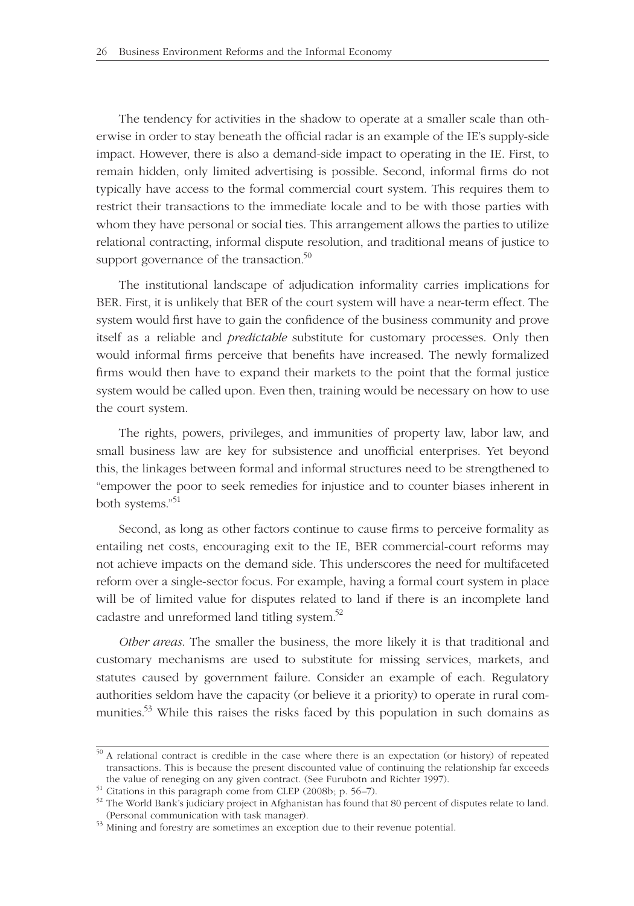The tendency for activities in the shadow to operate at a smaller scale than otherwise in order to stay beneath the official radar is an example of the IE's supply-side impact. However, there is also a demand-side impact to operating in the IE. First, to remain hidden, only limited advertising is possible. Second, informal firms do not typically have access to the formal commercial court system. This requires them to restrict their transactions to the immediate locale and to be with those parties with whom they have personal or social ties. This arrangement allows the parties to utilize relational contracting, informal dispute resolution, and traditional means of justice to support governance of the transaction.[50]

The institutional landscape of adjudication informality carries implications for BER. First, it is unlikely that BER of the court system will have a near-term effect. The system would first have to gain the confidence of the business community and prove itself as a reliable and *predictable* substitute for customary processes. Only then would informal firms perceive that benefits have increased. The newly formalized firms would then have to expand their markets to the point that the formal justice system would be called upon. Even then, training would be necessary on how to use the court system.

The rights, powers, privileges, and immunities of property law, labor law, and small business law are key for subsistence and unofficial enterprises. Yet beyond this, the linkages between formal and informal structures need to be strengthened to "empower the poor to seek remedies for injustice and to counter biases inherent in both systems."[51]

Second, as long as other factors continue to cause firms to perceive formality as entailing net costs, encouraging exit to the IE, BER commercial-court reforms may not achieve impacts on the demand side. This underscores the need for multifaceted reform over a single-sector focus. For example, having a formal court system in place will be of limited value for disputes related to land if there is an incomplete land cadastre and unreformed land titling system.[52]

*Other areas.* The smaller the business, the more likely it is that traditional and customary mechanisms are used to substitute for missing services, markets, and statutes caused by government failure. Consider an example of each. Regulatory authorities seldom have the capacity (or believe it a priority) to operate in rural communities.[53] While this raises the risks faced by this population in such domains as

---

[50] A relational contract is credible in the case where there is an expectation (or history) of repeated transactions. This is because the present discounted value of continuing the relationship far exceeds the value of reneging on any given contract. (See Furubotn and Richter 1997).

[51] Citations in this paragraph come from CLEP (2008b; p. 56–7).

[52] The World Bank's judiciary project in Afghanistan has found that 80 percent of disputes relate to land. (Personal communication with task manager).

[53] Mining and forestry are sometimes an exception due to their revenue potential.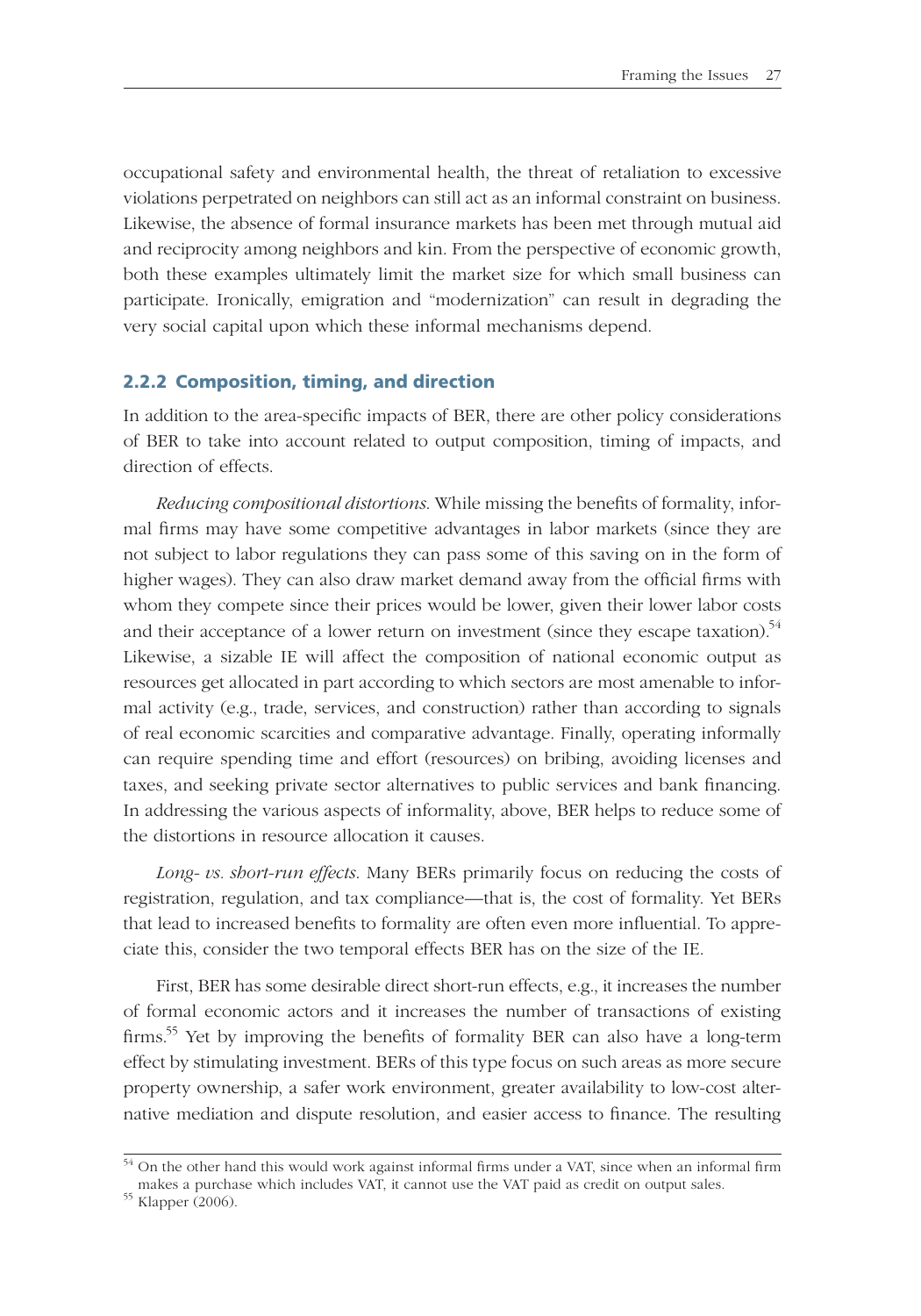occupational safety and environmental health, the threat of retaliation to excessive violations perpetrated on neighbors can still act as an informal constraint on business. Likewise, the absence of formal insurance markets has been met through mutual aid and reciprocity among neighbors and kin. From the perspective of economic growth, both these examples ultimately limit the market size for which small business can participate. Ironically, emigration and "modernization" can result in degrading the very social capital upon which these informal mechanisms depend.

### 2.2.2 Composition, timing, and direction

In addition to the area-specific impacts of BER, there are other policy considerations of BER to take into account related to output composition, timing of impacts, and direction of effects.

*Reducing compositional distortions.* While missing the benefits of formality, informal firms may have some competitive advantages in labor markets (since they are not subject to labor regulations they can pass some of this saving on in the form of higher wages). They can also draw market demand away from the official firms with whom they compete since their prices would be lower, given their lower labor costs and their acceptance of a lower return on investment (since they escape taxation).[54] Likewise, a sizable IE will affect the composition of national economic output as resources get allocated in part according to which sectors are most amenable to informal activity (e.g., trade, services, and construction) rather than according to signals of real economic scarcities and comparative advantage. Finally, operating informally can require spending time and effort (resources) on bribing, avoiding licenses and taxes, and seeking private sector alternatives to public services and bank financing. In addressing the various aspects of informality, above, BER helps to reduce some of the distortions in resource allocation it causes.

*Long- vs. short-run effects.* Many BERs primarily focus on reducing the costs of registration, regulation, and tax compliance—that is, the cost of formality. Yet BERs that lead to increased benefits to formality are often even more influential. To appreciate this, consider the two temporal effects BER has on the size of the IE.

First, BER has some desirable direct short-run effects, e.g., it increases the number of formal economic actors and it increases the number of transactions of existing firms.[55] Yet by improving the benefits of formality BER can also have a long-term effect by stimulating investment. BERs of this type focus on such areas as more secure property ownership, a safer work environment, greater availability to low-cost alternative mediation and dispute resolution, and easier access to finance. The resulting

---

[54] On the other hand this would work against informal firms under a VAT, since when an informal firm makes a purchase which includes VAT, it cannot use the VAT paid as credit on output sales.

[55] Klapper (2006).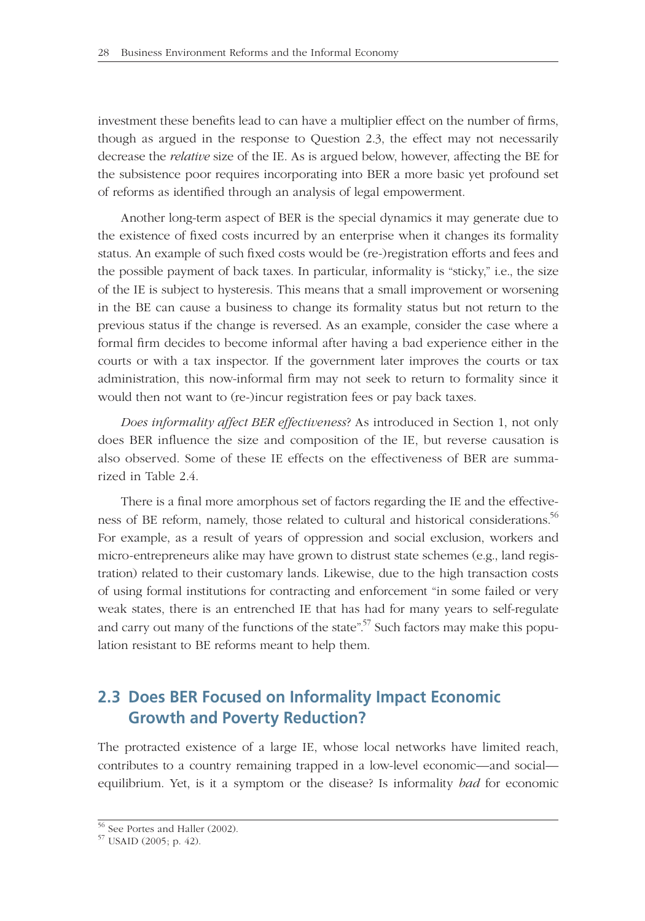investment these benefits lead to can have a multiplier effect on the number of firms, though as argued in the response to Question 2.3, the effect may not necessarily decrease the *relative* size of the IE. As is argued below, however, affecting the BE for the subsistence poor requires incorporating into BER a more basic yet profound set of reforms as identified through an analysis of legal empowerment.

Another long-term aspect of BER is the special dynamics it may generate due to the existence of fixed costs incurred by an enterprise when it changes its formality status. An example of such fixed costs would be (re-)registration efforts and fees and the possible payment of back taxes. In particular, informality is "sticky," i.e., the size of the IE is subject to hysteresis. This means that a small improvement or worsening in the BE can cause a business to change its formality status but not return to the previous status if the change is reversed. As an example, consider the case where a formal firm decides to become informal after having a bad experience either in the courts or with a tax inspector. If the government later improves the courts or tax administration, this now-informal firm may not seek to return to formality since it would then not want to (re-)incur registration fees or pay back taxes.

*Does informality affect BER effectiveness*? As introduced in Section 1, not only does BER influence the size and composition of the IE, but reverse causation is also observed. Some of these IE effects on the effectiveness of BER are summarized in Table 2.4.

There is a final more amorphous set of factors regarding the IE and the effectiveness of BE reform, namely, those related to cultural and historical considerations.[56] For example, as a result of years of oppression and social exclusion, workers and micro-entrepreneurs alike may have grown to distrust state schemes (e.g., land registration) related to their customary lands. Likewise, due to the high transaction costs of using formal institutions for contracting and enforcement "in some failed or very weak states, there is an entrenched IE that has had for many years to self-regulate and carry out many of the functions of the state".[57] Such factors may make this population resistant to BE reforms meant to help them.

## 2.3 Does BER Focused on Informality Impact Economic Growth and Poverty Reduction?

The protracted existence of a large IE, whose local networks have limited reach, contributes to a country remaining trapped in a low-level economic—and social—equilibrium. Yet, is it a symptom or the disease? Is informality *bad* for economic

[56] See Portes and Haller (2002).

[57] USAID (2005; p. 42).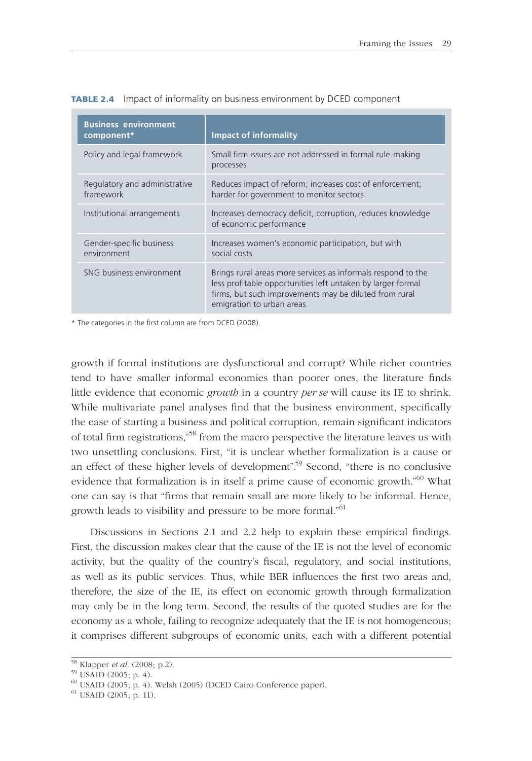**TABLE 2.4** Impact of informality on business environment by DCED component

| Business environment component* | Impact of informality |
|---|---|
| Policy and legal framework | Small firm issues are not addressed in formal rule-making processes |
| Regulatory and administrative framework | Reduces impact of reform; increases cost of enforcement; harder for government to monitor sectors |
| Institutional arrangements | Increases democracy deficit, corruption, reduces knowledge of economic performance |
| Gender-specific business environment | Increases women's economic participation, but with social costs |
| SNG business environment | Brings rural areas more services as informals respond to the less profitable opportunities left untaken by larger formal firms, but such improvements may be diluted from rural emigration to urban areas |

* The categories in the first column are from DCED (2008).

growth if formal institutions are dysfunctional and corrupt? While richer countries tend to have smaller informal economies than poorer ones, the literature finds little evidence that economic *growth* in a country *per se* will cause its IE to shrink. While multivariate panel analyses find that the business environment, specifically the ease of starting a business and political corruption, remain significant indicators of total firm registrations,"[58] from the macro perspective the literature leaves us with two unsettling conclusions. First, "it is unclear whether formalization is a cause or an effect of these higher levels of development".[59] Second, "there is no conclusive evidence that formalization is in itself a prime cause of economic growth."[60] What one can say is that "firms that remain small are more likely to be informal. Hence, growth leads to visibility and pressure to be more formal."[61]

Discussions in Sections 2.1 and 2.2 help to explain these empirical findings. First, the discussion makes clear that the cause of the IE is not the level of economic activity, but the quality of the country's fiscal, regulatory, and social institutions, as well as its public services. Thus, while BER influences the first two areas and, therefore, the size of the IE, its effect on economic growth through formalization may only be in the long term. Second, the results of the quoted studies are for the economy as a whole, failing to recognize adequately that the IE is not homogeneous; it comprises different subgroups of economic units, each with a different potential

[58] Klapper *et al*. (2008; p.2).
[59] USAID (2005; p. 4).
[60] USAID (2005; p. 4). Welsh (2005) (DCED Cairo Conference paper).
[61] USAID (2005; p. 11).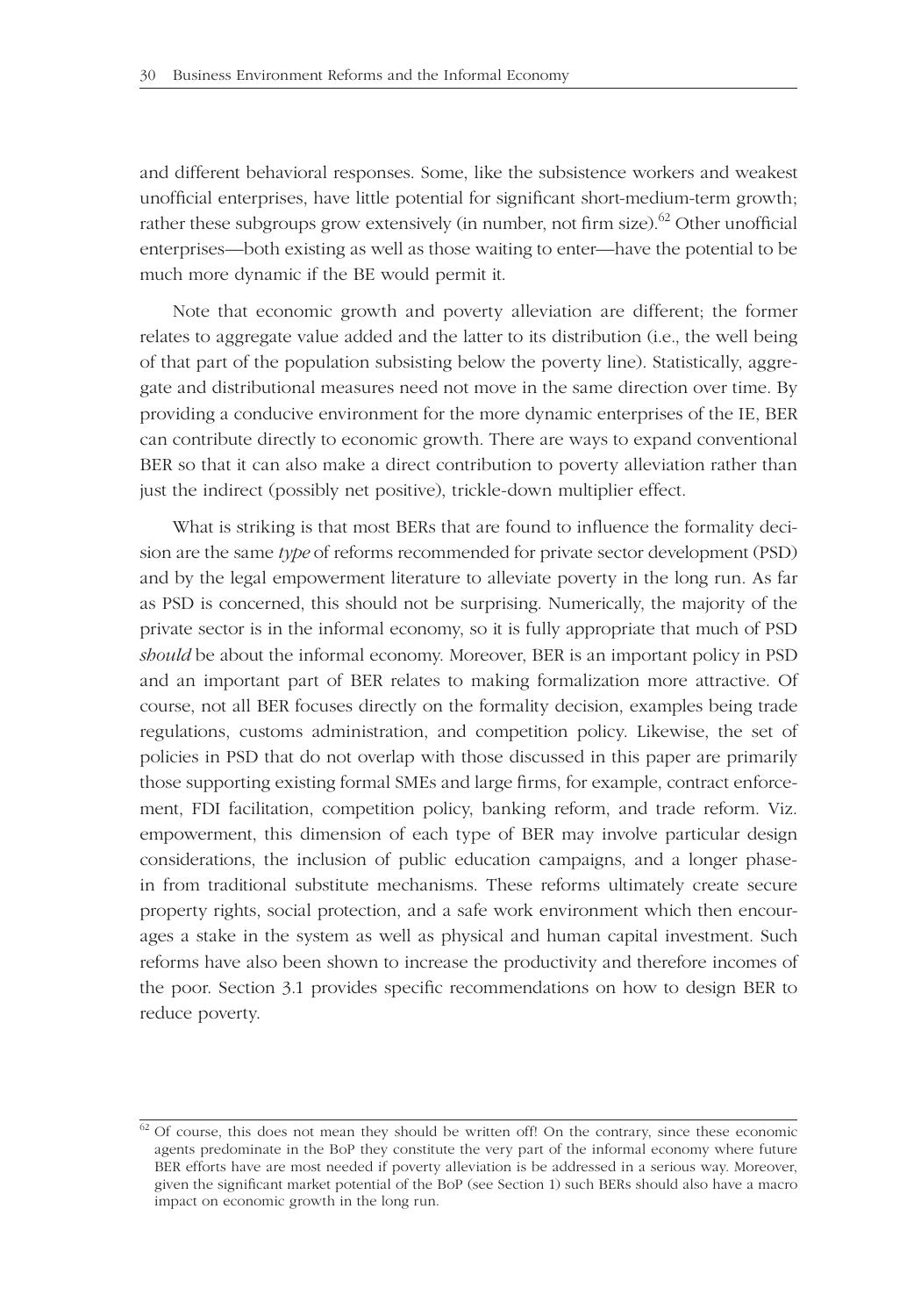and different behavioral responses. Some, like the subsistence workers and weakest unofficial enterprises, have little potential for significant short-medium-term growth; rather these subgroups grow extensively (in number, not firm size).[62] Other unofficial enterprises—both existing as well as those waiting to enter—have the potential to be much more dynamic if the BE would permit it.

Note that economic growth and poverty alleviation are different; the former relates to aggregate value added and the latter to its distribution (i.e., the well being of that part of the population subsisting below the poverty line). Statistically, aggregate and distributional measures need not move in the same direction over time. By providing a conducive environment for the more dynamic enterprises of the IE, BER can contribute directly to economic growth. There are ways to expand conventional BER so that it can also make a direct contribution to poverty alleviation rather than just the indirect (possibly net positive), trickle-down multiplier effect.

What is striking is that most BERs that are found to influence the formality decision are the same *type* of reforms recommended for private sector development (PSD) and by the legal empowerment literature to alleviate poverty in the long run. As far as PSD is concerned, this should not be surprising. Numerically, the majority of the private sector is in the informal economy, so it is fully appropriate that much of PSD *should* be about the informal economy. Moreover, BER is an important policy in PSD and an important part of BER relates to making formalization more attractive. Of course, not all BER focuses directly on the formality decision, examples being trade regulations, customs administration, and competition policy. Likewise, the set of policies in PSD that do not overlap with those discussed in this paper are primarily those supporting existing formal SMEs and large firms, for example, contract enforcement, FDI facilitation, competition policy, banking reform, and trade reform. Viz. empowerment, this dimension of each type of BER may involve particular design considerations, the inclusion of public education campaigns, and a longer phase-in from traditional substitute mechanisms. These reforms ultimately create secure property rights, social protection, and a safe work environment which then encourages a stake in the system as well as physical and human capital investment. Such reforms have also been shown to increase the productivity and therefore incomes of the poor. Section 3.1 provides specific recommendations on how to design BER to reduce poverty.

---

[62] Of course, this does not mean they should be written off! On the contrary, since these economic agents predominate in the BoP they constitute the very part of the informal economy where future BER efforts have are most needed if poverty alleviation is be addressed in a serious way. Moreover, given the significant market potential of the BoP (see Section 1) such BERs should also have a macro impact on economic growth in the long run.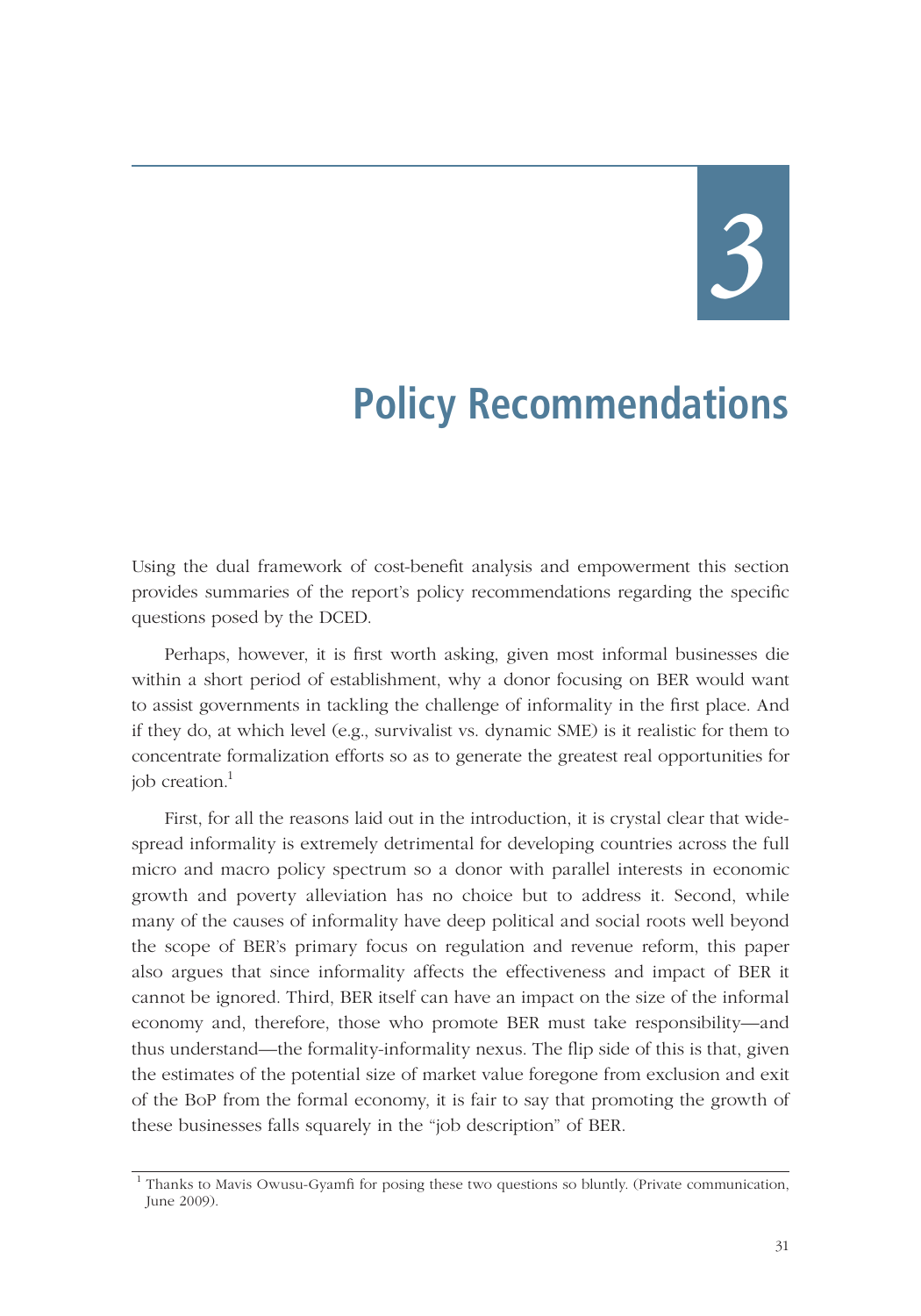# 3

# Policy Recommendations

Using the dual framework of cost-benefit analysis and empowerment this section provides summaries of the report's policy recommendations regarding the specific questions posed by the DCED.

Perhaps, however, it is first worth asking, given most informal businesses die within a short period of establishment, why a donor focusing on BER would want to assist governments in tackling the challenge of informality in the first place. And if they do, at which level (e.g., survivalist vs. dynamic SME) is it realistic for them to concentrate formalization efforts so as to generate the greatest real opportunities for job creation.[1]

First, for all the reasons laid out in the introduction, it is crystal clear that widespread informality is extremely detrimental for developing countries across the full micro and macro policy spectrum so a donor with parallel interests in economic growth and poverty alleviation has no choice but to address it. Second, while many of the causes of informality have deep political and social roots well beyond the scope of BER's primary focus on regulation and revenue reform, this paper also argues that since informality affects the effectiveness and impact of BER it cannot be ignored. Third, BER itself can have an impact on the size of the informal economy and, therefore, those who promote BER must take responsibility—and thus understand—the formality-informality nexus. The flip side of this is that, given the estimates of the potential size of market value foregone from exclusion and exit of the BoP from the formal economy, it is fair to say that promoting the growth of these businesses falls squarely in the "job description" of BER.

[1] Thanks to Mavis Owusu-Gyamfi for posing these two questions so bluntly. (Private communication, June 2009).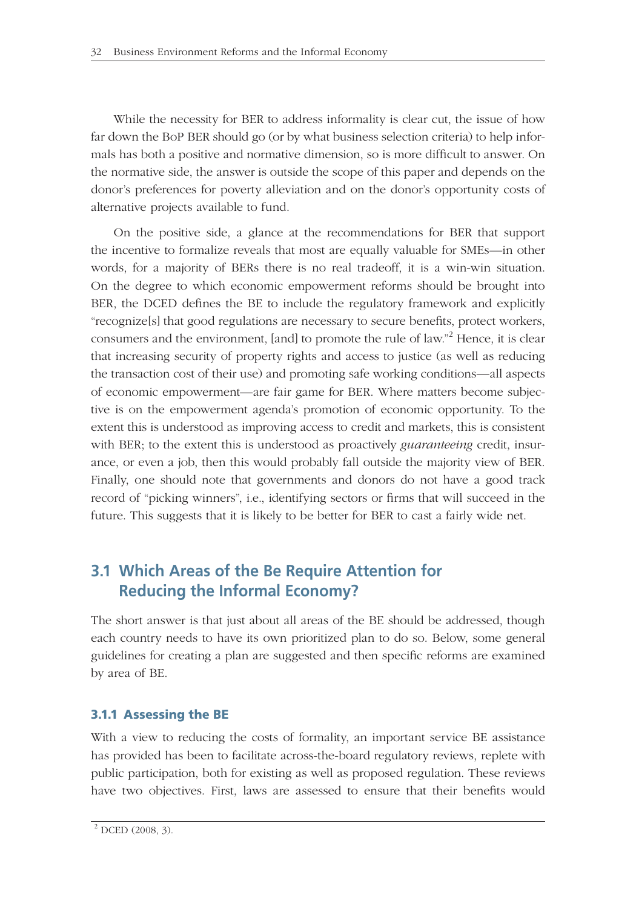While the necessity for BER to address informality is clear cut, the issue of how far down the BoP BER should go (or by what business selection criteria) to help informals has both a positive and normative dimension, so is more difficult to answer. On the normative side, the answer is outside the scope of this paper and depends on the donor's preferences for poverty alleviation and on the donor's opportunity costs of alternative projects available to fund.

On the positive side, a glance at the recommendations for BER that support the incentive to formalize reveals that most are equally valuable for SMEs—in other words, for a majority of BERs there is no real tradeoff, it is a win-win situation. On the degree to which economic empowerment reforms should be brought into BER, the DCED defines the BE to include the regulatory framework and explicitly "recognize[s] that good regulations are necessary to secure benefits, protect workers, consumers and the environment, [and] to promote the rule of law."[2] Hence, it is clear that increasing security of property rights and access to justice (as well as reducing the transaction cost of their use) and promoting safe working conditions—all aspects of economic empowerment—are fair game for BER. Where matters become subjective is on the empowerment agenda's promotion of economic opportunity. To the extent this is understood as improving access to credit and markets, this is consistent with BER; to the extent this is understood as proactively *guaranteeing* credit, insurance, or even a job, then this would probably fall outside the majority view of BER. Finally, one should note that governments and donors do not have a good track record of "picking winners", i.e., identifying sectors or firms that will succeed in the future. This suggests that it is likely to be better for BER to cast a fairly wide net.

## 3.1 Which Areas of the Be Require Attention for Reducing the Informal Economy?

The short answer is that just about all areas of the BE should be addressed, though each country needs to have its own prioritized plan to do so. Below, some general guidelines for creating a plan are suggested and then specific reforms are examined by area of BE.

### 3.1.1 Assessing the BE

With a view to reducing the costs of formality, an important service BE assistance has provided has been to facilitate across-the-board regulatory reviews, replete with public participation, both for existing as well as proposed regulation. These reviews have two objectives. First, laws are assessed to ensure that their benefits would

[2] DCED (2008, 3).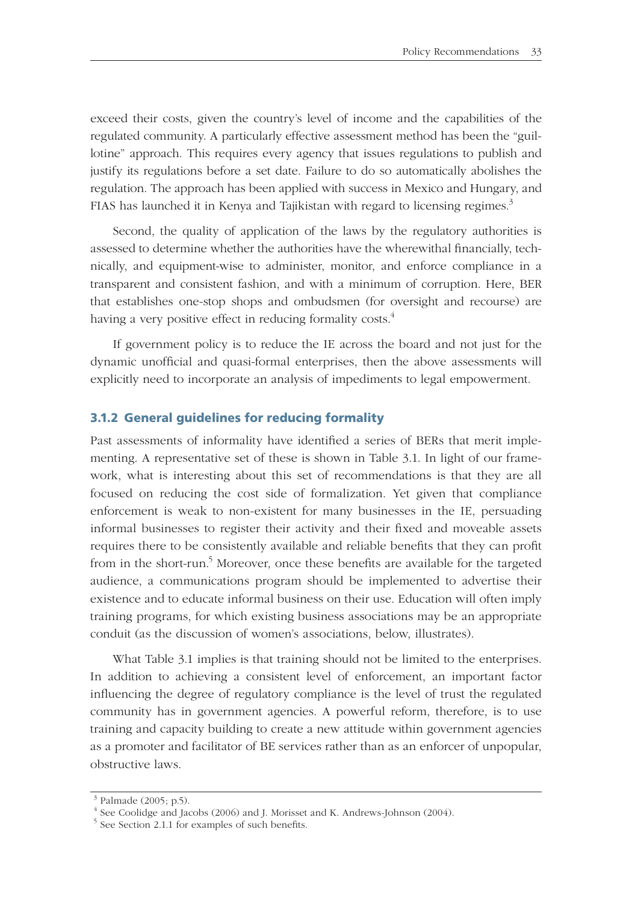exceed their costs, given the country's level of income and the capabilities of the regulated community. A particularly effective assessment method has been the "guillotine" approach. This requires every agency that issues regulations to publish and justify its regulations before a set date. Failure to do so automatically abolishes the regulation. The approach has been applied with success in Mexico and Hungary, and FIAS has launched it in Kenya and Tajikistan with regard to licensing regimes.[3]

Second, the quality of application of the laws by the regulatory authorities is assessed to determine whether the authorities have the wherewithal financially, technically, and equipment-wise to administer, monitor, and enforce compliance in a transparent and consistent fashion, and with a minimum of corruption. Here, BER that establishes one-stop shops and ombudsmen (for oversight and recourse) are having a very positive effect in reducing formality costs.[4]

If government policy is to reduce the IE across the board and not just for the dynamic unofficial and quasi-formal enterprises, then the above assessments will explicitly need to incorporate an analysis of impediments to legal empowerment.

### 3.1.2 General guidelines for reducing formality

Past assessments of informality have identified a series of BERs that merit implementing. A representative set of these is shown in Table 3.1. In light of our framework, what is interesting about this set of recommendations is that they are all focused on reducing the cost side of formalization. Yet given that compliance enforcement is weak to non-existent for many businesses in the IE, persuading informal businesses to register their activity and their fixed and moveable assets requires there to be consistently available and reliable benefits that they can profit from in the short-run.[5] Moreover, once these benefits are available for the targeted audience, a communications program should be implemented to advertise their existence and to educate informal business on their use. Education will often imply training programs, for which existing business associations may be an appropriate conduit (as the discussion of women's associations, below, illustrates).

What Table 3.1 implies is that training should not be limited to the enterprises. In addition to achieving a consistent level of enforcement, an important factor influencing the degree of regulatory compliance is the level of trust the regulated community has in government agencies. A powerful reform, therefore, is to use training and capacity building to create a new attitude within government agencies as a promoter and facilitator of BE services rather than as an enforcer of unpopular, obstructive laws.

---

[3] Palmade (2005; p.5).

[4] See Coolidge and Jacobs (2006) and J. Morisset and K. Andrews-Johnson (2004).

[5] See Section 2.1.1 for examples of such benefits.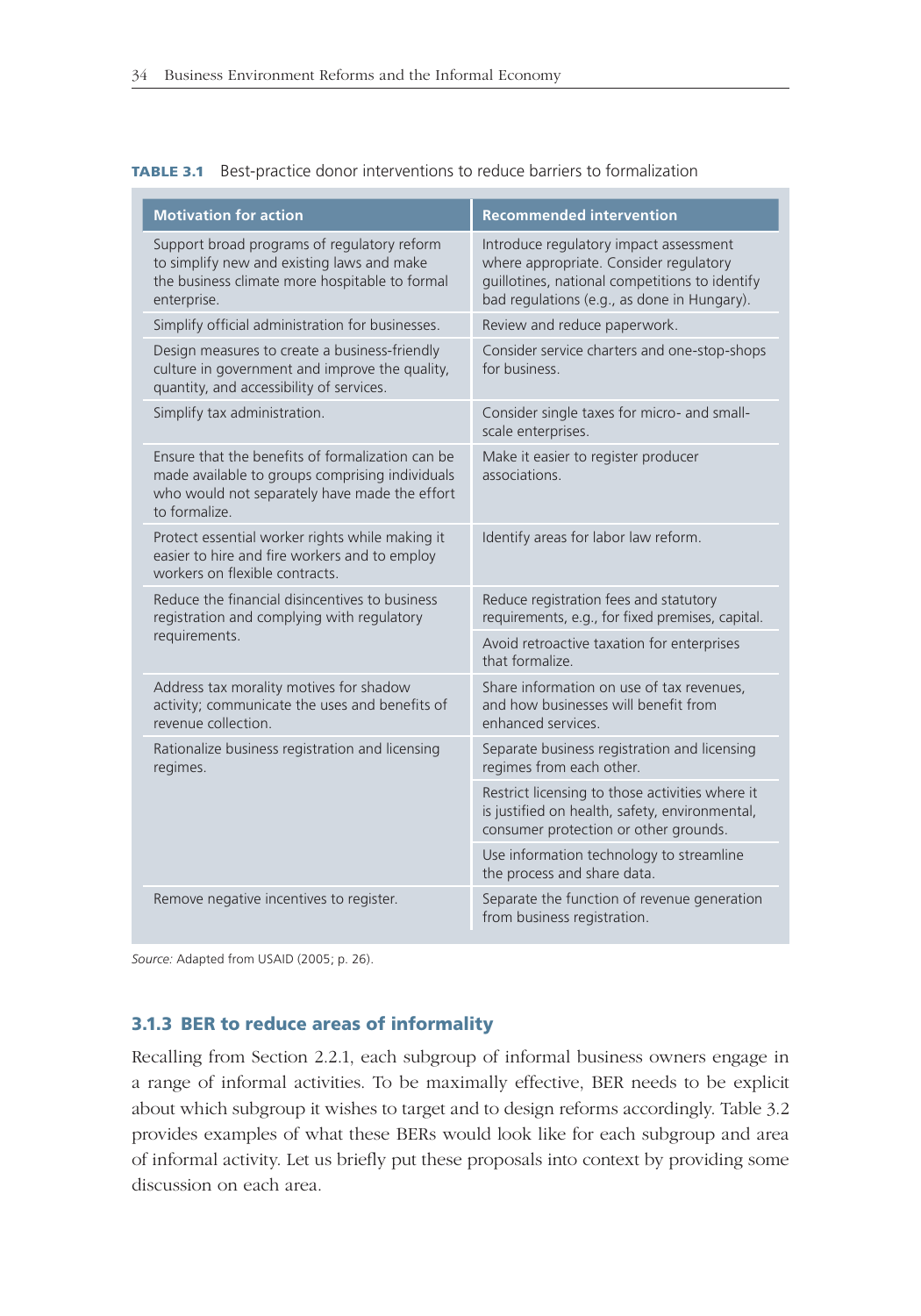**TABLE 3.1** Best-practice donor interventions to reduce barriers to formalization

| Motivation for action | Recommended intervention |
|---|---|
| Support broad programs of regulatory reform to simplify new and existing laws and make the business climate more hospitable to formal enterprise. | Introduce regulatory impact assessment where appropriate. Consider regulatory guillotines, national competitions to identify bad regulations (e.g., as done in Hungary). |
| Simplify official administration for businesses. | Review and reduce paperwork. |
| Design measures to create a business-friendly culture in government and improve the quality, quantity, and accessibility of services. | Consider service charters and one-stop-shops for business. |
| Simplify tax administration. | Consider single taxes for micro- and small-scale enterprises. |
| Ensure that the benefits of formalization can be made available to groups comprising individuals who would not separately have made the effort to formalize. | Make it easier to register producer associations. |
| Protect essential worker rights while making it easier to hire and fire workers and to employ workers on flexible contracts. | Identify areas for labor law reform. |
| Reduce the financial disincentives to business registration and complying with regulatory requirements. | Reduce registration fees and statutory requirements, e.g., for fixed premises, capital. |
| | Avoid retroactive taxation for enterprises that formalize. |
| Address tax morality motives for shadow activity; communicate the uses and benefits of revenue collection. | Share information on use of tax revenues, and how businesses will benefit from enhanced services. |
| Rationalize business registration and licensing regimes. | Separate business registration and licensing regimes from each other. |
| | Restrict licensing to those activities where it is justified on health, safety, environmental, consumer protection or other grounds. |
| | Use information technology to streamline the process and share data. |
| Remove negative incentives to register. | Separate the function of revenue generation from business registration. |

*Source:* Adapted from USAID (2005; p. 26).

### 3.1.3 BER to reduce areas of informality

Recalling from Section 2.2.1, each subgroup of informal business owners engage in a range of informal activities. To be maximally effective, BER needs to be explicit about which subgroup it wishes to target and to design reforms accordingly. Table 3.2 provides examples of what these BERs would look like for each subgroup and area of informal activity. Let us briefly put these proposals into context by providing some discussion on each area.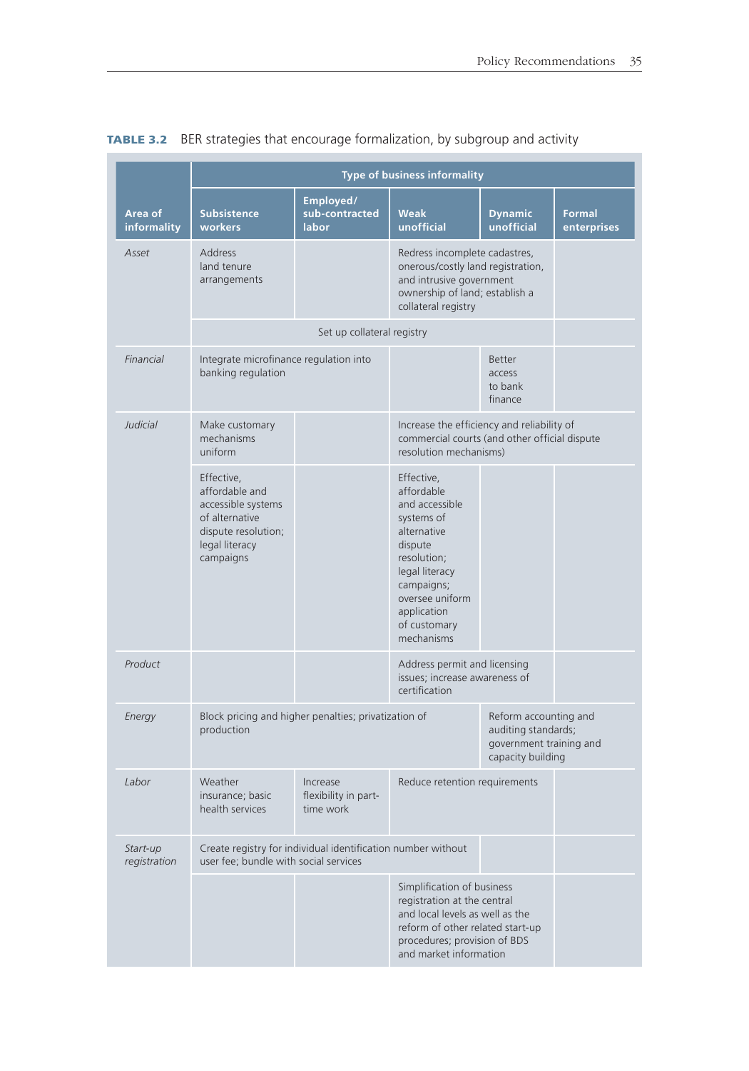**TABLE 3.2** BER strategies that encourage formalization, by subgroup and activity

| Area of informality | Type of business informality | | | | |
|---|---|---|---|---|---|
| | Subsistence workers | Employed/ sub-contracted labor | Weak unofficial | Dynamic unofficial | Formal enterprises |
| *Asset* | Address land tenure arrangements | | Redress incomplete cadastres, onerous/costly land registration, and intrusive government ownership of land; establish a collateral registry | | |
| | Set up collateral registry | | | | |
| *Financial* | Integrate microfinance regulation into banking regulation | | | Better access to bank finance | |
| *Judicial* | Make customary mechanisms uniform | | Increase the efficiency and reliability of commercial courts (and other official dispute resolution mechanisms) | | |
| | Effective, affordable and accessible systems of alternative dispute resolution; legal literacy campaigns | | Effective, affordable and accessible systems of alternative dispute resolution; legal literacy campaigns; oversee uniform application of customary mechanisms | | |
| *Product* | | | Address permit and licensing issues; increase awareness of certification | | |
| *Energy* | Block pricing and higher penalties; privatization of production | | | Reform accounting and auditing standards; government training and capacity building | |
| *Labor* | Weather insurance; basic health services | Increase flexibility in part-time work | Reduce retention requirements | | |
| *Start-up registration* | Create registry for individual identification number without user fee; bundle with social services | | | | |
| | | | Simplification of business registration at the central and local levels as well as the reform of other related start-up procedures; provision of BDS and market information | | |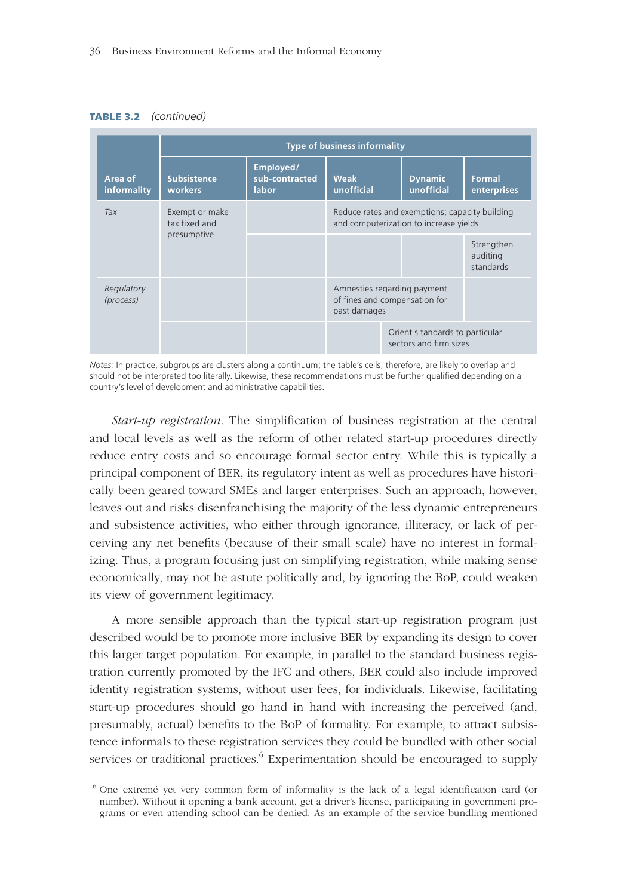**TABLE 3.2** *(continued)*

| Area of informality | Type of business informality | | | | |
|---|---|---|---|---|---|
| | Subsistence workers | Employed/ sub-contracted labor | Weak unofficial | Dynamic unofficial | Formal enterprises |
| *Tax* | Exempt or make tax fixed and presumptive | | Reduce rates and exemptions; capacity building and computerization to increase yields | | |
| | | | | | Strengthen auditing standards |
| *Regulatory (process)* | | | Amnesties regarding payment of fines and compensation for past damages | | |
| | | | | Orient s tandards to particular sectors and firm sizes | |

*Notes:* In practice, subgroups are clusters along a continuum; the table's cells, therefore, are likely to overlap and should not be interpreted too literally. Likewise, these recommendations must be further qualified depending on a country's level of development and administrative capabilities.

*Start-up registration*. The simplification of business registration at the central and local levels as well as the reform of other related start-up procedures directly reduce entry costs and so encourage formal sector entry. While this is typically a principal component of BER, its regulatory intent as well as procedures have historically been geared toward SMEs and larger enterprises. Such an approach, however, leaves out and risks disenfranchising the majority of the less dynamic entrepreneurs and subsistence activities, who either through ignorance, illiteracy, or lack of perceiving any net benefits (because of their small scale) have no interest in formalizing. Thus, a program focusing just on simplifying registration, while making sense economically, may not be astute politically and, by ignoring the BoP, could weaken its view of government legitimacy.

A more sensible approach than the typical start-up registration program just described would be to promote more inclusive BER by expanding its design to cover this larger target population. For example, in parallel to the standard business registration currently promoted by the IFC and others, BER could also include improved identity registration systems, without user fees, for individuals. Likewise, facilitating start-up procedures should go hand in hand with increasing the perceived (and, presumably, actual) benefits to the BoP of formality. For example, to attract subsistence informals to these registration services they could be bundled with other social services or traditional practices.[6] Experimentation should be encouraged to supply

[6] One extremé yet very common form of informality is the lack of a legal identification card (or number). Without it opening a bank account, get a driver's license, participating in government programs or even attending school can be denied. As an example of the service bundling mentioned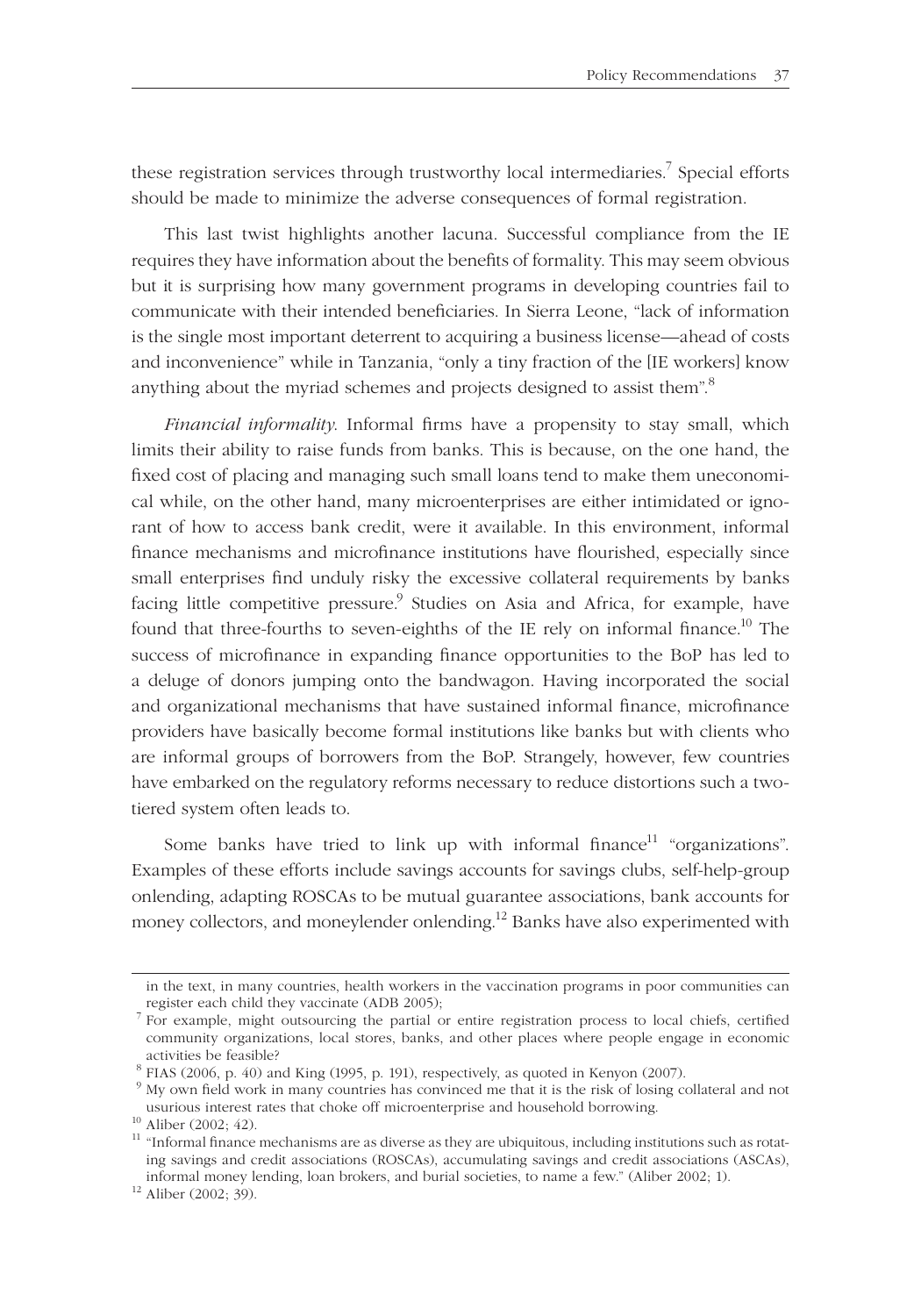these registration services through trustworthy local intermediaries.[7] Special efforts should be made to minimize the adverse consequences of formal registration.

This last twist highlights another lacuna. Successful compliance from the IE requires they have information about the benefits of formality. This may seem obvious but it is surprising how many government programs in developing countries fail to communicate with their intended beneficiaries. In Sierra Leone, "lack of information is the single most important deterrent to acquiring a business license—ahead of costs and inconvenience" while in Tanzania, "only a tiny fraction of the [IE workers] know anything about the myriad schemes and projects designed to assist them".[8]

*Financial informality*. Informal firms have a propensity to stay small, which limits their ability to raise funds from banks. This is because, on the one hand, the fixed cost of placing and managing such small loans tend to make them uneconomical while, on the other hand, many microenterprises are either intimidated or ignorant of how to access bank credit, were it available. In this environment, informal finance mechanisms and microfinance institutions have flourished, especially since small enterprises find unduly risky the excessive collateral requirements by banks facing little competitive pressure.[9] Studies on Asia and Africa, for example, have found that three-fourths to seven-eighths of the IE rely on informal finance.[10] The success of microfinance in expanding finance opportunities to the BoP has led to a deluge of donors jumping onto the bandwagon. Having incorporated the social and organizational mechanisms that have sustained informal finance, microfinance providers have basically become formal institutions like banks but with clients who are informal groups of borrowers from the BoP. Strangely, however, few countries have embarked on the regulatory reforms necessary to reduce distortions such a two-tiered system often leads to.

Some banks have tried to link up with informal finance[11] "organizations". Examples of these efforts include savings accounts for savings clubs, self-help-group onlending, adapting ROSCAs to be mutual guarantee associations, bank accounts for money collectors, and moneylender onlending.[12] Banks have also experimented with

---

in the text, in many countries, health workers in the vaccination programs in poor communities can register each child they vaccinate (ADB 2005);

[7] For example, might outsourcing the partial or entire registration process to local chiefs, certified community organizations, local stores, banks, and other places where people engage in economic activities be feasible?

[8] FIAS (2006, p. 40) and King (1995, p. 191), respectively, as quoted in Kenyon (2007).

[9] My own field work in many countries has convinced me that it is the risk of losing collateral and not usurious interest rates that choke off microenterprise and household borrowing.

[10] Aliber (2002; 42).

[11] "Informal finance mechanisms are as diverse as they are ubiquitous, including institutions such as rotating savings and credit associations (ROSCAs), accumulating savings and credit associations (ASCAs), informal money lending, loan brokers, and burial societies, to name a few." (Aliber 2002; 1).

[12] Aliber (2002; 39).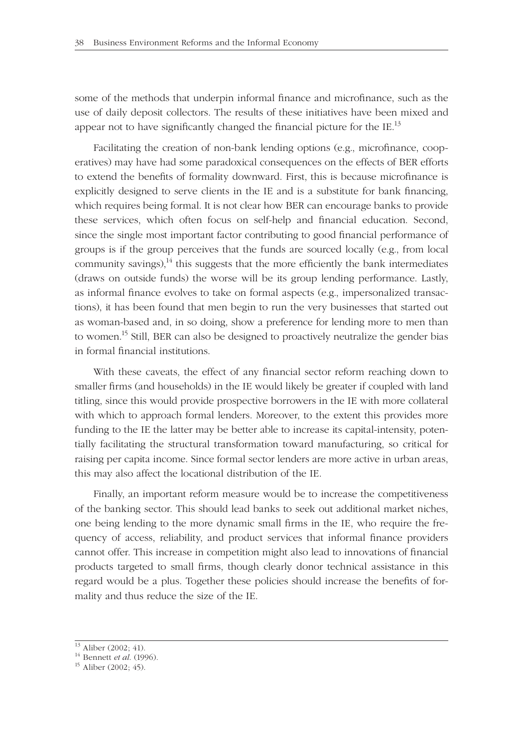some of the methods that underpin informal finance and microfinance, such as the use of daily deposit collectors. The results of these initiatives have been mixed and appear not to have significantly changed the financial picture for the IE.[13]

Facilitating the creation of non-bank lending options (e.g., microfinance, cooperatives) may have had some paradoxical consequences on the effects of BER efforts to extend the benefits of formality downward. First, this is because microfinance is explicitly designed to serve clients in the IE and is a substitute for bank financing, which requires being formal. It is not clear how BER can encourage banks to provide these services, which often focus on self-help and financial education. Second, since the single most important factor contributing to good financial performance of groups is if the group perceives that the funds are sourced locally (e.g., from local community savings),[14] this suggests that the more efficiently the bank intermediates (draws on outside funds) the worse will be its group lending performance. Lastly, as informal finance evolves to take on formal aspects (e.g., impersonalized transactions), it has been found that men begin to run the very businesses that started out as woman-based and, in so doing, show a preference for lending more to men than to women.[15] Still, BER can also be designed to proactively neutralize the gender bias in formal financial institutions.

With these caveats, the effect of any financial sector reform reaching down to smaller firms (and households) in the IE would likely be greater if coupled with land titling, since this would provide prospective borrowers in the IE with more collateral with which to approach formal lenders. Moreover, to the extent this provides more funding to the IE the latter may be better able to increase its capital-intensity, potentially facilitating the structural transformation toward manufacturing, so critical for raising per capita income. Since formal sector lenders are more active in urban areas, this may also affect the locational distribution of the IE.

Finally, an important reform measure would be to increase the competitiveness of the banking sector. This should lead banks to seek out additional market niches, one being lending to the more dynamic small firms in the IE, who require the frequency of access, reliability, and product services that informal finance providers cannot offer. This increase in competition might also lead to innovations of financial products targeted to small firms, though clearly donor technical assistance in this regard would be a plus. Together these policies should increase the benefits of formality and thus reduce the size of the IE.

---

[13] Aliber (2002; 41).

[14] Bennett *et al.* (1996).

[15] Aliber (2002; 45).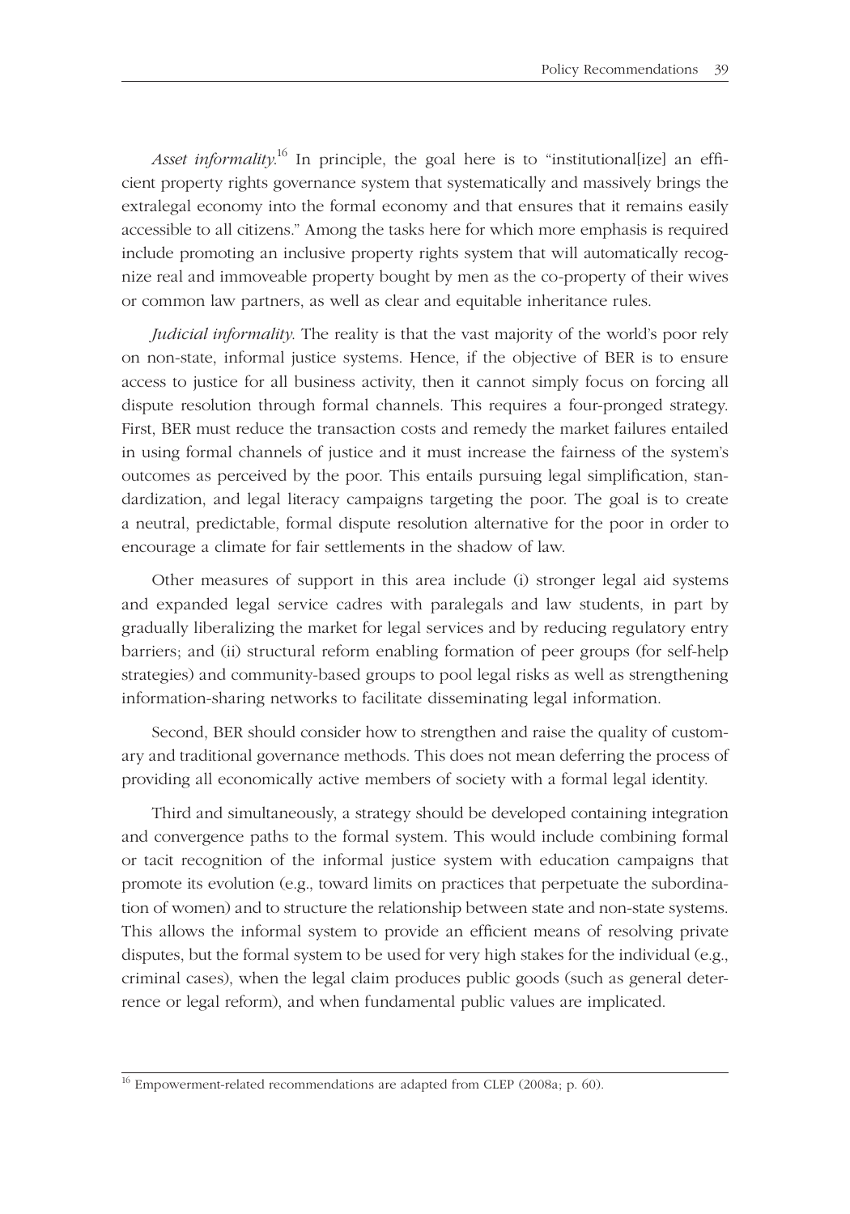*Asset informality.*[16] In principle, the goal here is to "institutional[ize] an efficient property rights governance system that systematically and massively brings the extralegal economy into the formal economy and that ensures that it remains easily accessible to all citizens." Among the tasks here for which more emphasis is required include promoting an inclusive property rights system that will automatically recognize real and immoveable property bought by men as the co-property of their wives or common law partners, as well as clear and equitable inheritance rules.

*Judicial informality.* The reality is that the vast majority of the world's poor rely on non-state, informal justice systems. Hence, if the objective of BER is to ensure access to justice for all business activity, then it cannot simply focus on forcing all dispute resolution through formal channels. This requires a four-pronged strategy. First, BER must reduce the transaction costs and remedy the market failures entailed in using formal channels of justice and it must increase the fairness of the system's outcomes as perceived by the poor. This entails pursuing legal simplification, standardization, and legal literacy campaigns targeting the poor. The goal is to create a neutral, predictable, formal dispute resolution alternative for the poor in order to encourage a climate for fair settlements in the shadow of law.

Other measures of support in this area include (i) stronger legal aid systems and expanded legal service cadres with paralegals and law students, in part by gradually liberalizing the market for legal services and by reducing regulatory entry barriers; and (ii) structural reform enabling formation of peer groups (for self-help strategies) and community-based groups to pool legal risks as well as strengthening information-sharing networks to facilitate disseminating legal information.

Second, BER should consider how to strengthen and raise the quality of customary and traditional governance methods. This does not mean deferring the process of providing all economically active members of society with a formal legal identity.

Third and simultaneously, a strategy should be developed containing integration and convergence paths to the formal system. This would include combining formal or tacit recognition of the informal justice system with education campaigns that promote its evolution (e.g., toward limits on practices that perpetuate the subordination of women) and to structure the relationship between state and non-state systems. This allows the informal system to provide an efficient means of resolving private disputes, but the formal system to be used for very high stakes for the individual (e.g., criminal cases), when the legal claim produces public goods (such as general deterrence or legal reform), and when fundamental public values are implicated.

[16] Empowerment-related recommendations are adapted from CLEP (2008a; p. 60).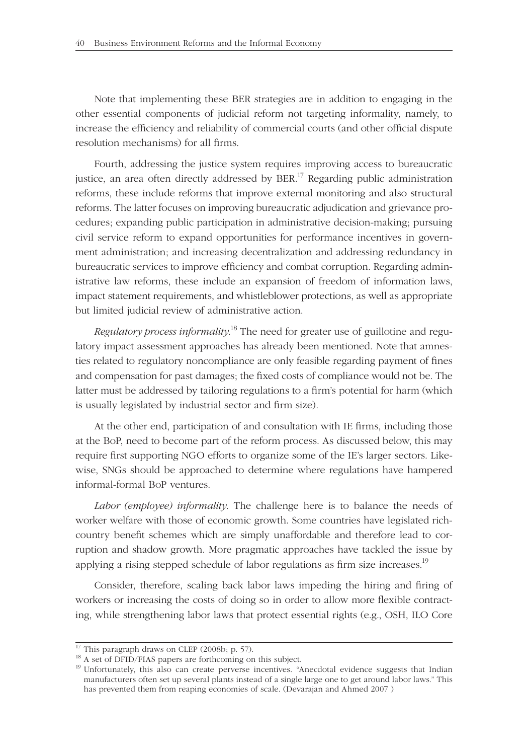Note that implementing these BER strategies are in addition to engaging in the other essential components of judicial reform not targeting informality, namely, to increase the efficiency and reliability of commercial courts (and other official dispute resolution mechanisms) for all firms.

Fourth, addressing the justice system requires improving access to bureaucratic justice, an area often directly addressed by BER.[17] Regarding public administration reforms, these include reforms that improve external monitoring and also structural reforms. The latter focuses on improving bureaucratic adjudication and grievance procedures; expanding public participation in administrative decision-making; pursuing civil service reform to expand opportunities for performance incentives in government administration; and increasing decentralization and addressing redundancy in bureaucratic services to improve efficiency and combat corruption. Regarding administrative law reforms, these include an expansion of freedom of information laws, impact statement requirements, and whistleblower protections, as well as appropriate but limited judicial review of administrative action.

*Regulatory process informality.*[18] The need for greater use of guillotine and regulatory impact assessment approaches has already been mentioned. Note that amnesties related to regulatory noncompliance are only feasible regarding payment of fines and compensation for past damages; the fixed costs of compliance would not be. The latter must be addressed by tailoring regulations to a firm's potential for harm (which is usually legislated by industrial sector and firm size).

At the other end, participation of and consultation with IE firms, including those at the BoP, need to become part of the reform process. As discussed below, this may require first supporting NGO efforts to organize some of the IE's larger sectors. Likewise, SNGs should be approached to determine where regulations have hampered informal-formal BoP ventures.

*Labor (employee) informality.* The challenge here is to balance the needs of worker welfare with those of economic growth. Some countries have legislated rich-country benefit schemes which are simply unaffordable and therefore lead to corruption and shadow growth. More pragmatic approaches have tackled the issue by applying a rising stepped schedule of labor regulations as firm size increases.[19]

Consider, therefore, scaling back labor laws impeding the hiring and firing of workers or increasing the costs of doing so in order to allow more flexible contracting, while strengthening labor laws that protect essential rights (e.g., OSH, ILO Core

---

[17] This paragraph draws on CLEP (2008b; p. 57).

[18] A set of DFID/FIAS papers are forthcoming on this subject.

[19] Unfortunately, this also can create perverse incentives. "Anecdotal evidence suggests that Indian manufacturers often set up several plants instead of a single large one to get around labor laws." This has prevented them from reaping economies of scale. (Devarajan and Ahmed 2007 )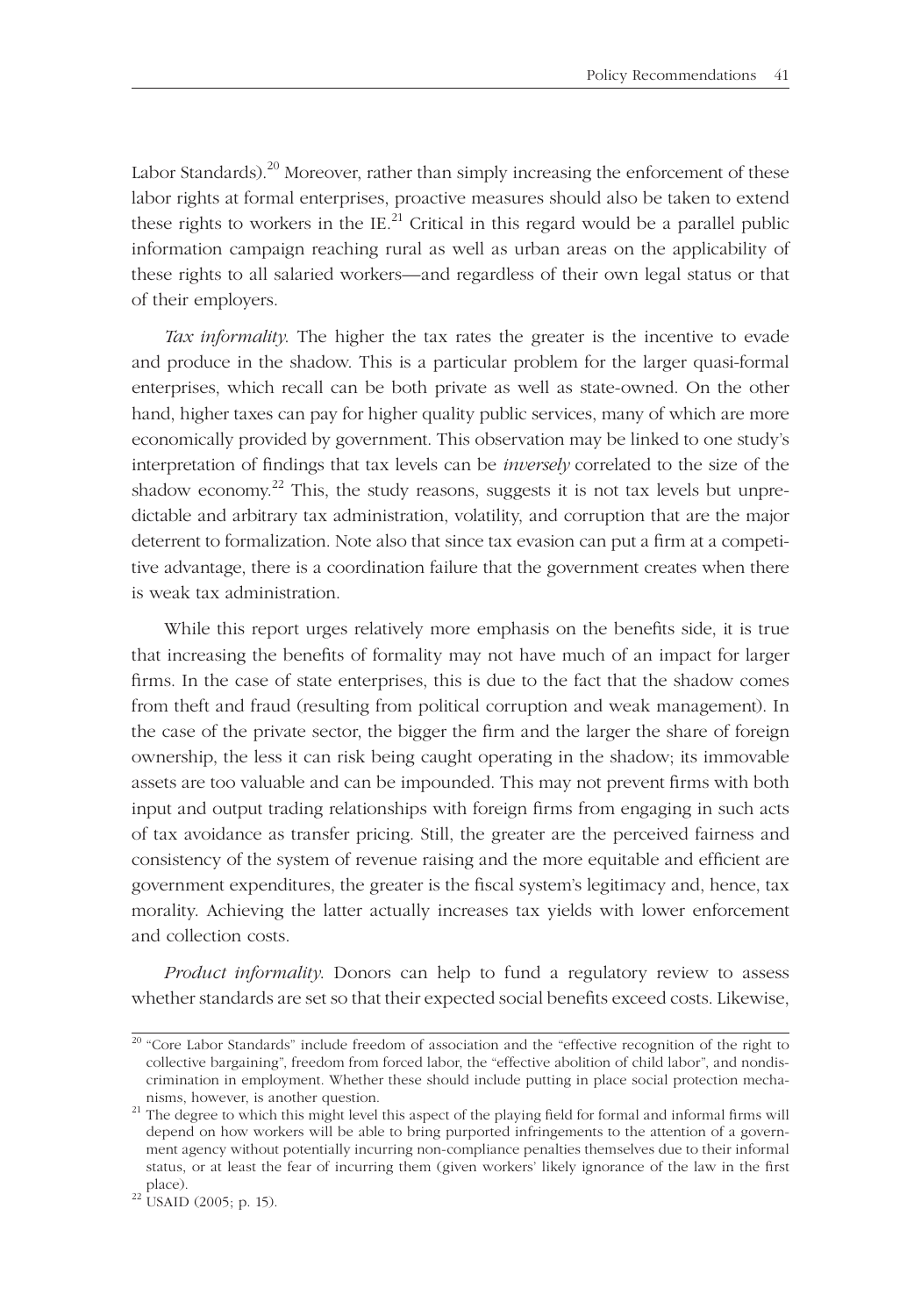Labor Standards).[20] Moreover, rather than simply increasing the enforcement of these labor rights at formal enterprises, proactive measures should also be taken to extend these rights to workers in the IE.[21] Critical in this regard would be a parallel public information campaign reaching rural as well as urban areas on the applicability of these rights to all salaried workers—and regardless of their own legal status or that of their employers.

*Tax informality.* The higher the tax rates the greater is the incentive to evade and produce in the shadow. This is a particular problem for the larger quasi-formal enterprises, which recall can be both private as well as state-owned. On the other hand, higher taxes can pay for higher quality public services, many of which are more economically provided by government. This observation may be linked to one study's interpretation of findings that tax levels can be *inversely* correlated to the size of the shadow economy.[22] This, the study reasons, suggests it is not tax levels but unpredictable and arbitrary tax administration, volatility, and corruption that are the major deterrent to formalization. Note also that since tax evasion can put a firm at a competitive advantage, there is a coordination failure that the government creates when there is weak tax administration.

While this report urges relatively more emphasis on the benefits side, it is true that increasing the benefits of formality may not have much of an impact for larger firms. In the case of state enterprises, this is due to the fact that the shadow comes from theft and fraud (resulting from political corruption and weak management). In the case of the private sector, the bigger the firm and the larger the share of foreign ownership, the less it can risk being caught operating in the shadow; its immovable assets are too valuable and can be impounded. This may not prevent firms with both input and output trading relationships with foreign firms from engaging in such acts of tax avoidance as transfer pricing. Still, the greater are the perceived fairness and consistency of the system of revenue raising and the more equitable and efficient are government expenditures, the greater is the fiscal system's legitimacy and, hence, tax morality. Achieving the latter actually increases tax yields with lower enforcement and collection costs.

*Product informality.* Donors can help to fund a regulatory review to assess whether standards are set so that their expected social benefits exceed costs. Likewise,

---

[20] "Core Labor Standards" include freedom of association and the "effective recognition of the right to collective bargaining", freedom from forced labor, the "effective abolition of child labor", and nondiscrimination in employment. Whether these should include putting in place social protection mechanisms, however, is another question.

[21] The degree to which this might level this aspect of the playing field for formal and informal firms will depend on how workers will be able to bring purported infringements to the attention of a government agency without potentially incurring non-compliance penalties themselves due to their informal status, or at least the fear of incurring them (given workers' likely ignorance of the law in the first place).

[22] USAID (2005; p. 15).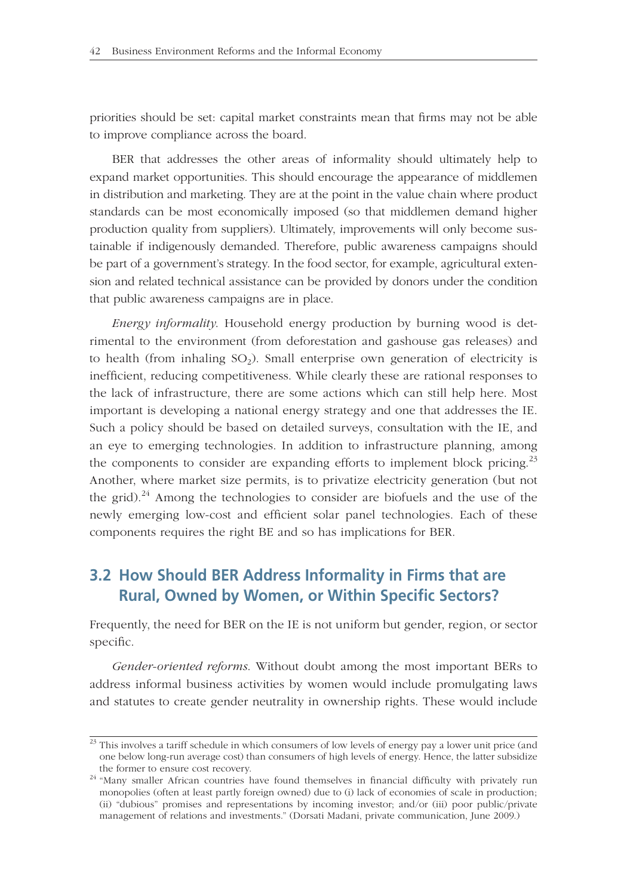priorities should be set: capital market constraints mean that firms may not be able to improve compliance across the board.

BER that addresses the other areas of informality should ultimately help to expand market opportunities. This should encourage the appearance of middlemen in distribution and marketing. They are at the point in the value chain where product standards can be most economically imposed (so that middlemen demand higher production quality from suppliers). Ultimately, improvements will only become sustainable if indigenously demanded. Therefore, public awareness campaigns should be part of a government's strategy. In the food sector, for example, agricultural extension and related technical assistance can be provided by donors under the condition that public awareness campaigns are in place.

*Energy informality.* Household energy production by burning wood is detrimental to the environment (from deforestation and gashouse gas releases) and to health (from inhaling $SO_2$). Small enterprise own generation of electricity is inefficient, reducing competitiveness. While clearly these are rational responses to the lack of infrastructure, there are some actions which can still help here. Most important is developing a national energy strategy and one that addresses the IE. Such a policy should be based on detailed surveys, consultation with the IE, and an eye to emerging technologies. In addition to infrastructure planning, among the components to consider are expanding efforts to implement block pricing.[23] Another, where market size permits, is to privatize electricity generation (but not the grid).[24] Among the technologies to consider are biofuels and the use of the newly emerging low-cost and efficient solar panel technologies. Each of these components requires the right BE and so has implications for BER.

## 3.2 How Should BER Address Informality in Firms that are Rural, Owned by Women, or Within Specific Sectors?

Frequently, the need for BER on the IE is not uniform but gender, region, or sector specific.

*Gender-oriented reforms.* Without doubt among the most important BERs to address informal business activities by women would include promulgating laws and statutes to create gender neutrality in ownership rights. These would include

[23] This involves a tariff schedule in which consumers of low levels of energy pay a lower unit price (and one below long-run average cost) than consumers of high levels of energy. Hence, the latter subsidize the former to ensure cost recovery.

[24] "Many smaller African countries have found themselves in financial difficulty with privately run monopolies (often at least partly foreign owned) due to (i) lack of economies of scale in production; (ii) "dubious" promises and representations by incoming investor; and/or (iii) poor public/private management of relations and investments." (Dorsati Madani, private communication, June 2009.)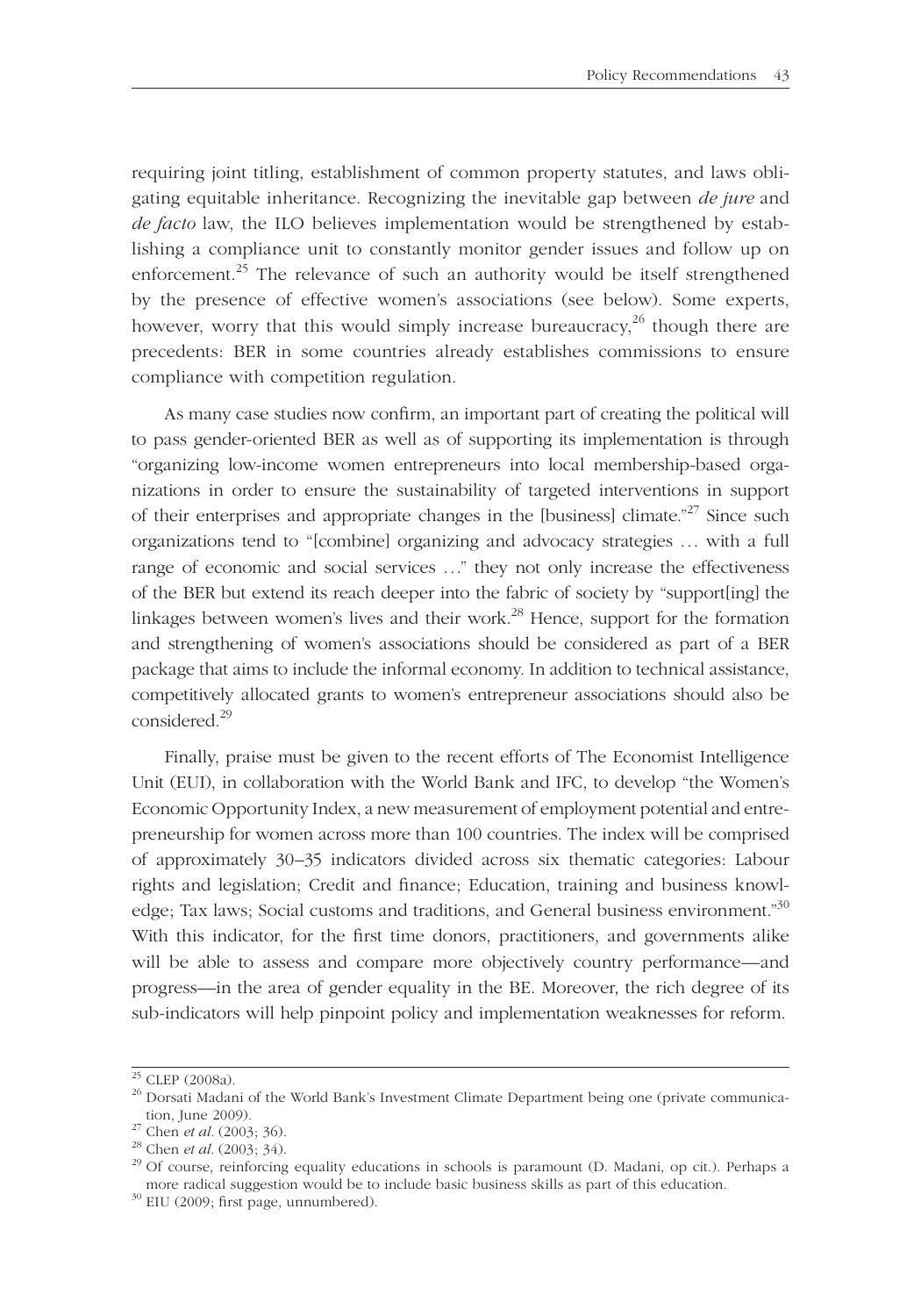requiring joint titling, establishment of common property statutes, and laws obligating equitable inheritance. Recognizing the inevitable gap between *de jure* and *de facto* law, the ILO believes implementation would be strengthened by establishing a compliance unit to constantly monitor gender issues and follow up on enforcement.[25] The relevance of such an authority would be itself strengthened by the presence of effective women's associations (see below). Some experts, however, worry that this would simply increase bureaucracy,[26] though there are precedents: BER in some countries already establishes commissions to ensure compliance with competition regulation.

As many case studies now confirm, an important part of creating the political will to pass gender-oriented BER as well as of supporting its implementation is through "organizing low-income women entrepreneurs into local membership-based organizations in order to ensure the sustainability of targeted interventions in support of their enterprises and appropriate changes in the [business] climate."[27] Since such organizations tend to "[combine] organizing and advocacy strategies … with a full range of economic and social services …" they not only increase the effectiveness of the BER but extend its reach deeper into the fabric of society by "support[ing] the linkages between women's lives and their work.[28] Hence, support for the formation and strengthening of women's associations should be considered as part of a BER package that aims to include the informal economy. In addition to technical assistance, competitively allocated grants to women's entrepreneur associations should also be considered.[29]

Finally, praise must be given to the recent efforts of The Economist Intelligence Unit (EUI), in collaboration with the World Bank and IFC, to develop "the Women's Economic Opportunity Index, a new measurement of employment potential and entrepreneurship for women across more than 100 countries. The index will be comprised of approximately 30–35 indicators divided across six thematic categories: Labour rights and legislation; Credit and finance; Education, training and business knowledge; Tax laws; Social customs and traditions, and General business environment."[30] With this indicator, for the first time donors, practitioners, and governments alike will be able to assess and compare more objectively country performance—and progress—in the area of gender equality in the BE. Moreover, the rich degree of its sub-indicators will help pinpoint policy and implementation weaknesses for reform.

---

[25] CLEP (2008a).

[26] Dorsati Madani of the World Bank's Investment Climate Department being one (private communication, June 2009).

[27] Chen *et al.* (2003; 36).

[28] Chen *et al.* (2003; 34).

[29] Of course, reinforcing equality educations in schools is paramount (D. Madani, op cit.). Perhaps a more radical suggestion would be to include basic business skills as part of this education.

[30] EIU (2009; first page, unnumbered).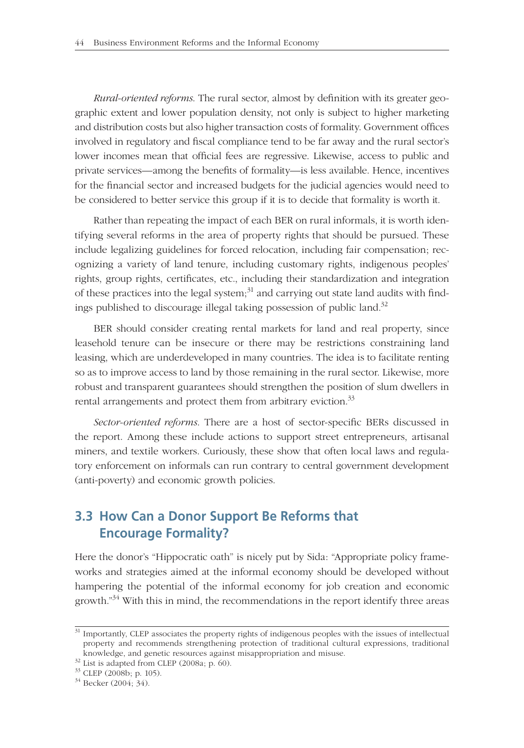*Rural-oriented reforms.* The rural sector, almost by definition with its greater geographic extent and lower population density, not only is subject to higher marketing and distribution costs but also higher transaction costs of formality. Government offices involved in regulatory and fiscal compliance tend to be far away and the rural sector's lower incomes mean that official fees are regressive. Likewise, access to public and private services—among the benefits of formality—is less available. Hence, incentives for the financial sector and increased budgets for the judicial agencies would need to be considered to better service this group if it is to decide that formality is worth it.

Rather than repeating the impact of each BER on rural informals, it is worth identifying several reforms in the area of property rights that should be pursued. These include legalizing guidelines for forced relocation, including fair compensation; recognizing a variety of land tenure, including customary rights, indigenous peoples' rights, group rights, certificates, etc., including their standardization and integration of these practices into the legal system;[31] and carrying out state land audits with findings published to discourage illegal taking possession of public land.[32]

BER should consider creating rental markets for land and real property, since leasehold tenure can be insecure or there may be restrictions constraining land leasing, which are underdeveloped in many countries. The idea is to facilitate renting so as to improve access to land by those remaining in the rural sector. Likewise, more robust and transparent guarantees should strengthen the position of slum dwellers in rental arrangements and protect them from arbitrary eviction.[33]

*Sector-oriented reforms.* There are a host of sector-specific BERs discussed in the report. Among these include actions to support street entrepreneurs, artisanal miners, and textile workers. Curiously, these show that often local laws and regulatory enforcement on informals can run contrary to central government development (anti-poverty) and economic growth policies.

## 3.3 How Can a Donor Support Be Reforms that Encourage Formality?

Here the donor's "Hippocratic oath" is nicely put by Sida: "Appropriate policy frameworks and strategies aimed at the informal economy should be developed without hampering the potential of the informal economy for job creation and economic growth."[34] With this in mind, the recommendations in the report identify three areas

---

[31] Importantly, CLEP associates the property rights of indigenous peoples with the issues of intellectual property and recommends strengthening protection of traditional cultural expressions, traditional knowledge, and genetic resources against misappropriation and misuse.

[32] List is adapted from CLEP (2008a; p. 60).

[33] CLEP (2008b; p. 105).

[34] Becker (2004; 34).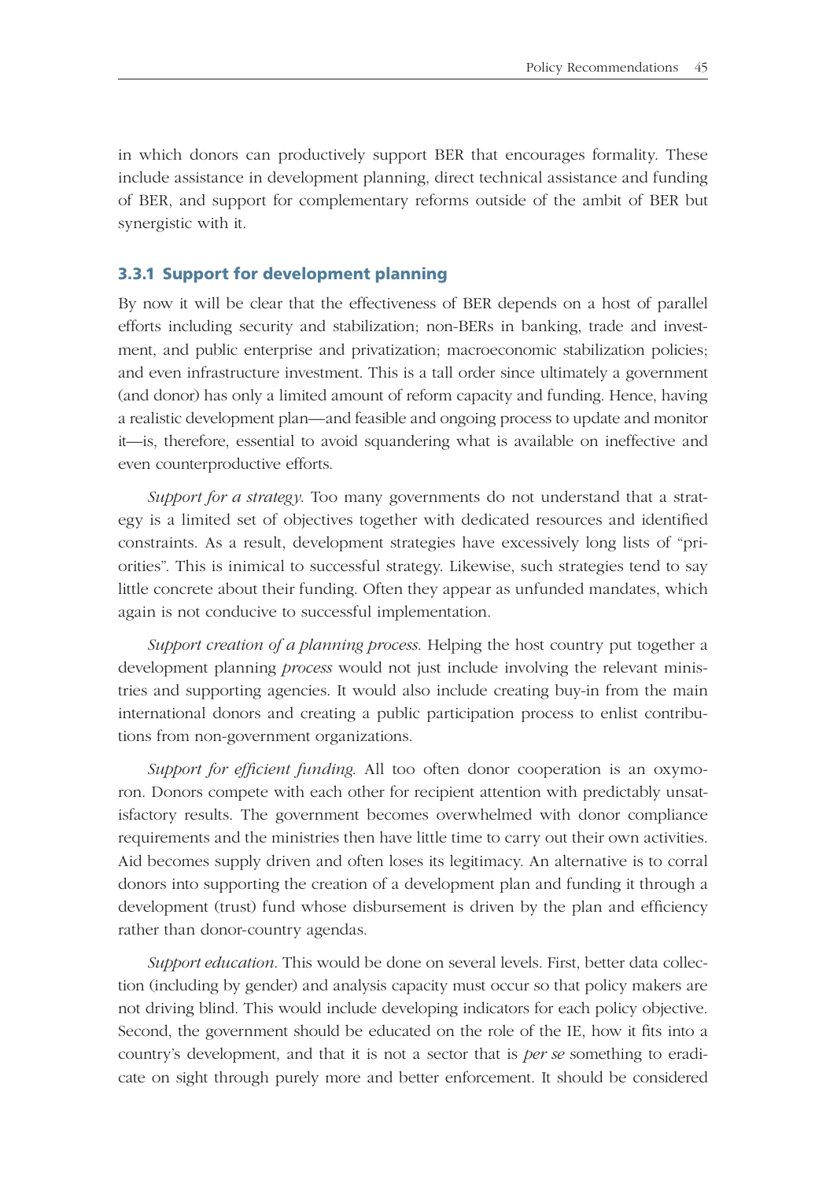in which donors can productively support BER that encourages formality. These include assistance in development planning, direct technical assistance and funding of BER, and support for complementary reforms outside of the ambit of BER but synergistic with it.

### 3.3.1 Support for development planning

By now it will be clear that the effectiveness of BER depends on a host of parallel efforts including security and stabilization; non-BERs in banking, trade and investment, and public enterprise and privatization; macroeconomic stabilization policies; and even infrastructure investment. This is a tall order since ultimately a government (and donor) has only a limited amount of reform capacity and funding. Hence, having a realistic development plan—and feasible and ongoing process to update and monitor it—is, therefore, essential to avoid squandering what is available on ineffective and even counterproductive efforts.

*Support for a strategy.* Too many governments do not understand that a strategy is a limited set of objectives together with dedicated resources and identified constraints. As a result, development strategies have excessively long lists of "priorities". This is inimical to successful strategy. Likewise, such strategies tend to say little concrete about their funding. Often they appear as unfunded mandates, which again is not conducive to successful implementation.

*Support creation of a planning process.* Helping the host country put together a development planning *process* would not just include involving the relevant ministries and supporting agencies. It would also include creating buy-in from the main international donors and creating a public participation process to enlist contributions from non-government organizations.

*Support for efficient funding.* All too often donor cooperation is an oxymoron. Donors compete with each other for recipient attention with predictably unsatisfactory results. The government becomes overwhelmed with donor compliance requirements and the ministries then have little time to carry out their own activities. Aid becomes supply driven and often loses its legitimacy. An alternative is to corral donors into supporting the creation of a development plan and funding it through a development (trust) fund whose disbursement is driven by the plan and efficiency rather than donor-country agendas.

*Support education.* This would be done on several levels. First, better data collection (including by gender) and analysis capacity must occur so that policy makers are not driving blind. This would include developing indicators for each policy objective. Second, the government should be educated on the role of the IE, how it fits into a country's development, and that it is not a sector that is *per se* something to eradicate on sight through purely more and better enforcement. It should be considered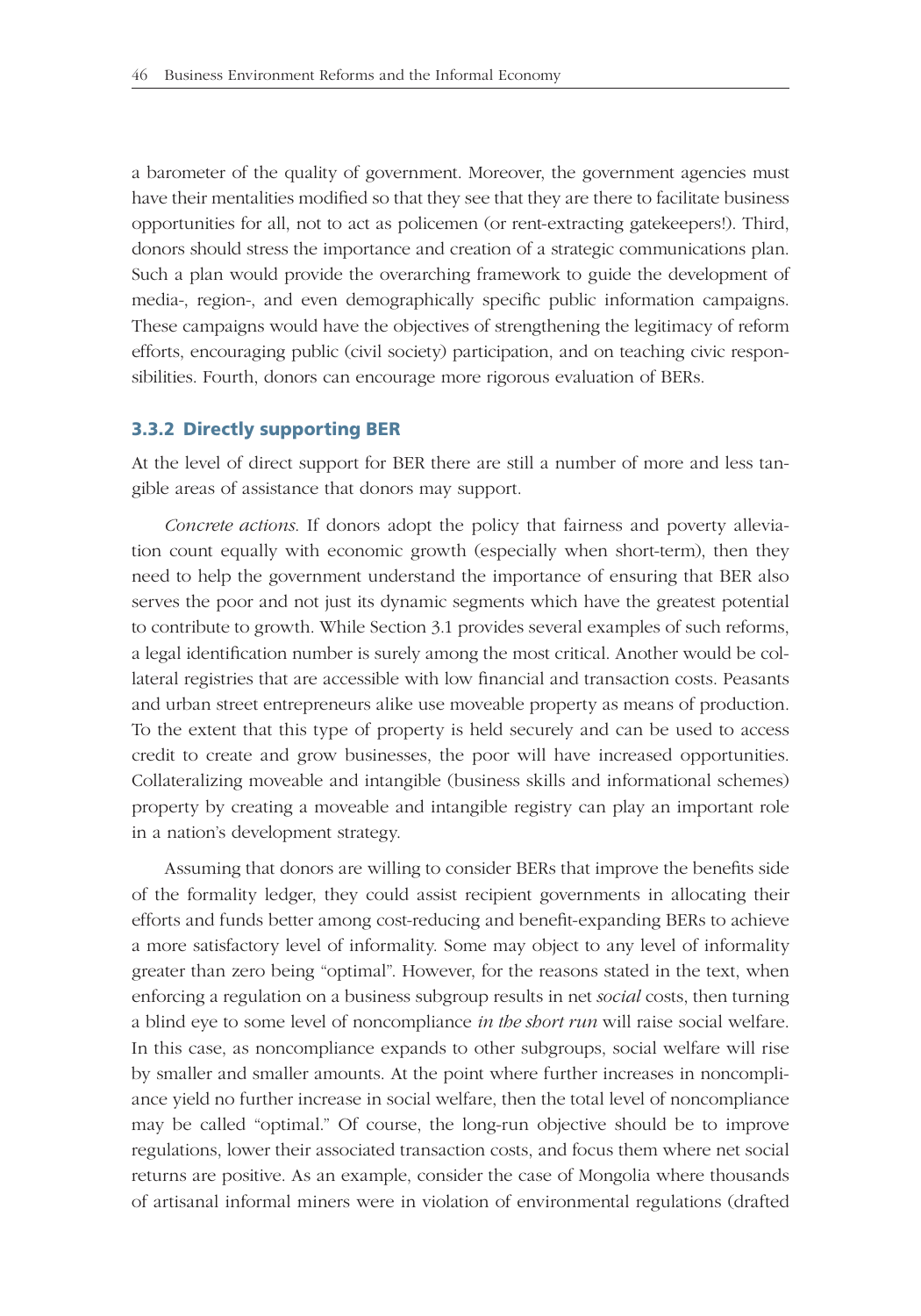a barometer of the quality of government. Moreover, the government agencies must have their mentalities modified so that they see that they are there to facilitate business opportunities for all, not to act as policemen (or rent-extracting gatekeepers!). Third, donors should stress the importance and creation of a strategic communications plan. Such a plan would provide the overarching framework to guide the development of media-, region-, and even demographically specific public information campaigns. These campaigns would have the objectives of strengthening the legitimacy of reform efforts, encouraging public (civil society) participation, and on teaching civic responsibilities. Fourth, donors can encourage more rigorous evaluation of BERs.

### 3.3.2 Directly supporting BER

At the level of direct support for BER there are still a number of more and less tangible areas of assistance that donors may support.

*Concrete actions*. If donors adopt the policy that fairness and poverty alleviation count equally with economic growth (especially when short-term), then they need to help the government understand the importance of ensuring that BER also serves the poor and not just its dynamic segments which have the greatest potential to contribute to growth. While Section 3.1 provides several examples of such reforms, a legal identification number is surely among the most critical. Another would be collateral registries that are accessible with low financial and transaction costs. Peasants and urban street entrepreneurs alike use moveable property as means of production. To the extent that this type of property is held securely and can be used to access credit to create and grow businesses, the poor will have increased opportunities. Collateralizing moveable and intangible (business skills and informational schemes) property by creating a moveable and intangible registry can play an important role in a nation's development strategy.

Assuming that donors are willing to consider BERs that improve the benefits side of the formality ledger, they could assist recipient governments in allocating their efforts and funds better among cost-reducing and benefit-expanding BERs to achieve a more satisfactory level of informality. Some may object to any level of informality greater than zero being "optimal". However, for the reasons stated in the text, when enforcing a regulation on a business subgroup results in net *social* costs, then turning a blind eye to some level of noncompliance *in the short run* will raise social welfare. In this case, as noncompliance expands to other subgroups, social welfare will rise by smaller and smaller amounts. At the point where further increases in noncompliance yield no further increase in social welfare, then the total level of noncompliance may be called "optimal." Of course, the long-run objective should be to improve regulations, lower their associated transaction costs, and focus them where net social returns are positive. As an example, consider the case of Mongolia where thousands of artisanal informal miners were in violation of environmental regulations (drafted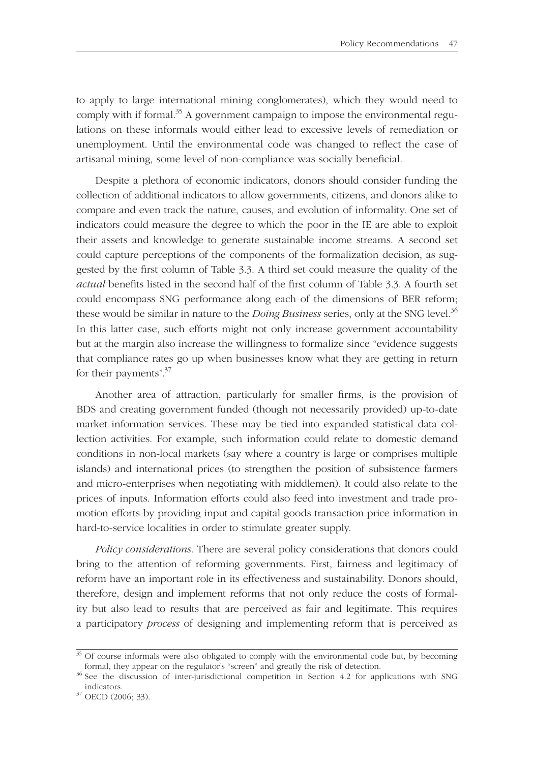to apply to large international mining conglomerates), which they would need to comply with if formal.[35] A government campaign to impose the environmental regulations on these informals would either lead to excessive levels of remediation or unemployment. Until the environmental code was changed to reflect the case of artisanal mining, some level of non-compliance was socially beneficial.

Despite a plethora of economic indicators, donors should consider funding the collection of additional indicators to allow governments, citizens, and donors alike to compare and even track the nature, causes, and evolution of informality. One set of indicators could measure the degree to which the poor in the IE are able to exploit their assets and knowledge to generate sustainable income streams. A second set could capture perceptions of the components of the formalization decision, as suggested by the first column of Table 3.3. A third set could measure the quality of the *actual* benefits listed in the second half of the first column of Table 3.3. A fourth set could encompass SNG performance along each of the dimensions of BER reform; these would be similar in nature to the *Doing Business* series, only at the SNG level.[36] In this latter case, such efforts might not only increase government accountability but at the margin also increase the willingness to formalize since "evidence suggests that compliance rates go up when businesses know what they are getting in return for their payments".[37]

Another area of attraction, particularly for smaller firms, is the provision of BDS and creating government funded (though not necessarily provided) up-to-date market information services. These may be tied into expanded statistical data collection activities. For example, such information could relate to domestic demand conditions in non-local markets (say where a country is large or comprises multiple islands) and international prices (to strengthen the position of subsistence farmers and micro-enterprises when negotiating with middlemen). It could also relate to the prices of inputs. Information efforts could also feed into investment and trade promotion efforts by providing input and capital goods transaction price information in hard-to-service localities in order to stimulate greater supply.

*Policy considerations*. There are several policy considerations that donors could bring to the attention of reforming governments. First, fairness and legitimacy of reform have an important role in its effectiveness and sustainability. Donors should, therefore, design and implement reforms that not only reduce the costs of formality but also lead to results that are perceived as fair and legitimate. This requires a participatory *process* of designing and implementing reform that is perceived as

---

[35] Of course informals were also obligated to comply with the environmental code but, by becoming formal, they appear on the regulator's "screen" and greatly the risk of detection.

[36] See the discussion of inter-jurisdictional competition in Section 4.2 for applications with SNG indicators.

[37] OECD (2006; 33).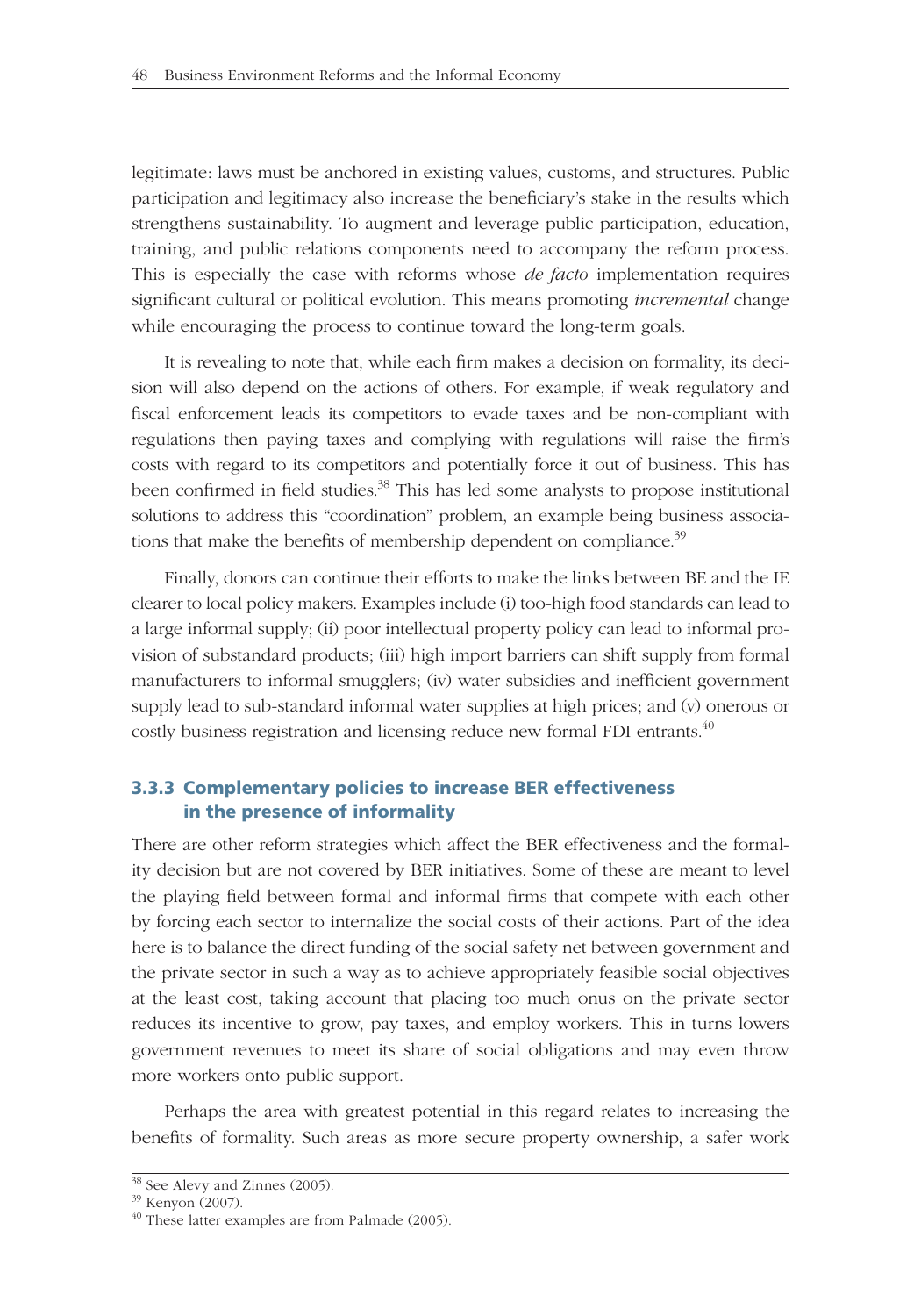legitimate: laws must be anchored in existing values, customs, and structures. Public participation and legitimacy also increase the beneficiary's stake in the results which strengthens sustainability. To augment and leverage public participation, education, training, and public relations components need to accompany the reform process. This is especially the case with reforms whose *de facto* implementation requires significant cultural or political evolution. This means promoting *incremental* change while encouraging the process to continue toward the long-term goals.

It is revealing to note that, while each firm makes a decision on formality, its decision will also depend on the actions of others. For example, if weak regulatory and fiscal enforcement leads its competitors to evade taxes and be non-compliant with regulations then paying taxes and complying with regulations will raise the firm's costs with regard to its competitors and potentially force it out of business. This has been confirmed in field studies.[38] This has led some analysts to propose institutional solutions to address this "coordination" problem, an example being business associations that make the benefits of membership dependent on compliance.[39]

Finally, donors can continue their efforts to make the links between BE and the IE clearer to local policy makers. Examples include (i) too-high food standards can lead to a large informal supply; (ii) poor intellectual property policy can lead to informal provision of substandard products; (iii) high import barriers can shift supply from formal manufacturers to informal smugglers; (iv) water subsidies and inefficient government supply lead to sub-standard informal water supplies at high prices; and (v) onerous or costly business registration and licensing reduce new formal FDI entrants.[40]

### 3.3.3 Complementary policies to increase BER effectiveness in the presence of informality

There are other reform strategies which affect the BER effectiveness and the formality decision but are not covered by BER initiatives. Some of these are meant to level the playing field between formal and informal firms that compete with each other by forcing each sector to internalize the social costs of their actions. Part of the idea here is to balance the direct funding of the social safety net between government and the private sector in such a way as to achieve appropriately feasible social objectives at the least cost, taking account that placing too much onus on the private sector reduces its incentive to grow, pay taxes, and employ workers. This in turns lowers government revenues to meet its share of social obligations and may even throw more workers onto public support.

Perhaps the area with greatest potential in this regard relates to increasing the benefits of formality. Such areas as more secure property ownership, a safer work

[38] See Alevy and Zinnes (2005).

[39] Kenyon (2007).

[40] These latter examples are from Palmade (2005).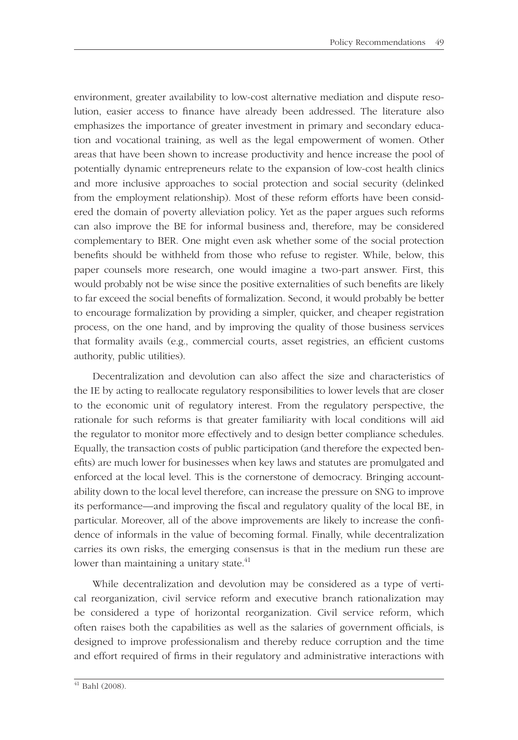environment, greater availability to low-cost alternative mediation and dispute resolution, easier access to finance have already been addressed. The literature also emphasizes the importance of greater investment in primary and secondary education and vocational training, as well as the legal empowerment of women. Other areas that have been shown to increase productivity and hence increase the pool of potentially dynamic entrepreneurs relate to the expansion of low-cost health clinics and more inclusive approaches to social protection and social security (delinked from the employment relationship). Most of these reform efforts have been considered the domain of poverty alleviation policy. Yet as the paper argues such reforms can also improve the BE for informal business and, therefore, may be considered complementary to BER. One might even ask whether some of the social protection benefits should be withheld from those who refuse to register. While, below, this paper counsels more research, one would imagine a two-part answer. First, this would probably not be wise since the positive externalities of such benefits are likely to far exceed the social benefits of formalization. Second, it would probably be better to encourage formalization by providing a simpler, quicker, and cheaper registration process, on the one hand, and by improving the quality of those business services that formality avails (e.g., commercial courts, asset registries, an efficient customs authority, public utilities).

Decentralization and devolution can also affect the size and characteristics of the IE by acting to reallocate regulatory responsibilities to lower levels that are closer to the economic unit of regulatory interest. From the regulatory perspective, the rationale for such reforms is that greater familiarity with local conditions will aid the regulator to monitor more effectively and to design better compliance schedules. Equally, the transaction costs of public participation (and therefore the expected benefits) are much lower for businesses when key laws and statutes are promulgated and enforced at the local level. This is the cornerstone of democracy. Bringing accountability down to the local level therefore, can increase the pressure on SNG to improve its performance—and improving the fiscal and regulatory quality of the local BE, in particular. Moreover, all of the above improvements are likely to increase the confidence of informals in the value of becoming formal. Finally, while decentralization carries its own risks, the emerging consensus is that in the medium run these are lower than maintaining a unitary state.[41]

While decentralization and devolution may be considered as a type of vertical reorganization, civil service reform and executive branch rationalization may be considered a type of horizontal reorganization. Civil service reform, which often raises both the capabilities as well as the salaries of government officials, is designed to improve professionalism and thereby reduce corruption and the time and effort required of firms in their regulatory and administrative interactions with

[41] Bahl (2008).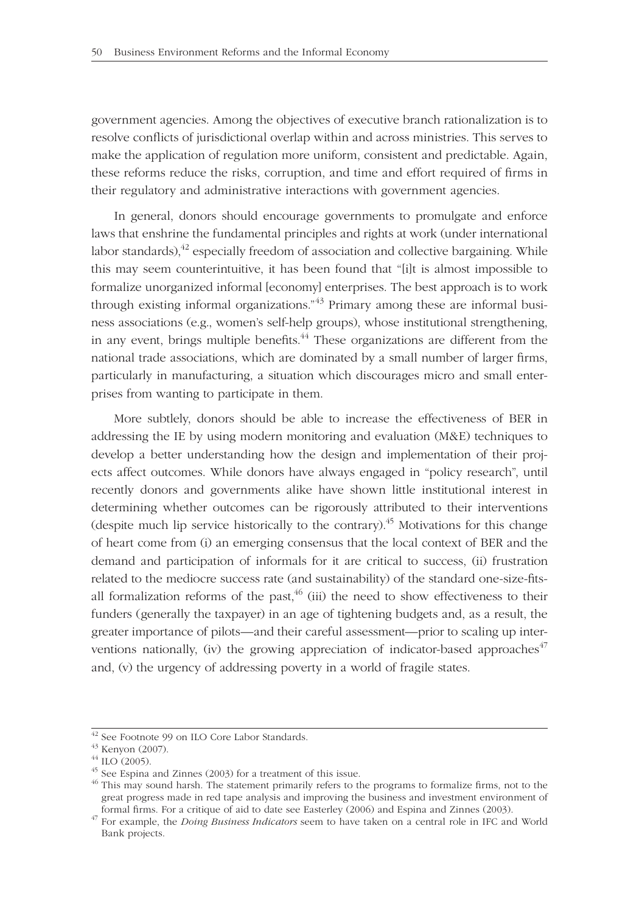government agencies. Among the objectives of executive branch rationalization is to resolve conflicts of jurisdictional overlap within and across ministries. This serves to make the application of regulation more uniform, consistent and predictable. Again, these reforms reduce the risks, corruption, and time and effort required of firms in their regulatory and administrative interactions with government agencies.

In general, donors should encourage governments to promulgate and enforce laws that enshrine the fundamental principles and rights at work (under international labor standards),[42] especially freedom of association and collective bargaining. While this may seem counterintuitive, it has been found that "[i]t is almost impossible to formalize unorganized informal [economy] enterprises. The best approach is to work through existing informal organizations."[43] Primary among these are informal business associations (e.g., women's self-help groups), whose institutional strengthening, in any event, brings multiple benefits.[44] These organizations are different from the national trade associations, which are dominated by a small number of larger firms, particularly in manufacturing, a situation which discourages micro and small enterprises from wanting to participate in them.

More subtlely, donors should be able to increase the effectiveness of BER in addressing the IE by using modern monitoring and evaluation (M&E) techniques to develop a better understanding how the design and implementation of their projects affect outcomes. While donors have always engaged in "policy research", until recently donors and governments alike have shown little institutional interest in determining whether outcomes can be rigorously attributed to their interventions (despite much lip service historically to the contrary).[45] Motivations for this change of heart come from (i) an emerging consensus that the local context of BER and the demand and participation of informals for it are critical to success, (ii) frustration related to the mediocre success rate (and sustainability) of the standard one-size-fits-all formalization reforms of the past,[46] (iii) the need to show effectiveness to their funders (generally the taxpayer) in an age of tightening budgets and, as a result, the greater importance of pilots—and their careful assessment—prior to scaling up interventions nationally, (iv) the growing appreciation of indicator-based approaches[47] and, (v) the urgency of addressing poverty in a world of fragile states.

---

[42] See Footnote 99 on ILO Core Labor Standards.

[43] Kenyon (2007).

[44] ILO (2005).

[45] See Espina and Zinnes (2003) for a treatment of this issue.

[46] This may sound harsh. The statement primarily refers to the programs to formalize firms, not to the great progress made in red tape analysis and improving the business and investment environment of formal firms. For a critique of aid to date see Easterley (2006) and Espina and Zinnes (2003).

[47] For example, the *Doing Business Indicators* seem to have taken on a central role in IFC and World Bank projects.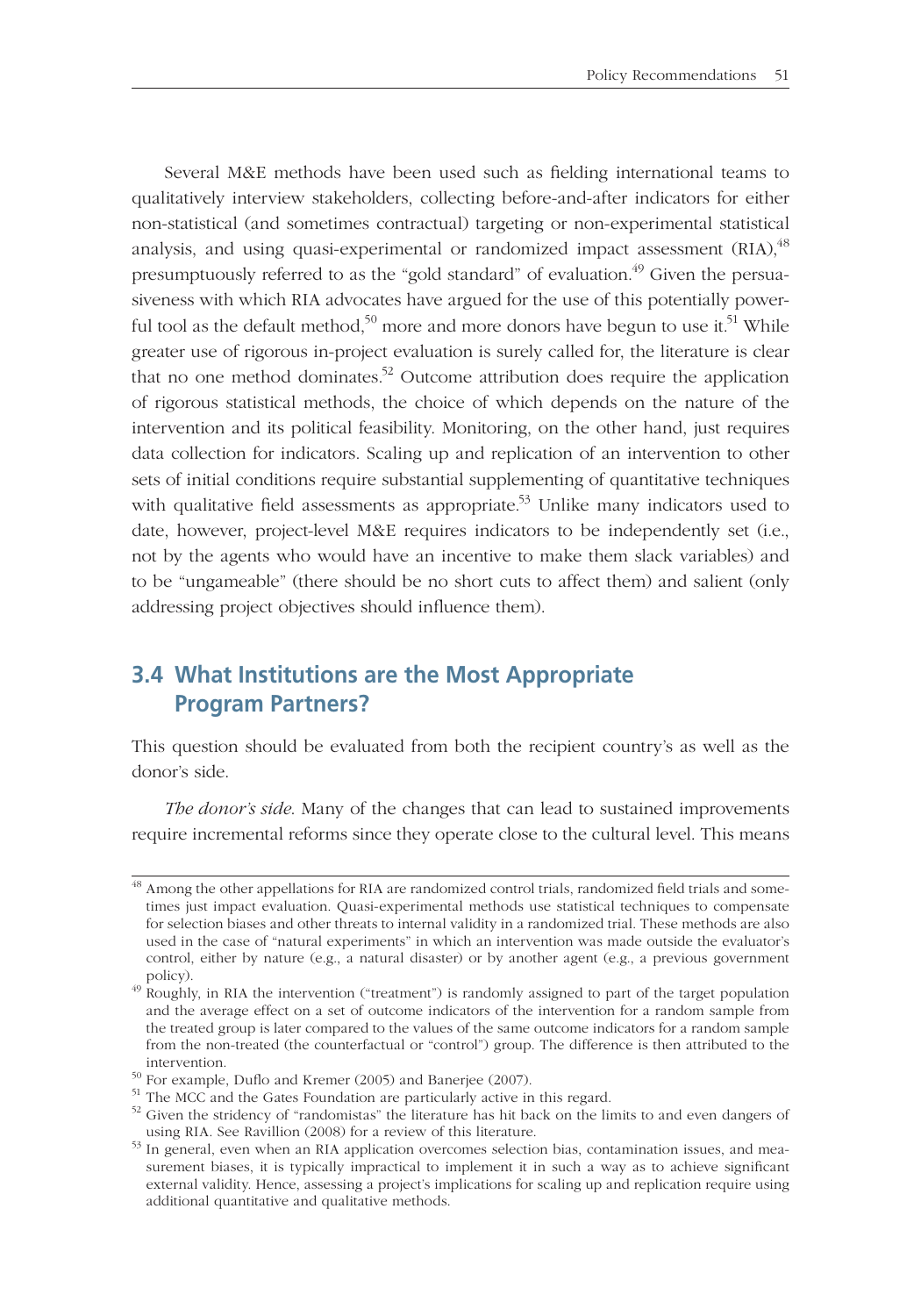Several M&E methods have been used such as fielding international teams to qualitatively interview stakeholders, collecting before-and-after indicators for either non-statistical (and sometimes contractual) targeting or non-experimental statistical analysis, and using quasi-experimental or randomized impact assessment (RIA),[48] presumptuously referred to as the "gold standard" of evaluation.[49] Given the persuasiveness with which RIA advocates have argued for the use of this potentially powerful tool as the default method,[50] more and more donors have begun to use it.[51] While greater use of rigorous in-project evaluation is surely called for, the literature is clear that no one method dominates.[52] Outcome attribution does require the application of rigorous statistical methods, the choice of which depends on the nature of the intervention and its political feasibility. Monitoring, on the other hand, just requires data collection for indicators. Scaling up and replication of an intervention to other sets of initial conditions require substantial supplementing of quantitative techniques with qualitative field assessments as appropriate.[53] Unlike many indicators used to date, however, project-level M&E requires indicators to be independently set (i.e., not by the agents who would have an incentive to make them slack variables) and to be "ungameable" (there should be no short cuts to affect them) and salient (only addressing project objectives should influence them).

## 3.4 What Institutions are the Most Appropriate Program Partners?

This question should be evaluated from both the recipient country's as well as the donor's side.

*The donor's side.* Many of the changes that can lead to sustained improvements require incremental reforms since they operate close to the cultural level. This means

---

[48] Among the other appellations for RIA are randomized control trials, randomized field trials and sometimes just impact evaluation. Quasi-experimental methods use statistical techniques to compensate for selection biases and other threats to internal validity in a randomized trial. These methods are also used in the case of "natural experiments" in which an intervention was made outside the evaluator's control, either by nature (e.g., a natural disaster) or by another agent (e.g., a previous government policy).

[49] Roughly, in RIA the intervention ("treatment") is randomly assigned to part of the target population and the average effect on a set of outcome indicators of the intervention for a random sample from the treated group is later compared to the values of the same outcome indicators for a random sample from the non-treated (the counterfactual or "control") group. The difference is then attributed to the intervention.

[50] For example, Duflo and Kremer (2005) and Banerjee (2007).

[51] The MCC and the Gates Foundation are particularly active in this regard.

[52] Given the stridency of "randomistas" the literature has hit back on the limits to and even dangers of using RIA. See Ravillion (2008) for a review of this literature.

[53] In general, even when an RIA application overcomes selection bias, contamination issues, and measurement biases, it is typically impractical to implement it in such a way as to achieve significant external validity. Hence, assessing a project's implications for scaling up and replication require using additional quantitative and qualitative methods.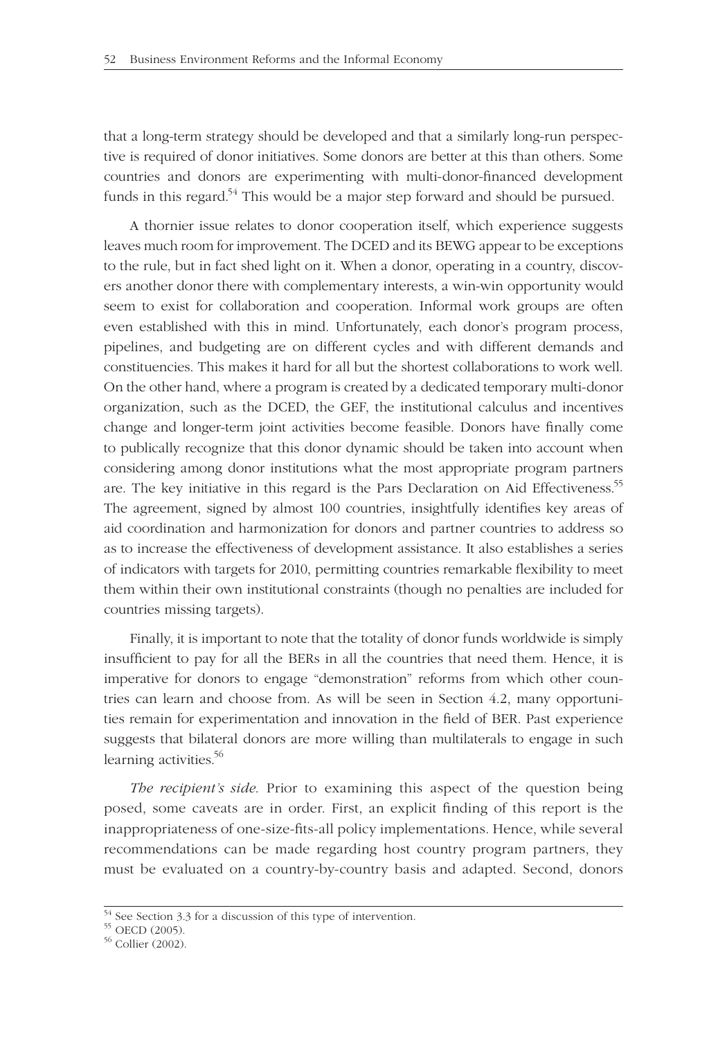that a long-term strategy should be developed and that a similarly long-run perspective is required of donor initiatives. Some donors are better at this than others. Some countries and donors are experimenting with multi-donor-financed development funds in this regard.[54] This would be a major step forward and should be pursued.

A thornier issue relates to donor cooperation itself, which experience suggests leaves much room for improvement. The DCED and its BEWG appear to be exceptions to the rule, but in fact shed light on it. When a donor, operating in a country, discovers another donor there with complementary interests, a win-win opportunity would seem to exist for collaboration and cooperation. Informal work groups are often even established with this in mind. Unfortunately, each donor's program process, pipelines, and budgeting are on different cycles and with different demands and constituencies. This makes it hard for all but the shortest collaborations to work well. On the other hand, where a program is created by a dedicated temporary multi-donor organization, such as the DCED, the GEF, the institutional calculus and incentives change and longer-term joint activities become feasible. Donors have finally come to publically recognize that this donor dynamic should be taken into account when considering among donor institutions what the most appropriate program partners are. The key initiative in this regard is the Pars Declaration on Aid Effectiveness.[55] The agreement, signed by almost 100 countries, insightfully identifies key areas of aid coordination and harmonization for donors and partner countries to address so as to increase the effectiveness of development assistance. It also establishes a series of indicators with targets for 2010, permitting countries remarkable flexibility to meet them within their own institutional constraints (though no penalties are included for countries missing targets).

Finally, it is important to note that the totality of donor funds worldwide is simply insufficient to pay for all the BERs in all the countries that need them. Hence, it is imperative for donors to engage "demonstration" reforms from which other countries can learn and choose from. As will be seen in Section 4.2, many opportunities remain for experimentation and innovation in the field of BER. Past experience suggests that bilateral donors are more willing than multilaterals to engage in such learning activities.[56]

*The recipient's side.* Prior to examining this aspect of the question being posed, some caveats are in order. First, an explicit finding of this report is the inappropriateness of one-size-fits-all policy implementations. Hence, while several recommendations can be made regarding host country program partners, they must be evaluated on a country-by-country basis and adapted. Second, donors

[54] See Section 3.3 for a discussion of this type of intervention.

[55] OECD (2005).

[56] Collier (2002).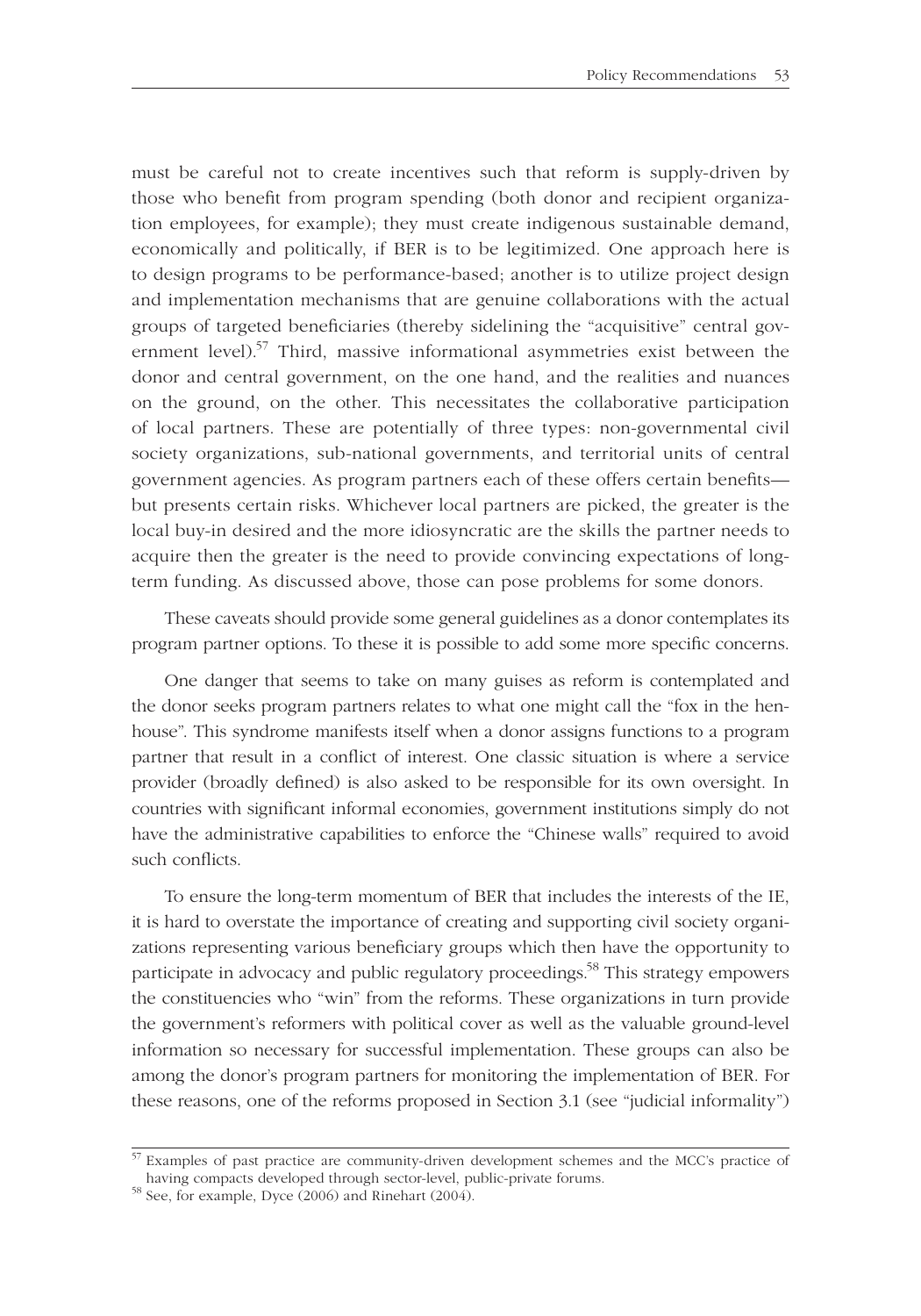must be careful not to create incentives such that reform is supply-driven by those who benefit from program spending (both donor and recipient organization employees, for example); they must create indigenous sustainable demand, economically and politically, if BER is to be legitimized. One approach here is to design programs to be performance-based; another is to utilize project design and implementation mechanisms that are genuine collaborations with the actual groups of targeted beneficiaries (thereby sidelining the "acquisitive" central government level).[57] Third, massive informational asymmetries exist between the donor and central government, on the one hand, and the realities and nuances on the ground, on the other. This necessitates the collaborative participation of local partners. These are potentially of three types: non-governmental civil society organizations, sub-national governments, and territorial units of central government agencies. As program partners each of these offers certain benefits—but presents certain risks. Whichever local partners are picked, the greater is the local buy-in desired and the more idiosyncratic are the skills the partner needs to acquire then the greater is the need to provide convincing expectations of long-term funding. As discussed above, those can pose problems for some donors.

These caveats should provide some general guidelines as a donor contemplates its program partner options. To these it is possible to add some more specific concerns.

One danger that seems to take on many guises as reform is contemplated and the donor seeks program partners relates to what one might call the "fox in the hen-house". This syndrome manifests itself when a donor assigns functions to a program partner that result in a conflict of interest. One classic situation is where a service provider (broadly defined) is also asked to be responsible for its own oversight. In countries with significant informal economies, government institutions simply do not have the administrative capabilities to enforce the "Chinese walls" required to avoid such conflicts.

To ensure the long-term momentum of BER that includes the interests of the IE, it is hard to overstate the importance of creating and supporting civil society organizations representing various beneficiary groups which then have the opportunity to participate in advocacy and public regulatory proceedings.[58] This strategy empowers the constituencies who "win" from the reforms. These organizations in turn provide the government's reformers with political cover as well as the valuable ground-level information so necessary for successful implementation. These groups can also be among the donor's program partners for monitoring the implementation of BER. For these reasons, one of the reforms proposed in Section 3.1 (see "judicial informality")

---

[57] Examples of past practice are community-driven development schemes and the MCC's practice of having compacts developed through sector-level, public-private forums.

[58] See, for example, Dyce (2006) and Rinehart (2004).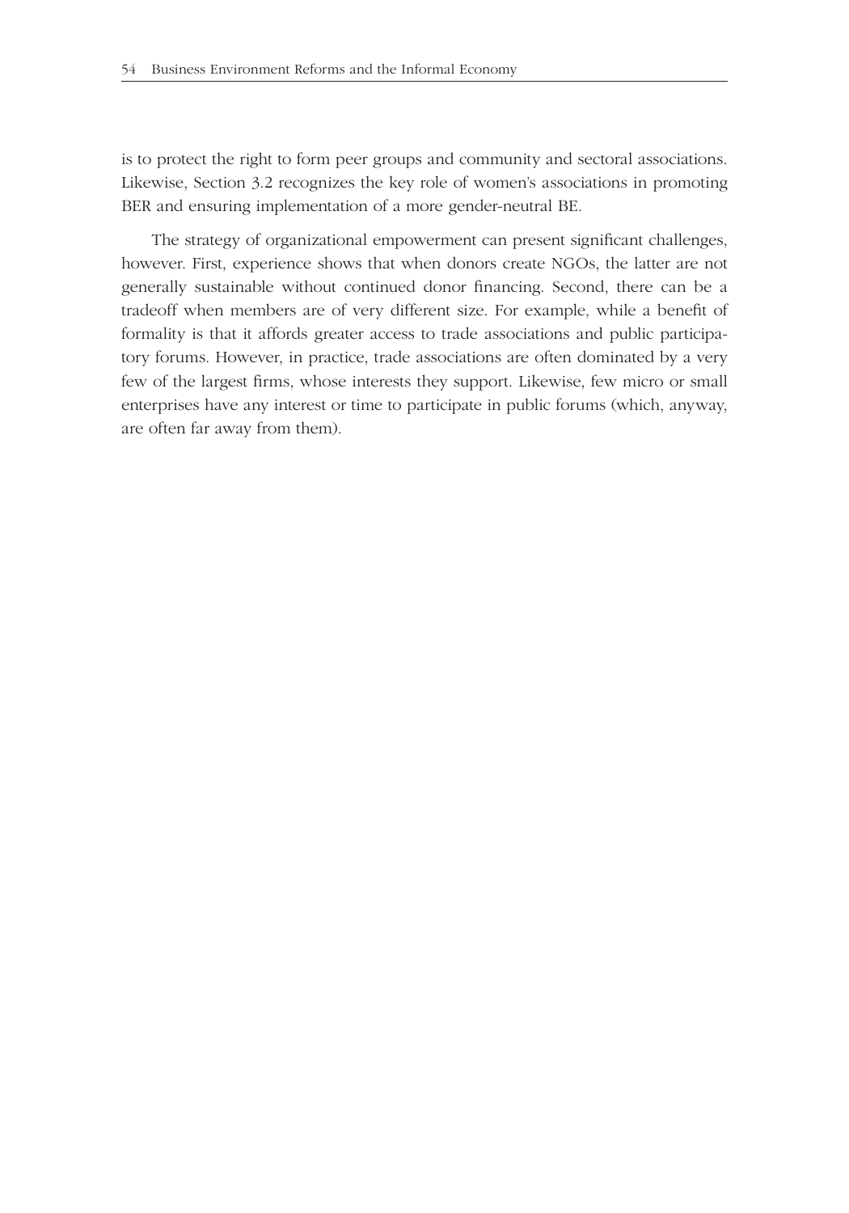is to protect the right to form peer groups and community and sectoral associations. Likewise, Section 3.2 recognizes the key role of women's associations in promoting BER and ensuring implementation of a more gender-neutral BE.

The strategy of organizational empowerment can present significant challenges, however. First, experience shows that when donors create NGOs, the latter are not generally sustainable without continued donor financing. Second, there can be a tradeoff when members are of very different size. For example, while a benefit of formality is that it affords greater access to trade associations and public participatory forums. However, in practice, trade associations are often dominated by a very few of the largest firms, whose interests they support. Likewise, few micro or small enterprises have any interest or time to participate in public forums (which, anyway, are often far away from them).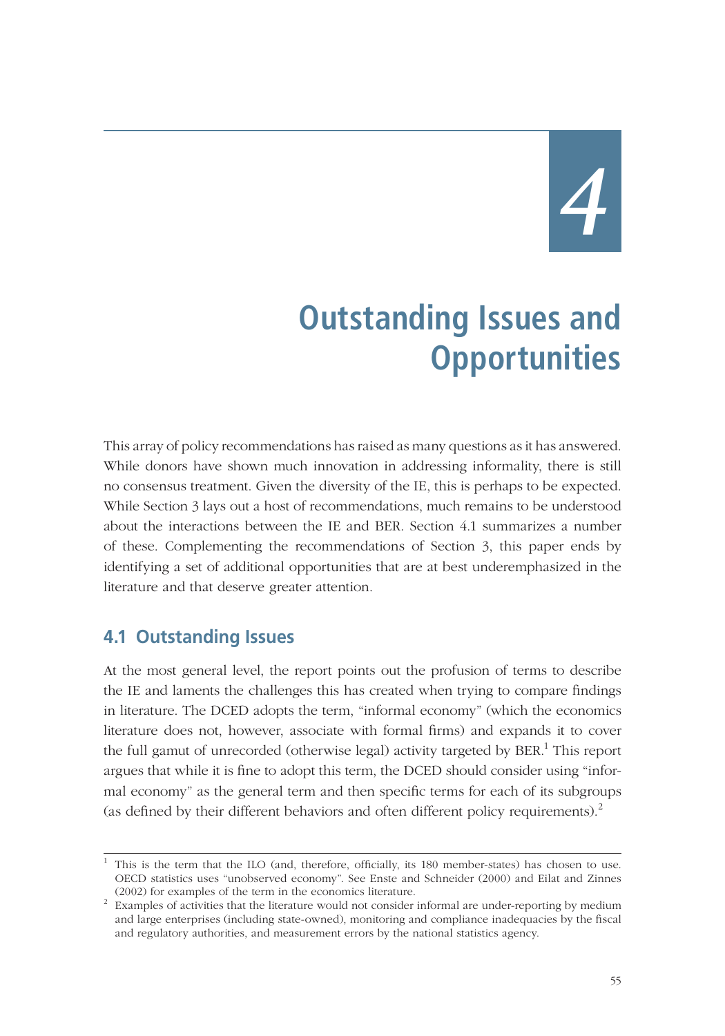# 4

# Outstanding Issues and Opportunities

This array of policy recommendations has raised as many questions as it has answered. While donors have shown much innovation in addressing informality, there is still no consensus treatment. Given the diversity of the IE, this is perhaps to be expected. While Section 3 lays out a host of recommendations, much remains to be understood about the interactions between the IE and BER. Section 4.1 summarizes a number of these. Complementing the recommendations of Section 3, this paper ends by identifying a set of additional opportunities that are at best underemphasized in the literature and that deserve greater attention.

## 4.1 Outstanding Issues

At the most general level, the report points out the profusion of terms to describe the IE and laments the challenges this has created when trying to compare findings in literature. The DCED adopts the term, "informal economy" (which the economics literature does not, however, associate with formal firms) and expands it to cover the full gamut of unrecorded (otherwise legal) activity targeted by BER.[1] This report argues that while it is fine to adopt this term, the DCED should consider using "informal economy" as the general term and then specific terms for each of its subgroups (as defined by their different behaviors and often different policy requirements).[2]

---

[1] This is the term that the ILO (and, therefore, officially, its 180 member-states) has chosen to use. OECD statistics uses "unobserved economy". See Enste and Schneider (2000) and Eilat and Zinnes (2002) for examples of the term in the economics literature.

[2] Examples of activities that the literature would not consider informal are under-reporting by medium and large enterprises (including state-owned), monitoring and compliance inadequacies by the fiscal and regulatory authorities, and measurement errors by the national statistics agency.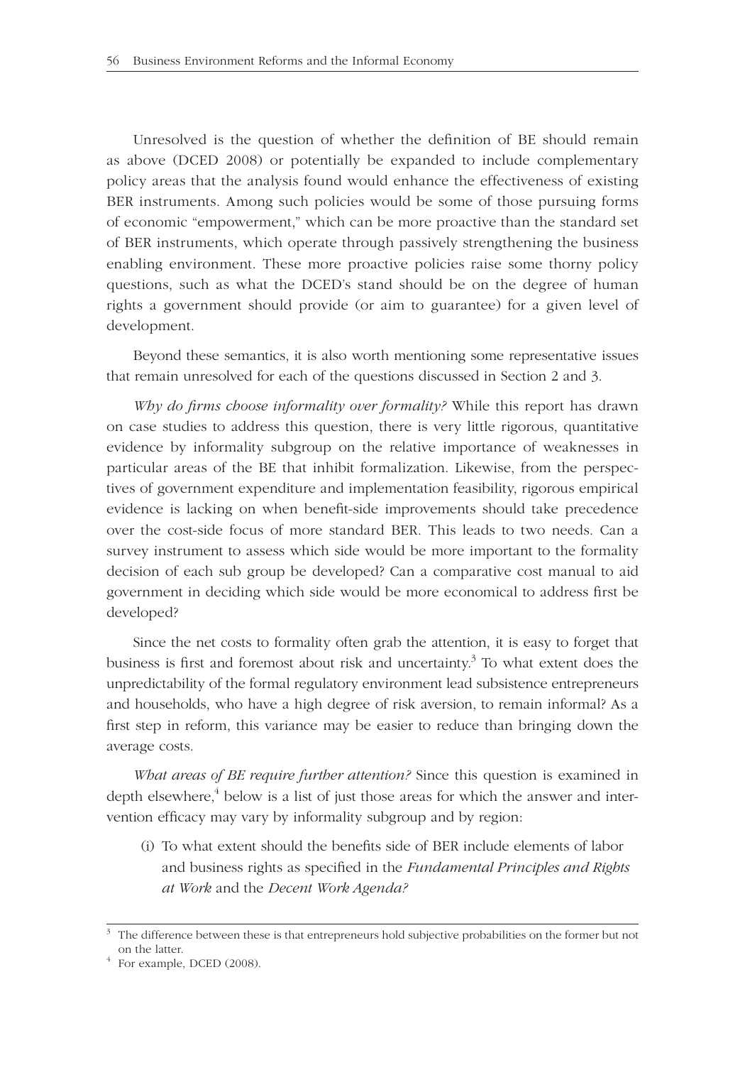Unresolved is the question of whether the definition of BE should remain as above (DCED 2008) or potentially be expanded to include complementary policy areas that the analysis found would enhance the effectiveness of existing BER instruments. Among such policies would be some of those pursuing forms of economic "empowerment," which can be more proactive than the standard set of BER instruments, which operate through passively strengthening the business enabling environment. These more proactive policies raise some thorny policy questions, such as what the DCED's stand should be on the degree of human rights a government should provide (or aim to guarantee) for a given level of development.

Beyond these semantics, it is also worth mentioning some representative issues that remain unresolved for each of the questions discussed in Section 2 and 3.

*Why do firms choose informality over formality?* While this report has drawn on case studies to address this question, there is very little rigorous, quantitative evidence by informality subgroup on the relative importance of weaknesses in particular areas of the BE that inhibit formalization. Likewise, from the perspectives of government expenditure and implementation feasibility, rigorous empirical evidence is lacking on when benefit-side improvements should take precedence over the cost-side focus of more standard BER. This leads to two needs. Can a survey instrument to assess which side would be more important to the formality decision of each sub group be developed? Can a comparative cost manual to aid government in deciding which side would be more economical to address first be developed?

Since the net costs to formality often grab the attention, it is easy to forget that business is first and foremost about risk and uncertainty.[3] To what extent does the unpredictability of the formal regulatory environment lead subsistence entrepreneurs and households, who have a high degree of risk aversion, to remain informal? As a first step in reform, this variance may be easier to reduce than bringing down the average costs.

*What areas of BE require further attention?* Since this question is examined in depth elsewhere,[4] below is a list of just those areas for which the answer and intervention efficacy may vary by informality subgroup and by region:

(i) To what extent should the benefits side of BER include elements of labor and business rights as specified in the *Fundamental Principles and Rights at Work* and the *Decent Work Agenda?*

---

[3] The difference between these is that entrepreneurs hold subjective probabilities on the former but not on the latter.

[4] For example, DCED (2008).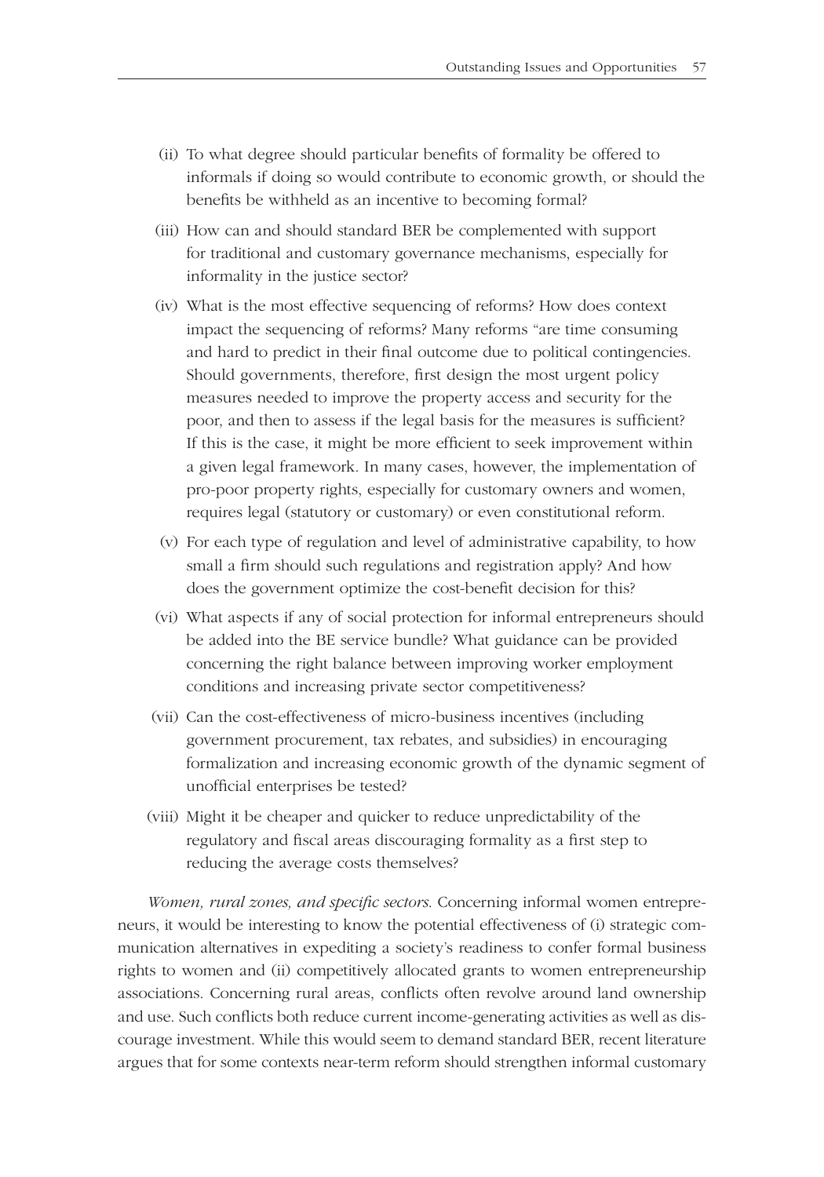(ii) To what degree should particular benefits of formality be offered to informals if doing so would contribute to economic growth, or should the benefits be withheld as an incentive to becoming formal?

(iii) How can and should standard BER be complemented with support for traditional and customary governance mechanisms, especially for informality in the justice sector?

(iv) What is the most effective sequencing of reforms? How does context impact the sequencing of reforms? Many reforms "are time consuming and hard to predict in their final outcome due to political contingencies. Should governments, therefore, first design the most urgent policy measures needed to improve the property access and security for the poor, and then to assess if the legal basis for the measures is sufficient? If this is the case, it might be more efficient to seek improvement within a given legal framework. In many cases, however, the implementation of pro-poor property rights, especially for customary owners and women, requires legal (statutory or customary) or even constitutional reform.

(v) For each type of regulation and level of administrative capability, to how small a firm should such regulations and registration apply? And how does the government optimize the cost-benefit decision for this?

(vi) What aspects if any of social protection for informal entrepreneurs should be added into the BE service bundle? What guidance can be provided concerning the right balance between improving worker employment conditions and increasing private sector competitiveness?

(vii) Can the cost-effectiveness of micro-business incentives (including government procurement, tax rebates, and subsidies) in encouraging formalization and increasing economic growth of the dynamic segment of unofficial enterprises be tested?

(viii) Might it be cheaper and quicker to reduce unpredictability of the regulatory and fiscal areas discouraging formality as a first step to reducing the average costs themselves?

*Women, rural zones, and specific sectors*. Concerning informal women entrepreneurs, it would be interesting to know the potential effectiveness of (i) strategic communication alternatives in expediting a society's readiness to confer formal business rights to women and (ii) competitively allocated grants to women entrepreneurship associations. Concerning rural areas, conflicts often revolve around land ownership and use. Such conflicts both reduce current income-generating activities as well as discourage investment. While this would seem to demand standard BER, recent literature argues that for some contexts near-term reform should strengthen informal customary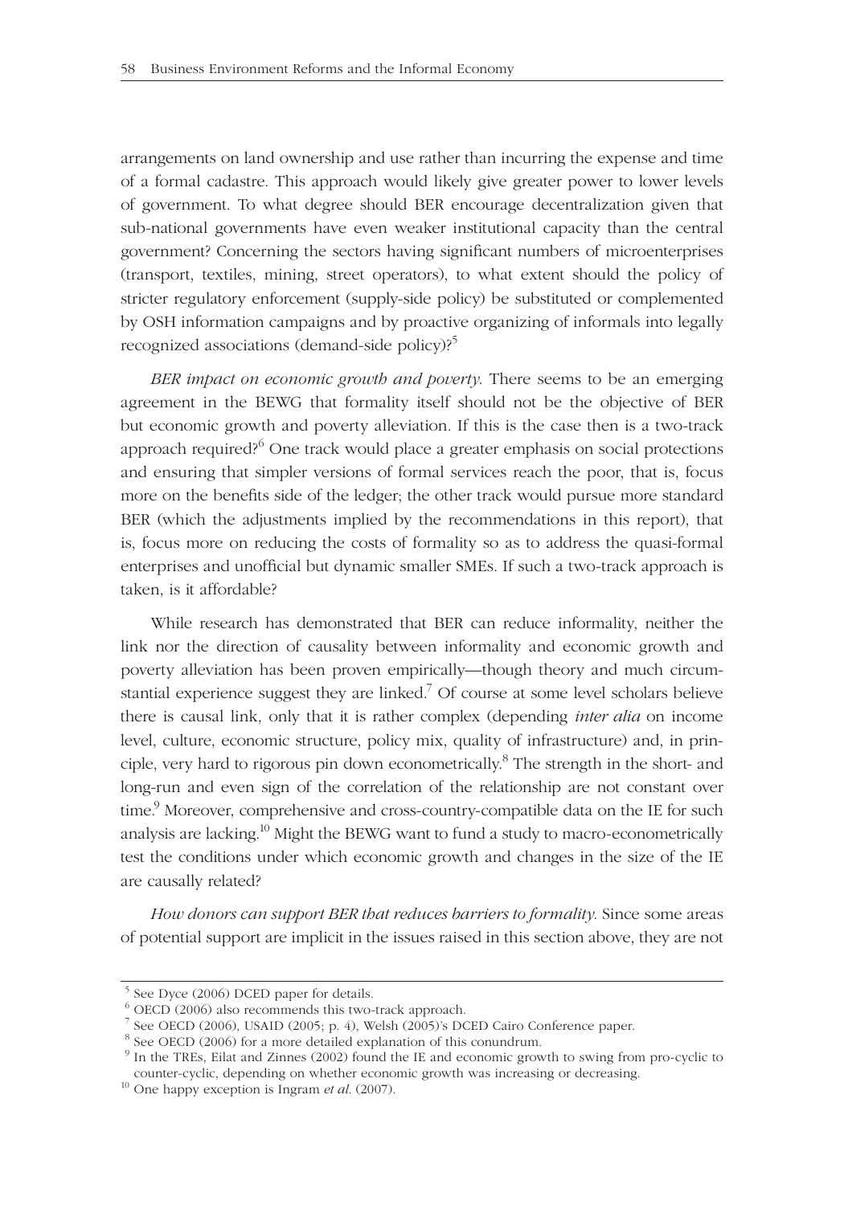arrangements on land ownership and use rather than incurring the expense and time of a formal cadastre. This approach would likely give greater power to lower levels of government. To what degree should BER encourage decentralization given that sub-national governments have even weaker institutional capacity than the central government? Concerning the sectors having significant numbers of microenterprises (transport, textiles, mining, street operators), to what extent should the policy of stricter regulatory enforcement (supply-side policy) be substituted or complemented by OSH information campaigns and by proactive organizing of informals into legally recognized associations (demand-side policy)?[5]

*BER impact on economic growth and poverty.* There seems to be an emerging agreement in the BEWG that formality itself should not be the objective of BER but economic growth and poverty alleviation. If this is the case then is a two-track approach required?[6] One track would place a greater emphasis on social protections and ensuring that simpler versions of formal services reach the poor, that is, focus more on the benefits side of the ledger; the other track would pursue more standard BER (which the adjustments implied by the recommendations in this report), that is, focus more on reducing the costs of formality so as to address the quasi-formal enterprises and unofficial but dynamic smaller SMEs. If such a two-track approach is taken, is it affordable?

While research has demonstrated that BER can reduce informality, neither the link nor the direction of causality between informality and economic growth and poverty alleviation has been proven empirically—though theory and much circumstantial experience suggest they are linked.[7] Of course at some level scholars believe there is causal link, only that it is rather complex (depending *inter alia* on income level, culture, economic structure, policy mix, quality of infrastructure) and, in principle, very hard to rigorous pin down econometrically.[8] The strength in the short- and long-run and even sign of the correlation of the relationship are not constant over time.[9] Moreover, comprehensive and cross-country-compatible data on the IE for such analysis are lacking.[10] Might the BEWG want to fund a study to macro-econometrically test the conditions under which economic growth and changes in the size of the IE are causally related?

*How donors can support BER that reduces barriers to formality.* Since some areas of potential support are implicit in the issues raised in this section above, they are not

---

[5] See Dyce (2006) DCED paper for details.

[6] OECD (2006) also recommends this two-track approach.

[7] See OECD (2006), USAID (2005; p. 4), Welsh (2005)'s DCED Cairo Conference paper.

[8] See OECD (2006) for a more detailed explanation of this conundrum.

[9] In the TREs, Eilat and Zinnes (2002) found the IE and economic growth to swing from pro-cyclic to counter-cyclic, depending on whether economic growth was increasing or decreasing.

[10] One happy exception is Ingram *et al.* (2007).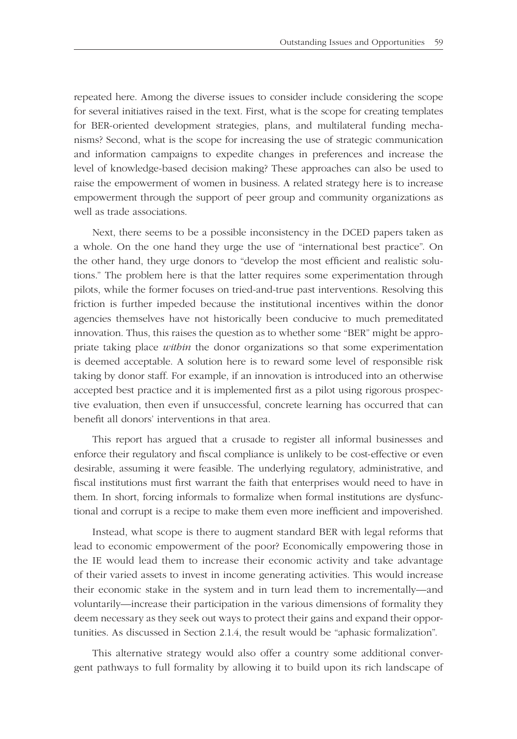repeated here. Among the diverse issues to consider include considering the scope for several initiatives raised in the text. First, what is the scope for creating templates for BER-oriented development strategies, plans, and multilateral funding mechanisms? Second, what is the scope for increasing the use of strategic communication and information campaigns to expedite changes in preferences and increase the level of knowledge-based decision making? These approaches can also be used to raise the empowerment of women in business. A related strategy here is to increase empowerment through the support of peer group and community organizations as well as trade associations.

Next, there seems to be a possible inconsistency in the DCED papers taken as a whole. On the one hand they urge the use of "international best practice". On the other hand, they urge donors to "develop the most efficient and realistic solutions." The problem here is that the latter requires some experimentation through pilots, while the former focuses on tried-and-true past interventions. Resolving this friction is further impeded because the institutional incentives within the donor agencies themselves have not historically been conducive to much premeditated innovation. Thus, this raises the question as to whether some "BER" might be appropriate taking place *within* the donor organizations so that some experimentation is deemed acceptable. A solution here is to reward some level of responsible risk taking by donor staff. For example, if an innovation is introduced into an otherwise accepted best practice and it is implemented first as a pilot using rigorous prospective evaluation, then even if unsuccessful, concrete learning has occurred that can benefit all donors' interventions in that area.

This report has argued that a crusade to register all informal businesses and enforce their regulatory and fiscal compliance is unlikely to be cost-effective or even desirable, assuming it were feasible. The underlying regulatory, administrative, and fiscal institutions must first warrant the faith that enterprises would need to have in them. In short, forcing informals to formalize when formal institutions are dysfunctional and corrupt is a recipe to make them even more inefficient and impoverished.

Instead, what scope is there to augment standard BER with legal reforms that lead to economic empowerment of the poor? Economically empowering those in the IE would lead them to increase their economic activity and take advantage of their varied assets to invest in income generating activities. This would increase their economic stake in the system and in turn lead them to incrementally—and voluntarily—increase their participation in the various dimensions of formality they deem necessary as they seek out ways to protect their gains and expand their opportunities. As discussed in Section 2.1.4, the result would be "aphasic formalization".

This alternative strategy would also offer a country some additional convergent pathways to full formality by allowing it to build upon its rich landscape of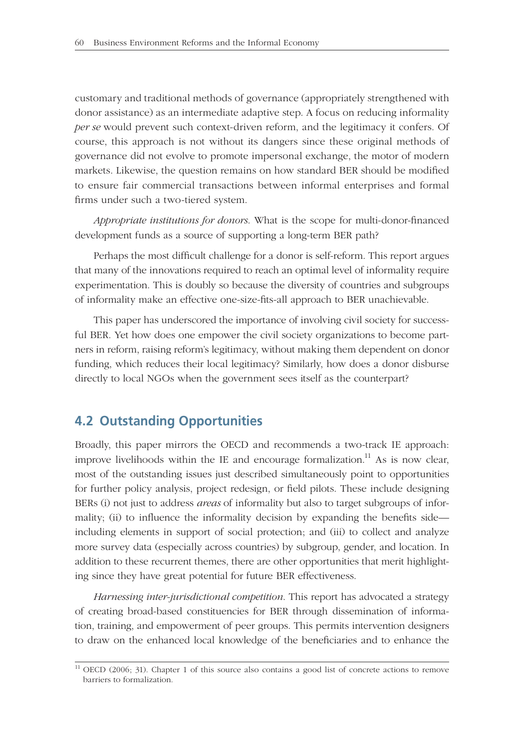customary and traditional methods of governance (appropriately strengthened with donor assistance) as an intermediate adaptive step. A focus on reducing informality *per se* would prevent such context-driven reform, and the legitimacy it confers. Of course, this approach is not without its dangers since these original methods of governance did not evolve to promote impersonal exchange, the motor of modern markets. Likewise, the question remains on how standard BER should be modified to ensure fair commercial transactions between informal enterprises and formal firms under such a two-tiered system.

*Appropriate institutions for donors.* What is the scope for multi-donor-financed development funds as a source of supporting a long-term BER path?

Perhaps the most difficult challenge for a donor is self-reform. This report argues that many of the innovations required to reach an optimal level of informality require experimentation. This is doubly so because the diversity of countries and subgroups of informality make an effective one-size-fits-all approach to BER unachievable.

This paper has underscored the importance of involving civil society for successful BER. Yet how does one empower the civil society organizations to become partners in reform, raising reform's legitimacy, without making them dependent on donor funding, which reduces their local legitimacy? Similarly, how does a donor disburse directly to local NGOs when the government sees itself as the counterpart?

## 4.2 Outstanding Opportunities

Broadly, this paper mirrors the OECD and recommends a two-track IE approach: improve livelihoods within the IE and encourage formalization.[11] As is now clear, most of the outstanding issues just described simultaneously point to opportunities for further policy analysis, project redesign, or field pilots. These include designing BERs (i) not just to address *areas* of informality but also to target subgroups of informality; (ii) to influence the informality decision by expanding the benefits side—including elements in support of social protection; and (iii) to collect and analyze more survey data (especially across countries) by subgroup, gender, and location. In addition to these recurrent themes, there are other opportunities that merit highlighting since they have great potential for future BER effectiveness.

*Harnessing inter-jurisdictional competition.* This report has advocated a strategy of creating broad-based constituencies for BER through dissemination of information, training, and empowerment of peer groups. This permits intervention designers to draw on the enhanced local knowledge of the beneficiaries and to enhance the

[11] OECD (2006; 31). Chapter 1 of this source also contains a good list of concrete actions to remove barriers to formalization.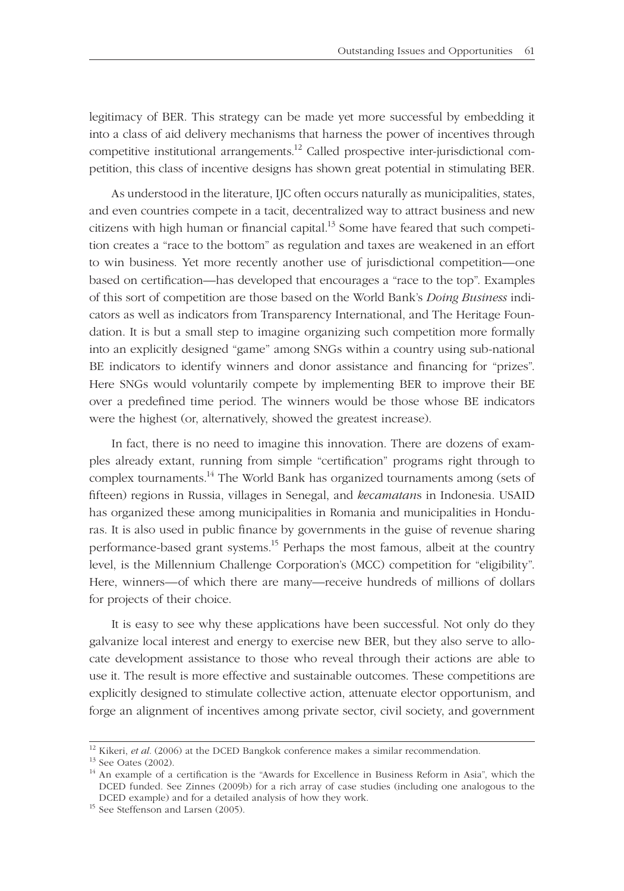legitimacy of BER. This strategy can be made yet more successful by embedding it into a class of aid delivery mechanisms that harness the power of incentives through competitive institutional arrangements.[12] Called prospective inter-jurisdictional competition, this class of incentive designs has shown great potential in stimulating BER.

As understood in the literature, IJC often occurs naturally as municipalities, states, and even countries compete in a tacit, decentralized way to attract business and new citizens with high human or financial capital.[13] Some have feared that such competition creates a "race to the bottom" as regulation and taxes are weakened in an effort to win business. Yet more recently another use of jurisdictional competition—one based on certification—has developed that encourages a "race to the top". Examples of this sort of competition are those based on the World Bank's *Doing Business* indicators as well as indicators from Transparency International, and The Heritage Foundation. It is but a small step to imagine organizing such competition more formally into an explicitly designed "game" among SNGs within a country using sub-national BE indicators to identify winners and donor assistance and financing for "prizes". Here SNGs would voluntarily compete by implementing BER to improve their BE over a predefined time period. The winners would be those whose BE indicators were the highest (or, alternatively, showed the greatest increase).

In fact, there is no need to imagine this innovation. There are dozens of examples already extant, running from simple "certification" programs right through to complex tournaments.[14] The World Bank has organized tournaments among (sets of fifteen) regions in Russia, villages in Senegal, and *kecamatan*s in Indonesia. USAID has organized these among municipalities in Romania and municipalities in Honduras. It is also used in public finance by governments in the guise of revenue sharing performance-based grant systems.[15] Perhaps the most famous, albeit at the country level, is the Millennium Challenge Corporation's (MCC) competition for "eligibility". Here, winners—of which there are many—receive hundreds of millions of dollars for projects of their choice.

It is easy to see why these applications have been successful. Not only do they galvanize local interest and energy to exercise new BER, but they also serve to allocate development assistance to those who reveal through their actions are able to use it. The result is more effective and sustainable outcomes. These competitions are explicitly designed to stimulate collective action, attenuate elector opportunism, and forge an alignment of incentives among private sector, civil society, and government

---

[12] Kikeri, *et al*. (2006) at the DCED Bangkok conference makes a similar recommendation.

[13] See Oates (2002).

[14] An example of a certification is the "Awards for Excellence in Business Reform in Asia", which the DCED funded. See Zinnes (2009b) for a rich array of case studies (including one analogous to the DCED example) and for a detailed analysis of how they work.

[15] See Steffenson and Larsen (2005).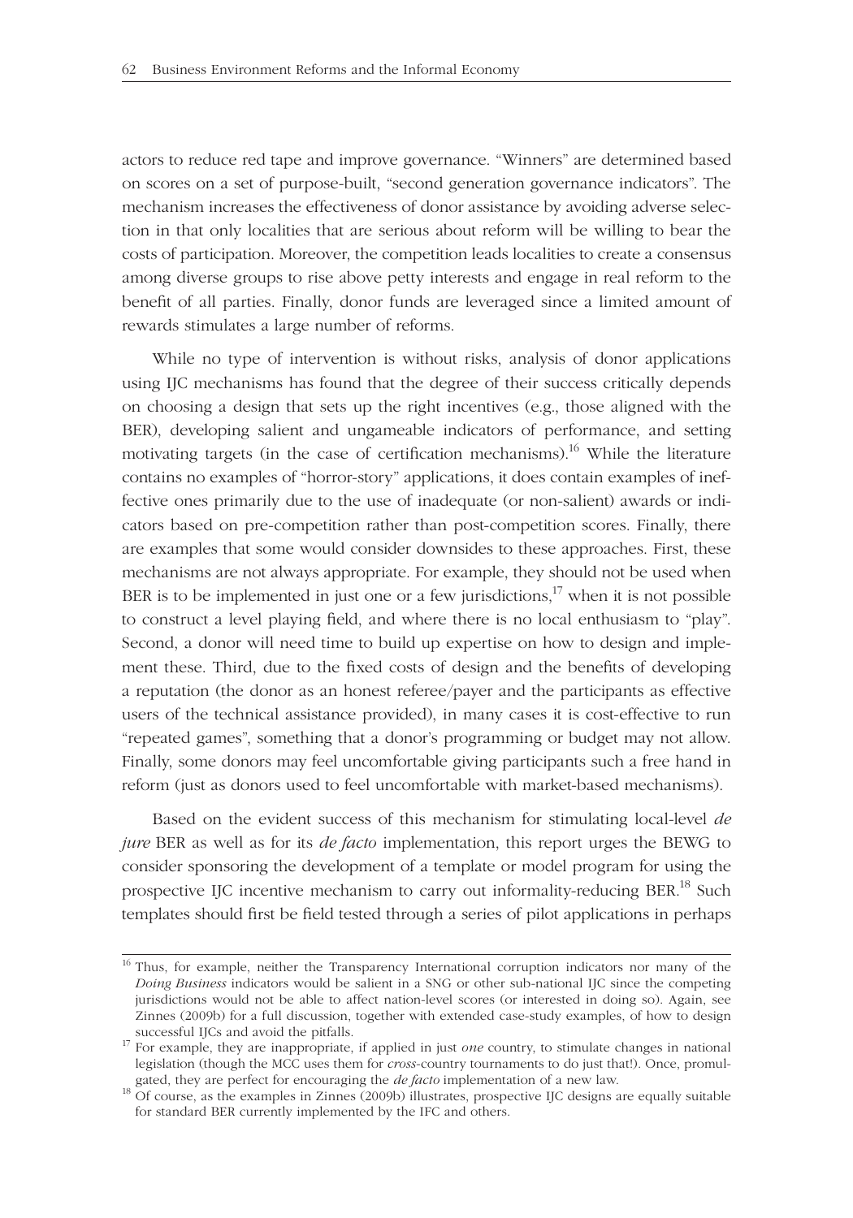actors to reduce red tape and improve governance. "Winners" are determined based on scores on a set of purpose-built, "second generation governance indicators". The mechanism increases the effectiveness of donor assistance by avoiding adverse selection in that only localities that are serious about reform will be willing to bear the costs of participation. Moreover, the competition leads localities to create a consensus among diverse groups to rise above petty interests and engage in real reform to the benefit of all parties. Finally, donor funds are leveraged since a limited amount of rewards stimulates a large number of reforms.

While no type of intervention is without risks, analysis of donor applications using IJC mechanisms has found that the degree of their success critically depends on choosing a design that sets up the right incentives (e.g., those aligned with the BER), developing salient and ungameable indicators of performance, and setting motivating targets (in the case of certification mechanisms).[16] While the literature contains no examples of "horror-story" applications, it does contain examples of ineffective ones primarily due to the use of inadequate (or non-salient) awards or indicators based on pre-competition rather than post-competition scores. Finally, there are examples that some would consider downsides to these approaches. First, these mechanisms are not always appropriate. For example, they should not be used when BER is to be implemented in just one or a few jurisdictions,[17] when it is not possible to construct a level playing field, and where there is no local enthusiasm to "play". Second, a donor will need time to build up expertise on how to design and implement these. Third, due to the fixed costs of design and the benefits of developing a reputation (the donor as an honest referee/payer and the participants as effective users of the technical assistance provided), in many cases it is cost-effective to run "repeated games", something that a donor's programming or budget may not allow. Finally, some donors may feel uncomfortable giving participants such a free hand in reform (just as donors used to feel uncomfortable with market-based mechanisms).

Based on the evident success of this mechanism for stimulating local-level *de jure* BER as well as for its *de facto* implementation, this report urges the BEWG to consider sponsoring the development of a template or model program for using the prospective IJC incentive mechanism to carry out informality-reducing BER.[18] Such templates should first be field tested through a series of pilot applications in perhaps

---

[16] Thus, for example, neither the Transparency International corruption indicators nor many of the *Doing Business* indicators would be salient in a SNG or other sub-national IJC since the competing jurisdictions would not be able to affect nation-level scores (or interested in doing so). Again, see Zinnes (2009b) for a full discussion, together with extended case-study examples, of how to design successful IJCs and avoid the pitfalls.

[17] For example, they are inappropriate, if applied in just *one* country, to stimulate changes in national legislation (though the MCC uses them for *cross*-country tournaments to do just that!). Once, promulgated, they are perfect for encouraging the *de facto* implementation of a new law.

[18] Of course, as the examples in Zinnes (2009b) illustrates, prospective IJC designs are equally suitable for standard BER currently implemented by the IFC and others.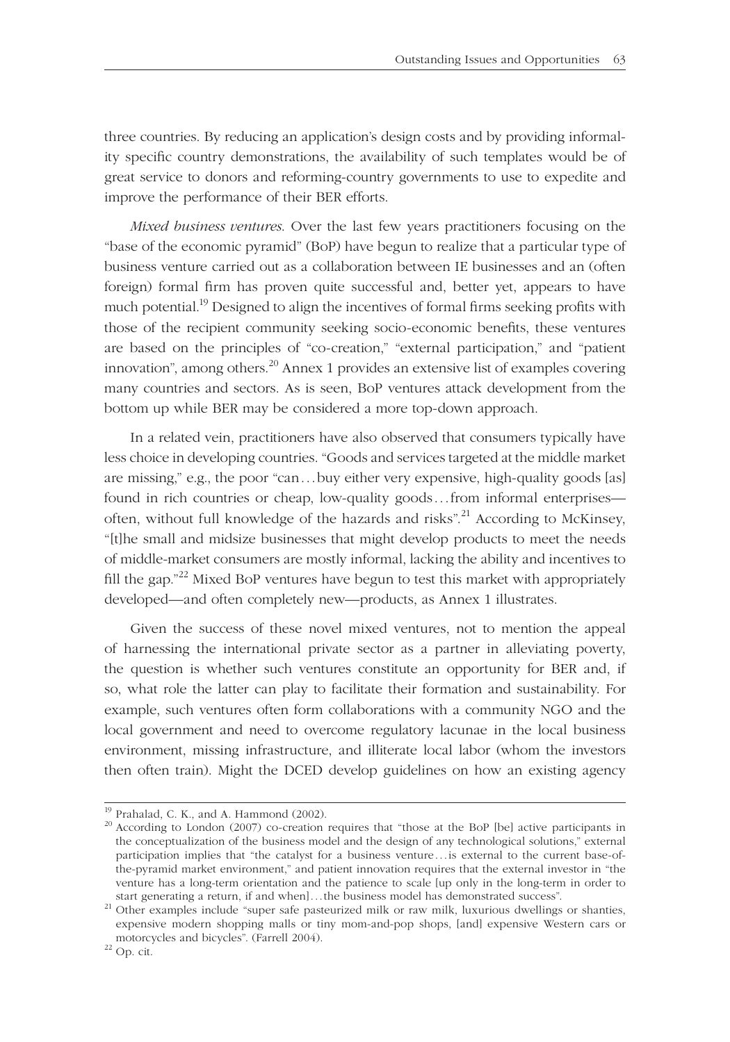three countries. By reducing an application's design costs and by providing informality specific country demonstrations, the availability of such templates would be of great service to donors and reforming-country governments to use to expedite and improve the performance of their BER efforts.

*Mixed business ventures*. Over the last few years practitioners focusing on the "base of the economic pyramid" (BoP) have begun to realize that a particular type of business venture carried out as a collaboration between IE businesses and an (often foreign) formal firm has proven quite successful and, better yet, appears to have much potential.[19] Designed to align the incentives of formal firms seeking profits with those of the recipient community seeking socio-economic benefits, these ventures are based on the principles of "co-creation," "external participation," and "patient innovation", among others.[20] Annex 1 provides an extensive list of examples covering many countries and sectors. As is seen, BoP ventures attack development from the bottom up while BER may be considered a more top-down approach.

In a related vein, practitioners have also observed that consumers typically have less choice in developing countries. "Goods and services targeted at the middle market are missing," e.g., the poor "can . . . buy either very expensive, high-quality goods [as] found in rich countries or cheap, low-quality goods . . . from informal enterprises—often, without full knowledge of the hazards and risks".[21] According to McKinsey, "[t]he small and midsize businesses that might develop products to meet the needs of middle-market consumers are mostly informal, lacking the ability and incentives to fill the gap."[22] Mixed BoP ventures have begun to test this market with appropriately developed—and often completely new—products, as Annex 1 illustrates.

Given the success of these novel mixed ventures, not to mention the appeal of harnessing the international private sector as a partner in alleviating poverty, the question is whether such ventures constitute an opportunity for BER and, if so, what role the latter can play to facilitate their formation and sustainability. For example, such ventures often form collaborations with a community NGO and the local government and need to overcome regulatory lacunae in the local business environment, missing infrastructure, and illiterate local labor (whom the investors then often train). Might the DCED develop guidelines on how an existing agency

---

[19] Prahalad, C. K., and A. Hammond (2002).

[20] According to London (2007) co-creation requires that "those at the BoP [be] active participants in the conceptualization of the business model and the design of any technological solutions," external participation implies that "the catalyst for a business venture . . . is external to the current base-of-the-pyramid market environment," and patient innovation requires that the external investor in "the venture has a long-term orientation and the patience to scale [up only in the long-term in order to start generating a return, if and when] . . . the business model has demonstrated success".

[21] Other examples include "super safe pasteurized milk or raw milk, luxurious dwellings or shanties, expensive modern shopping malls or tiny mom-and-pop shops, [and] expensive Western cars or motorcycles and bicycles". (Farrell 2004).

[22] Op. cit.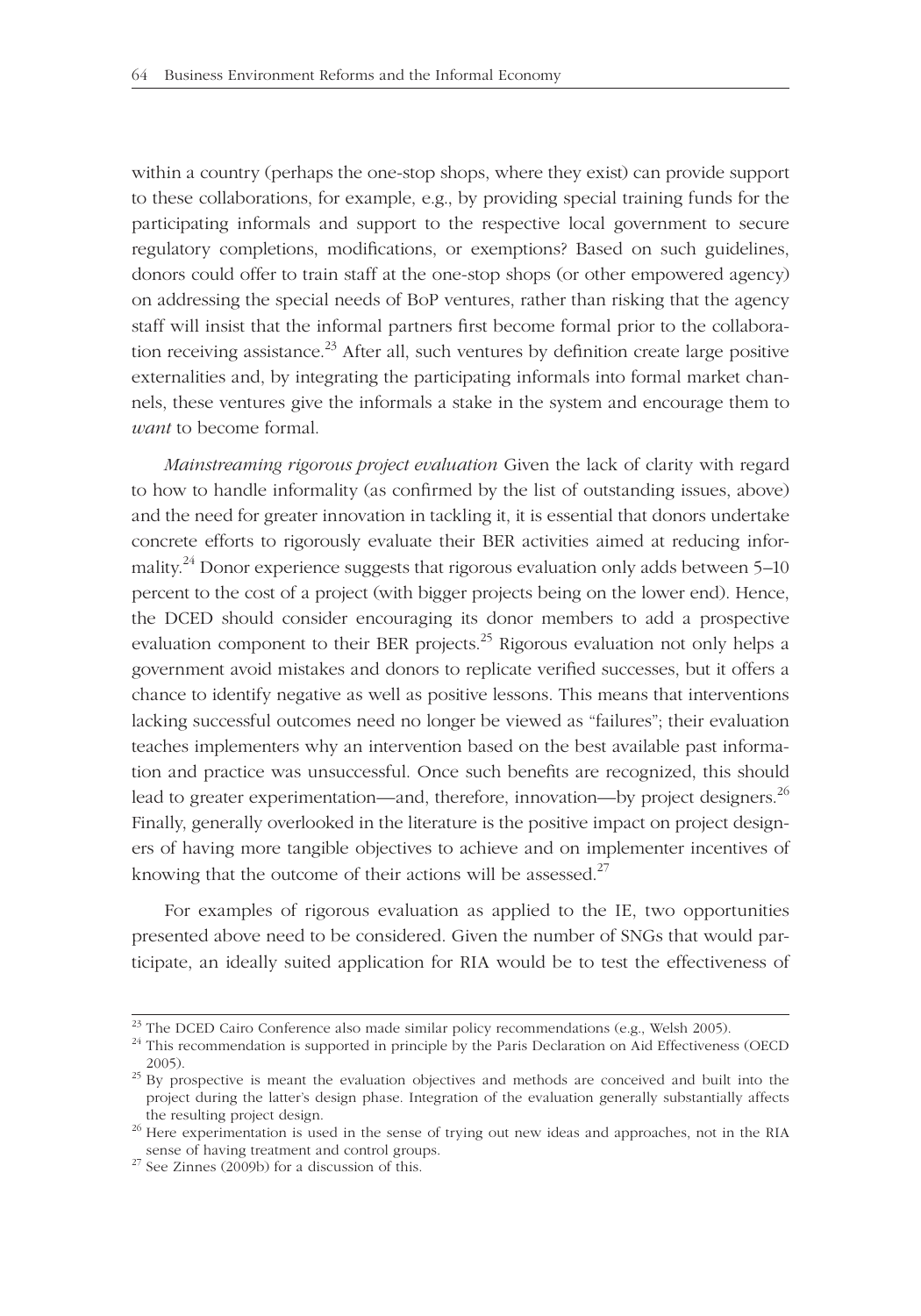within a country (perhaps the one-stop shops, where they exist) can provide support to these collaborations, for example, e.g., by providing special training funds for the participating informals and support to the respective local government to secure regulatory completions, modifications, or exemptions? Based on such guidelines, donors could offer to train staff at the one-stop shops (or other empowered agency) on addressing the special needs of BoP ventures, rather than risking that the agency staff will insist that the informal partners first become formal prior to the collaboration receiving assistance.[23] After all, such ventures by definition create large positive externalities and, by integrating the participating informals into formal market channels, these ventures give the informals a stake in the system and encourage them to *want* to become formal.

*Mainstreaming rigorous project evaluation* Given the lack of clarity with regard to how to handle informality (as confirmed by the list of outstanding issues, above) and the need for greater innovation in tackling it, it is essential that donors undertake concrete efforts to rigorously evaluate their BER activities aimed at reducing informality.[24] Donor experience suggests that rigorous evaluation only adds between 5–10 percent to the cost of a project (with bigger projects being on the lower end). Hence, the DCED should consider encouraging its donor members to add a prospective evaluation component to their BER projects.[25] Rigorous evaluation not only helps a government avoid mistakes and donors to replicate verified successes, but it offers a chance to identify negative as well as positive lessons. This means that interventions lacking successful outcomes need no longer be viewed as "failures"; their evaluation teaches implementers why an intervention based on the best available past information and practice was unsuccessful. Once such benefits are recognized, this should lead to greater experimentation—and, therefore, innovation—by project designers.[26] Finally, generally overlooked in the literature is the positive impact on project designers of having more tangible objectives to achieve and on implementer incentives of knowing that the outcome of their actions will be assessed.[27]

For examples of rigorous evaluation as applied to the IE, two opportunities presented above need to be considered. Given the number of SNGs that would participate, an ideally suited application for RIA would be to test the effectiveness of

---

[23] The DCED Cairo Conference also made similar policy recommendations (e.g., Welsh 2005).

[24] This recommendation is supported in principle by the Paris Declaration on Aid Effectiveness (OECD 2005).

[25] By prospective is meant the evaluation objectives and methods are conceived and built into the project during the latter's design phase. Integration of the evaluation generally substantially affects the resulting project design.

[26] Here experimentation is used in the sense of trying out new ideas and approaches, not in the RIA sense of having treatment and control groups.

[27] See Zinnes (2009b) for a discussion of this.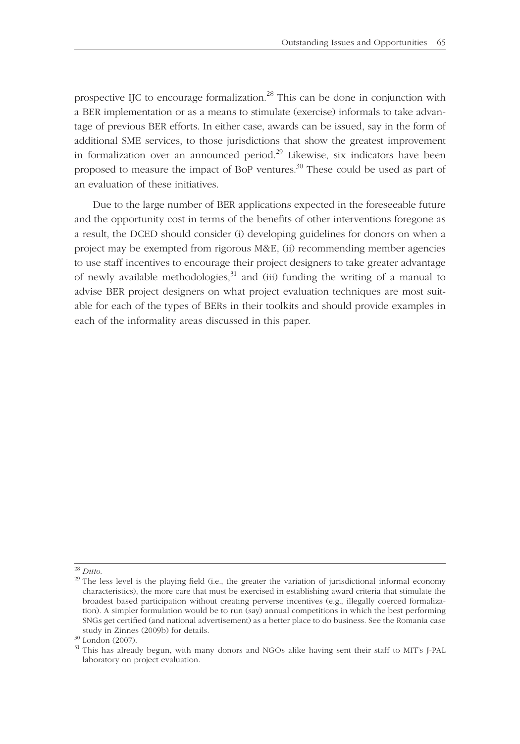prospective IJC to encourage formalization.[28] This can be done in conjunction with a BER implementation or as a means to stimulate (exercise) informals to take advantage of previous BER efforts. In either case, awards can be issued, say in the form of additional SME services, to those jurisdictions that show the greatest improvement in formalization over an announced period.[29] Likewise, six indicators have been proposed to measure the impact of BoP ventures.[30] These could be used as part of an evaluation of these initiatives.

Due to the large number of BER applications expected in the foreseeable future and the opportunity cost in terms of the benefits of other interventions foregone as a result, the DCED should consider (i) developing guidelines for donors on when a project may be exempted from rigorous M&E, (ii) recommending member agencies to use staff incentives to encourage their project designers to take greater advantage of newly available methodologies,[31] and (iii) funding the writing of a manual to advise BER project designers on what project evaluation techniques are most suitable for each of the types of BERs in their toolkits and should provide examples in each of the informality areas discussed in this paper.

---

[28] *Ditto.*

[29] The less level is the playing field (i.e., the greater the variation of jurisdictional informal economy characteristics), the more care that must be exercised in establishing award criteria that stimulate the broadest based participation without creating perverse incentives (e.g., illegally coerced formalization). A simpler formulation would be to run (say) annual competitions in which the best performing SNGs get certified (and national advertisement) as a better place to do business. See the Romania case study in Zinnes (2009b) for details.

[30] London (2007).

[31] This has already begun, with many donors and NGOs alike having sent their staff to MIT's J-PAL laboratory on project evaluation.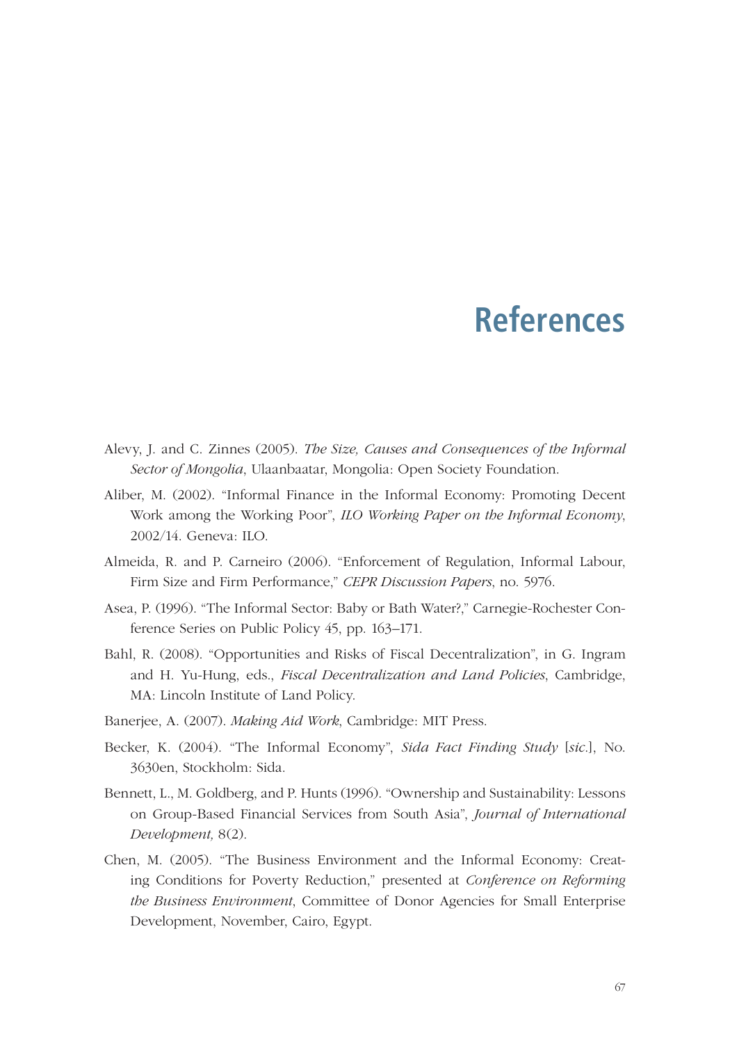# References

Alevy, J. and C. Zinnes (2005). *The Size, Causes and Consequences of the Informal Sector of Mongolia*, Ulaanbaatar, Mongolia: Open Society Foundation.

Aliber, M. (2002). "Informal Finance in the Informal Economy: Promoting Decent Work among the Working Poor", *ILO Working Paper on the Informal Economy*, 2002/14. Geneva: ILO.

Almeida, R. and P. Carneiro (2006). "Enforcement of Regulation, Informal Labour, Firm Size and Firm Performance," *CEPR Discussion Papers*, no. 5976.

Asea, P. (1996). "The Informal Sector: Baby or Bath Water?," Carnegie-Rochester Conference Series on Public Policy 45, pp. 163–171.

Bahl, R. (2008). "Opportunities and Risks of Fiscal Decentralization", in G. Ingram and H. Yu-Hung, eds., *Fiscal Decentralization and Land Policies*, Cambridge, MA: Lincoln Institute of Land Policy.

Banerjee, A. (2007). *Making Aid Work*, Cambridge: MIT Press.

Becker, K. (2004). "The Informal Economy", *Sida Fact Finding Study* [*sic*.], No. 3630en, Stockholm: Sida.

Bennett, L., M. Goldberg, and P. Hunts (1996). "Ownership and Sustainability: Lessons on Group-Based Financial Services from South Asia", *Journal of International Development,* 8(2).

Chen, M. (2005). "The Business Environment and the Informal Economy: Creating Conditions for Poverty Reduction," presented at *Conference on Reforming the Business Environment*, Committee of Donor Agencies for Small Enterprise Development, November, Cairo, Egypt.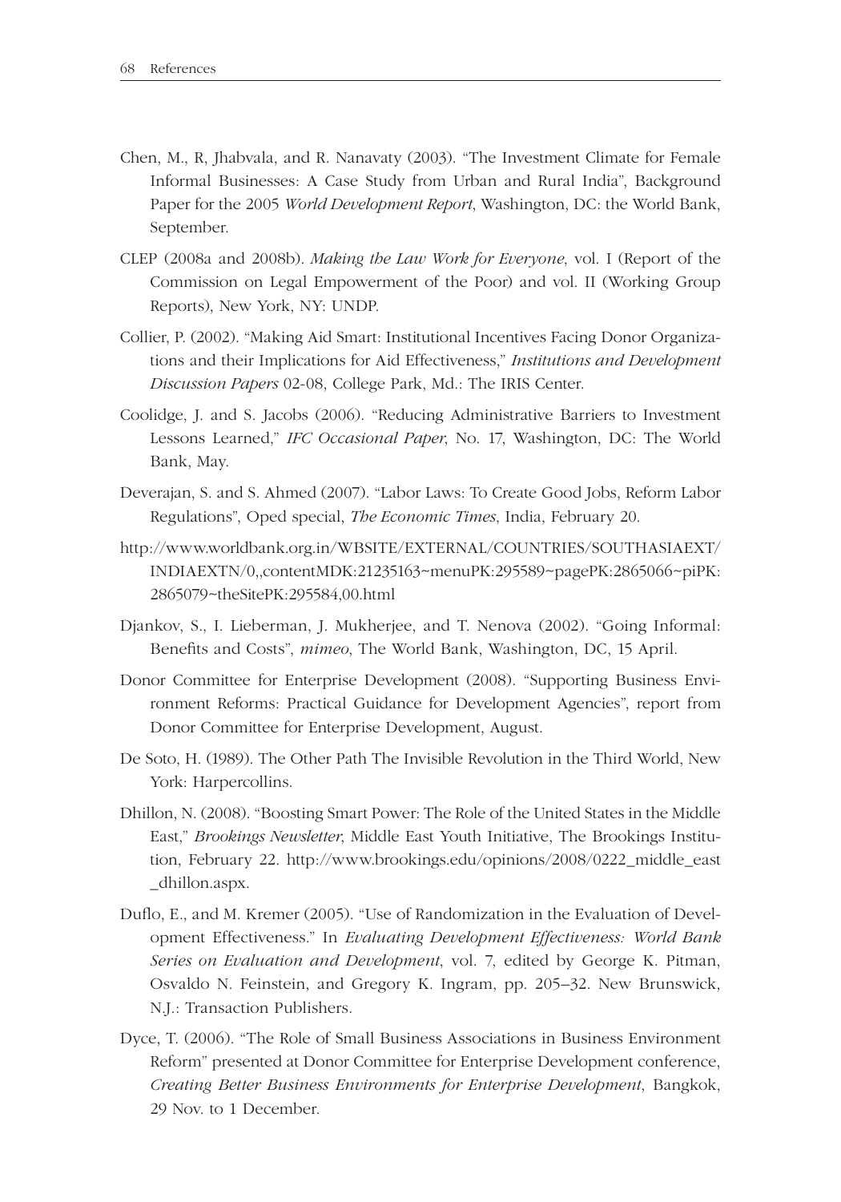Chen, M., R, Jhabvala, and R. Nanavaty (2003). "The Investment Climate for Female Informal Businesses: A Case Study from Urban and Rural India", Background Paper for the 2005 *World Development Report*, Washington, DC: the World Bank, September.

CLEP (2008a and 2008b). *Making the Law Work for Everyone*, vol. I (Report of the Commission on Legal Empowerment of the Poor) and vol. II (Working Group Reports), New York, NY: UNDP.

Collier, P. (2002). "Making Aid Smart: Institutional Incentives Facing Donor Organizations and their Implications for Aid Effectiveness," *Institutions and Development Discussion Papers* 02-08, College Park, Md.: The IRIS Center.

Coolidge, J. and S. Jacobs (2006). "Reducing Administrative Barriers to Investment Lessons Learned," *IFC Occasional Paper*, No. 17, Washington, DC: The World Bank, May.

Deverajan, S. and S. Ahmed (2007). "Labor Laws: To Create Good Jobs, Reform Labor Regulations", Oped special, *The Economic Times*, India, February 20.

http://www.worldbank.org.in/WBSITE/EXTERNAL/COUNTRIES/SOUTHASIAEXT/INDIAEXTN/0,,contentMDK:21235163~menuPK:295589~pagePK:2865066~piPK:2865079~theSitePK:295584,00.html

Djankov, S., I. Lieberman, J. Mukherjee, and T. Nenova (2002). "Going Informal: Benefits and Costs", *mimeo*, The World Bank, Washington, DC, 15 April.

Donor Committee for Enterprise Development (2008). "Supporting Business Environment Reforms: Practical Guidance for Development Agencies", report from Donor Committee for Enterprise Development, August.

De Soto, H. (1989). The Other Path The Invisible Revolution in the Third World, New York: Harpercollins.

Dhillon, N. (2008). "Boosting Smart Power: The Role of the United States in the Middle East," *Brookings Newsletter*, Middle East Youth Initiative, The Brookings Institution, February 22. http://www.brookings.edu/opinions/2008/0222_middle_east_dhillon.aspx.

Duflo, E., and M. Kremer (2005). "Use of Randomization in the Evaluation of Development Effectiveness." In *Evaluating Development Effectiveness: World Bank Series on Evaluation and Development*, vol. 7, edited by George K. Pitman, Osvaldo N. Feinstein, and Gregory K. Ingram, pp. 205–32. New Brunswick, N.J.: Transaction Publishers.

Dyce, T. (2006). "The Role of Small Business Associations in Business Environment Reform" presented at Donor Committee for Enterprise Development conference, *Creating Better Business Environments for Enterprise Development*, Bangkok, 29 Nov. to 1 December.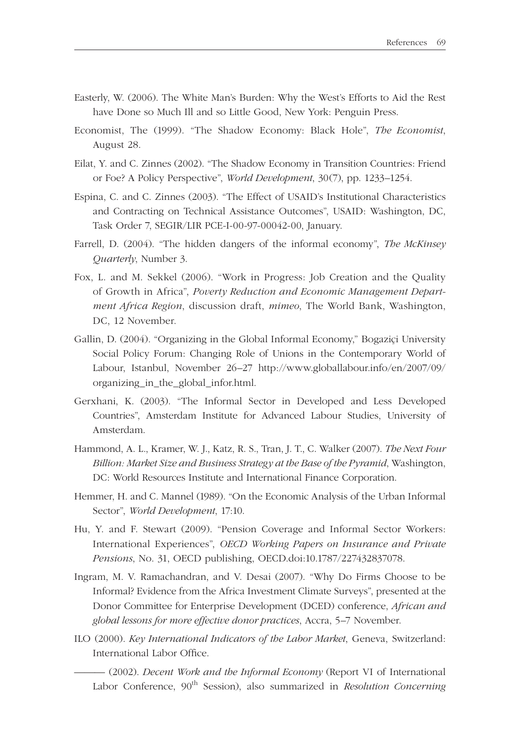Easterly, W. (2006). The White Man's Burden: Why the West's Efforts to Aid the Rest have Done so Much Ill and so Little Good, New York: Penguin Press.

Economist, The (1999). "The Shadow Economy: Black Hole", *The Economist*, August 28.

Eilat, Y. and C. Zinnes (2002). "The Shadow Economy in Transition Countries: Friend or Foe? A Policy Perspective", *World Development*, 30(7), pp. 1233–1254.

Espina, C. and C. Zinnes (2003). "The Effect of USAID's Institutional Characteristics and Contracting on Technical Assistance Outcomes", USAID: Washington, DC, Task Order 7, SEGIR/LIR PCE-I-00-97-00042-00, January.

Farrell, D. (2004). "The hidden dangers of the informal economy", *The McKinsey Quarterly*, Number 3.

Fox, L. and M. Sekkel (2006). "Work in Progress: Job Creation and the Quality of Growth in Africa", *Poverty Reduction and Economic Management Department Africa Region*, discussion draft, *mimeo*, The World Bank, Washington, DC, 12 November.

Gallin, D. (2004). "Organizing in the Global Informal Economy," Bogaziçi University Social Policy Forum: Changing Role of Unions in the Contemporary World of Labour, Istanbul, November 26–27 http://www.globallabour.info/en/2007/09/organizing_in_the_global_infor.html.

Gerxhani, K. (2003). "The Informal Sector in Developed and Less Developed Countries", Amsterdam Institute for Advanced Labour Studies, University of Amsterdam.

Hammond, A. L., Kramer, W. J., Katz, R. S., Tran, J. T., C. Walker (2007). *The Next Four Billion: Market Size and Business Strategy at the Base of the Pyramid*, Washington, DC: World Resources Institute and International Finance Corporation.

Hemmer, H. and C. Mannel (1989). "On the Economic Analysis of the Urban Informal Sector", *World Development*, 17:10.

Hu, Y. and F. Stewart (2009). "Pension Coverage and Informal Sector Workers: International Experiences", *OECD Working Papers on Insurance and Private Pensions*, No. 31, OECD publishing, OECD.doi:10.1787/227432837078.

Ingram, M. V. Ramachandran, and V. Desai (2007). "Why Do Firms Choose to be Informal? Evidence from the Africa Investment Climate Surveys", presented at the Donor Committee for Enterprise Development (DCED) conference, *African and global lessons for more effective donor practices*, Accra, 5–7 November.

ILO (2000). *Key International Indicators of the Labor Market*, Geneva, Switzerland: International Labor Office.

——— (2002). *Decent Work and the Informal Economy* (Report VI of International Labor Conference, 90th Session), also summarized in *Resolution Concerning*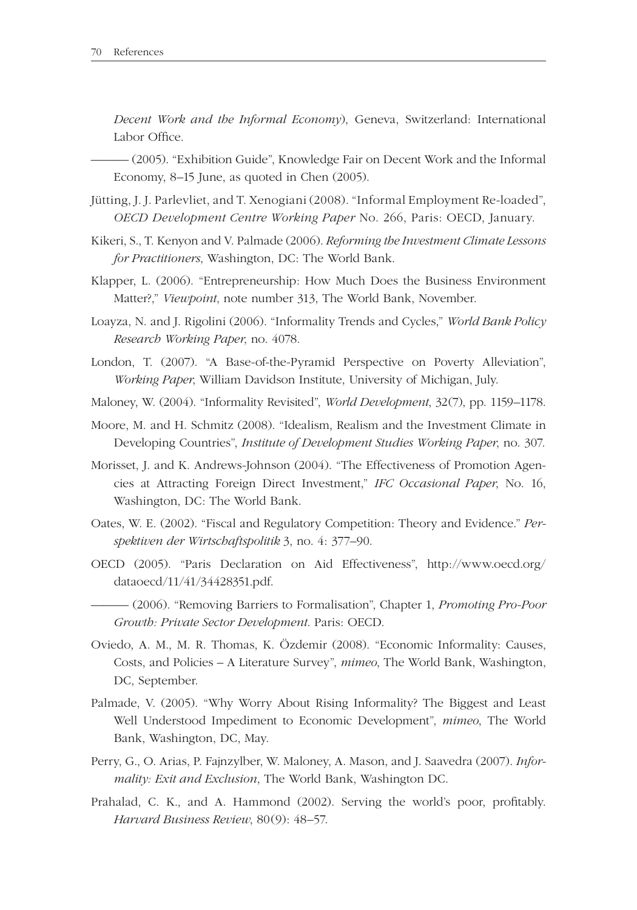*Decent Work and the Informal Economy*), Geneva, Switzerland: International Labor Office.

——— (2005). "Exhibition Guide", Knowledge Fair on Decent Work and the Informal Economy, 8–15 June, as quoted in Chen (2005).

Jütting, J. J. Parlevliet, and T. Xenogiani (2008). "Informal Employment Re-loaded", *OECD Development Centre Working Paper* No. 266, Paris: OECD, January.

Kikeri, S., T. Kenyon and V. Palmade (2006). *Reforming the Investment Climate Lessons for Practitioners*, Washington, DC: The World Bank.

Klapper, L. (2006). "Entrepreneurship: How Much Does the Business Environment Matter?," *Viewpoint*, note number 313, The World Bank, November.

Loayza, N. and J. Rigolini (2006). "Informality Trends and Cycles," *World Bank Policy Research Working Paper*, no. 4078.

London, T. (2007). "A Base-of-the-Pyramid Perspective on Poverty Alleviation", *Working Paper*, William Davidson Institute, University of Michigan, July.

Maloney, W. (2004). "Informality Revisited", *World Development*, 32(7), pp. 1159–1178.

Moore, M. and H. Schmitz (2008). "Idealism, Realism and the Investment Climate in Developing Countries", *Institute of Development Studies Working Paper*, no. 307.

Morisset, J. and K. Andrews-Johnson (2004). "The Effectiveness of Promotion Agencies at Attracting Foreign Direct Investment," *IFC Occasional Paper*, No. 16, Washington, DC: The World Bank.

Oates, W. E. (2002). "Fiscal and Regulatory Competition: Theory and Evidence." *Perspektiven der Wirtschaftspolitik* 3, no. 4: 377–90.

OECD (2005). "Paris Declaration on Aid Effectiveness", http://www.oecd.org/dataoecd/11/41/34428351.pdf.

——— (2006). "Removing Barriers to Formalisation", Chapter 1, *Promoting Pro-Poor Growth: Private Sector Development*. Paris: OECD.

Oviedo, A. M., M. R. Thomas, K. Özdemir (2008). "Economic Informality: Causes, Costs, and Policies – A Literature Survey", *mimeo*, The World Bank, Washington, DC, September.

Palmade, V. (2005). "Why Worry About Rising Informality? The Biggest and Least Well Understood Impediment to Economic Development", *mimeo*, The World Bank, Washington, DC, May.

Perry, G., O. Arias, P. Fajnzylber, W. Maloney, A. Mason, and J. Saavedra (2007). *Informality: Exit and Exclusion*, The World Bank, Washington DC.

Prahalad, C. K., and A. Hammond (2002). Serving the world's poor, profitably. *Harvard Business Review*, 80(9): 48–57.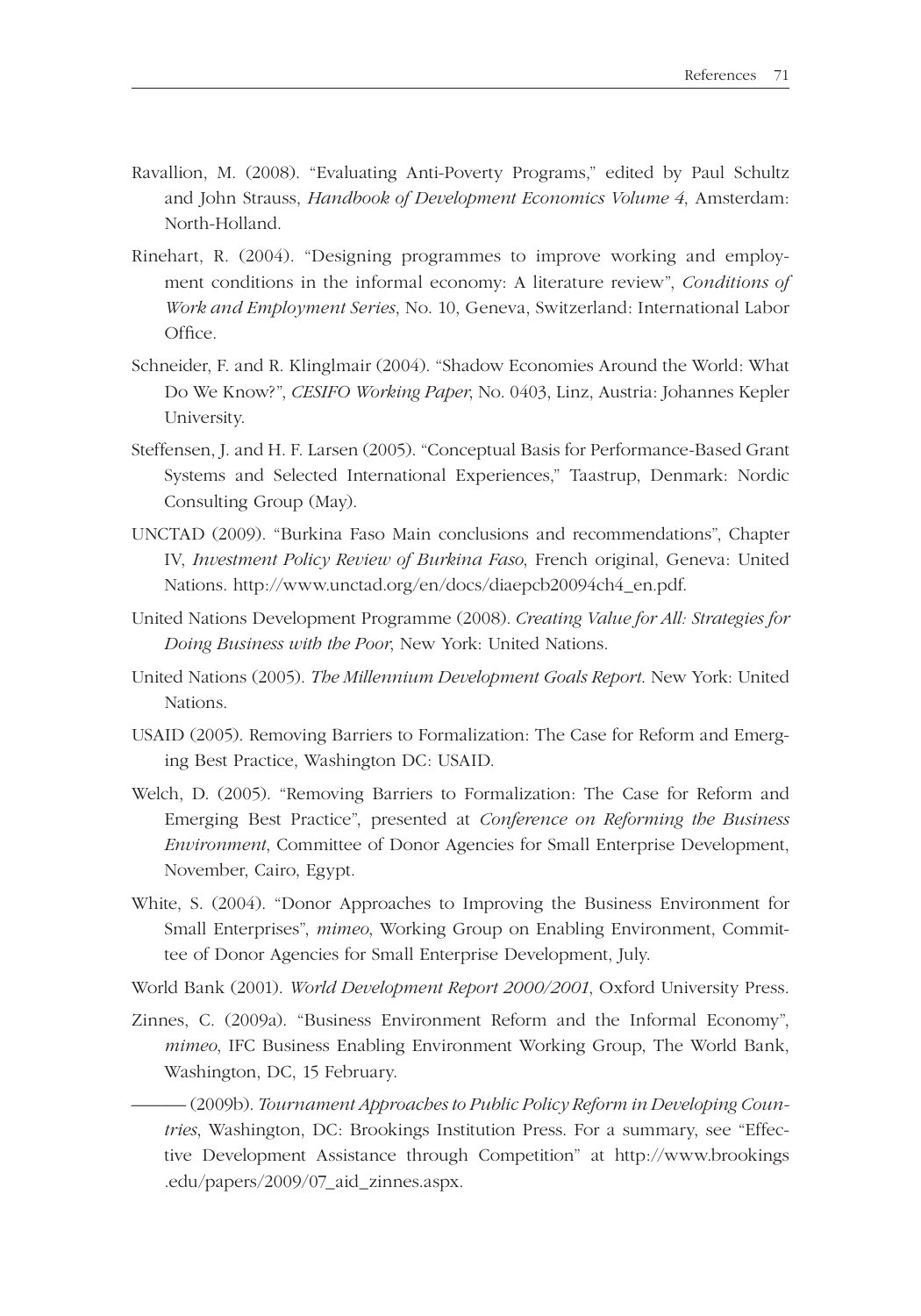Ravallion, M. (2008). "Evaluating Anti-Poverty Programs," edited by Paul Schultz and John Strauss, *Handbook of Development Economics Volume 4*, Amsterdam: North-Holland.

Rinehart, R. (2004). "Designing programmes to improve working and employment conditions in the informal economy: A literature review", *Conditions of Work and Employment Series*, No. 10, Geneva, Switzerland: International Labor Office.

Schneider, F. and R. Klinglmair (2004). "Shadow Economies Around the World: What Do We Know?", *CESIFO Working Paper*, No. 0403, Linz, Austria: Johannes Kepler University.

Steffensen, J. and H. F. Larsen (2005). "Conceptual Basis for Performance-Based Grant Systems and Selected International Experiences," Taastrup, Denmark: Nordic Consulting Group (May).

UNCTAD (2009). "Burkina Faso Main conclusions and recommendations", Chapter IV, *Investment Policy Review of Burkina Faso*, French original, Geneva: United Nations. http://www.unctad.org/en/docs/diaepcb20094ch4_en.pdf.

United Nations Development Programme (2008). *Creating Value for All: Strategies for Doing Business with the Poor*, New York: United Nations.

United Nations (2005). *The Millennium Development Goals Report.* New York: United Nations.

USAID (2005). Removing Barriers to Formalization: The Case for Reform and Emerging Best Practice, Washington DC: USAID.

Welch, D. (2005). "Removing Barriers to Formalization: The Case for Reform and Emerging Best Practice", presented at *Conference on Reforming the Business Environment*, Committee of Donor Agencies for Small Enterprise Development, November, Cairo, Egypt.

White, S. (2004). "Donor Approaches to Improving the Business Environment for Small Enterprises", *mimeo*, Working Group on Enabling Environment, Committee of Donor Agencies for Small Enterprise Development, July.

World Bank (2001). *World Development Report 2000/2001*, Oxford University Press.

Zinnes, C. (2009a). "Business Environment Reform and the Informal Economy", *mimeo*, IFC Business Enabling Environment Working Group, The World Bank, Washington, DC, 15 February.

——— (2009b). *Tournament Approaches to Public Policy Reform in Developing Countries*, Washington, DC: Brookings Institution Press. For a summary, see "Effective Development Assistance through Competition" at http://www.brookings.edu/papers/2009/07_aid_zinnes.aspx.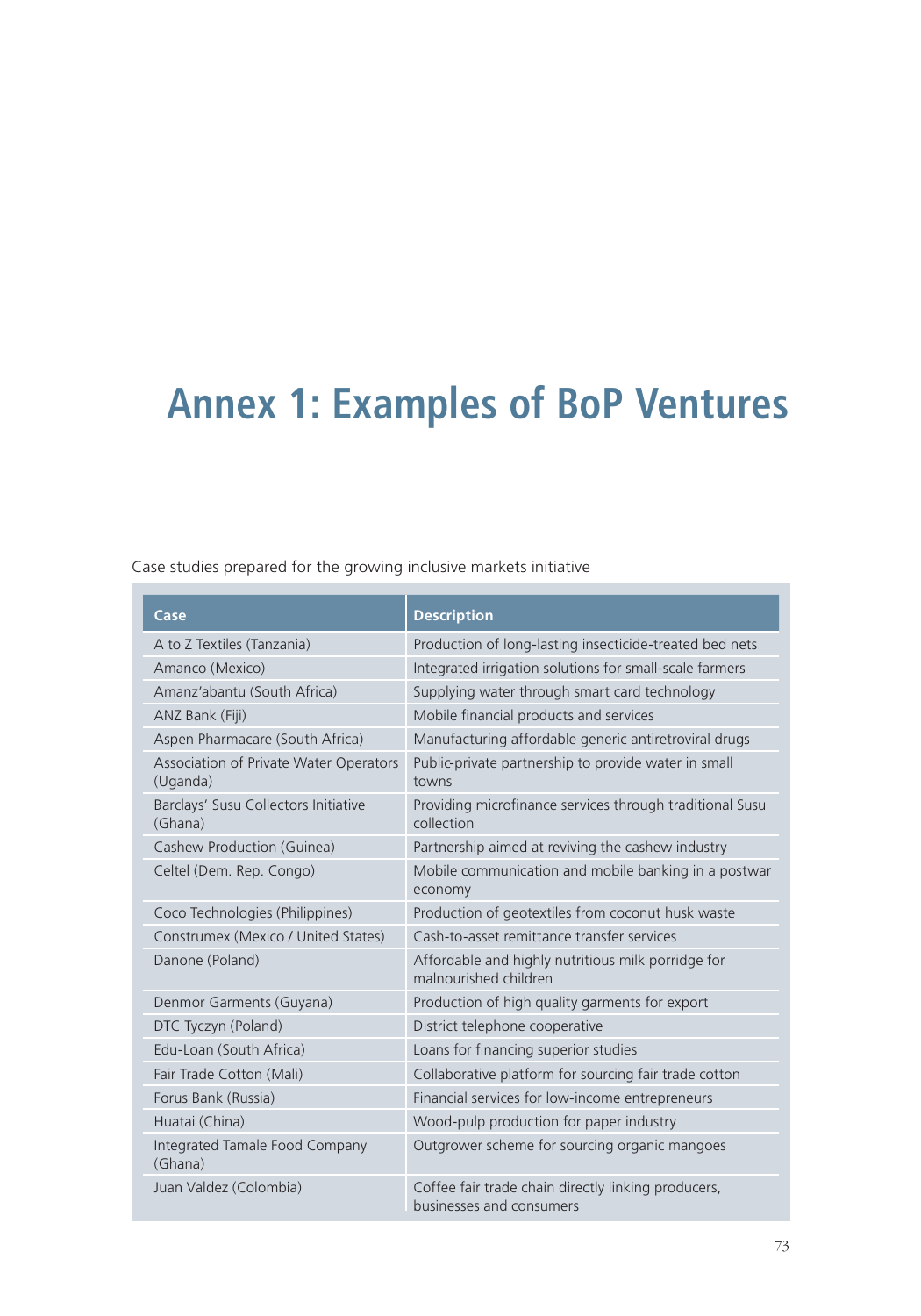# Annex 1: Examples of BoP Ventures

Case studies prepared for the growing inclusive markets initiative

| Case | Description |
| --- | --- |
| A to Z Textiles (Tanzania) | Production of long-lasting insecticide-treated bed nets |
| Amanco (Mexico) | Integrated irrigation solutions for small-scale farmers |
| Amanz'abantu (South Africa) | Supplying water through smart card technology |
| ANZ Bank (Fiji) | Mobile financial products and services |
| Aspen Pharmacare (South Africa) | Manufacturing affordable generic antiretroviral drugs |
| Association of Private Water Operators (Uganda) | Public-private partnership to provide water in small towns |
| Barclays' Susu Collectors Initiative (Ghana) | Providing microfinance services through traditional Susu collection |
| Cashew Production (Guinea) | Partnership aimed at reviving the cashew industry |
| Celtel (Dem. Rep. Congo) | Mobile communication and mobile banking in a postwar economy |
| Coco Technologies (Philippines) | Production of geotextiles from coconut husk waste |
| Construmex (Mexico / United States) | Cash-to-asset remittance transfer services |
| Danone (Poland) | Affordable and highly nutritious milk porridge for malnourished children |
| Denmor Garments (Guyana) | Production of high quality garments for export |
| DTC Tyczyn (Poland) | District telephone cooperative |
| Edu-Loan (South Africa) | Loans for financing superior studies |
| Fair Trade Cotton (Mali) | Collaborative platform for sourcing fair trade cotton |
| Forus Bank (Russia) | Financial services for low-income entrepreneurs |
| Huatai (China) | Wood-pulp production for paper industry |
| Integrated Tamale Food Company (Ghana) | Outgrower scheme for sourcing organic mangoes |
| Juan Valdez (Colombia) | Coffee fair trade chain directly linking producers, businesses and consumers |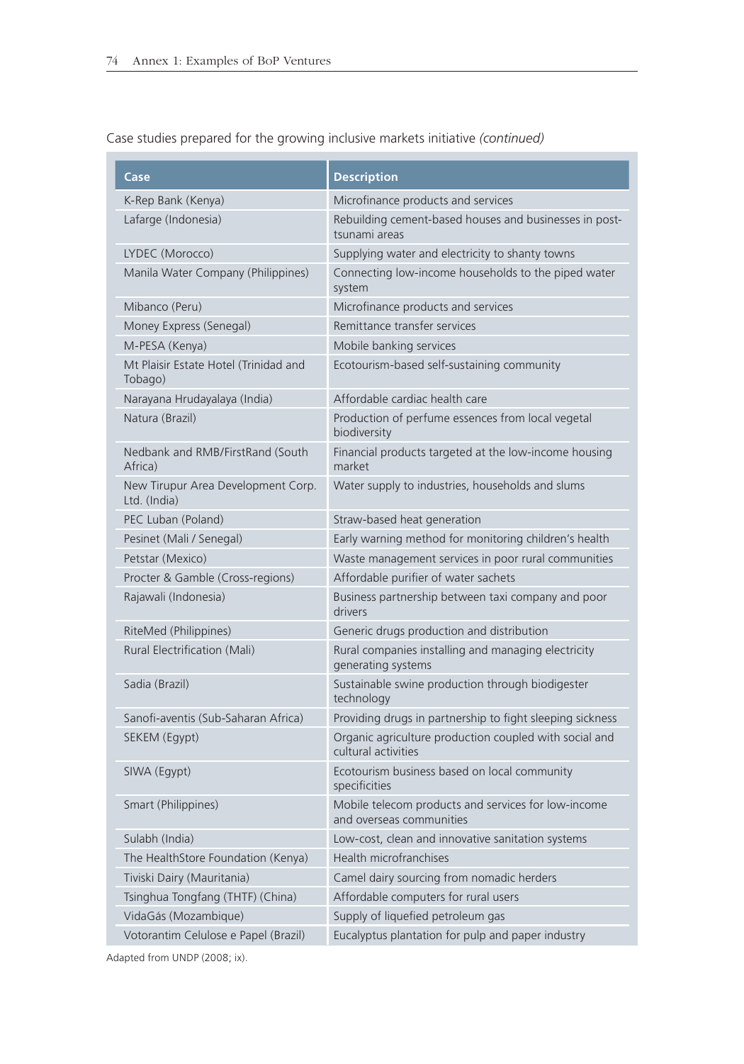Case studies prepared for the growing inclusive markets initiative *(continued)*

| Case | Description |
| --- | --- |
| K-Rep Bank (Kenya) | Microfinance products and services |
| Lafarge (Indonesia) | Rebuilding cement-based houses and businesses in post-tsunami areas |
| LYDEC (Morocco) | Supplying water and electricity to shanty towns |
| Manila Water Company (Philippines) | Connecting low-income households to the piped water system |
| Mibanco (Peru) | Microfinance products and services |
| Money Express (Senegal) | Remittance transfer services |
| M-PESA (Kenya) | Mobile banking services |
| Mt Plaisir Estate Hotel (Trinidad and Tobago) | Ecotourism-based self-sustaining community |
| Narayana Hrudayalaya (India) | Affordable cardiac health care |
| Natura (Brazil) | Production of perfume essences from local vegetal biodiversity |
| Nedbank and RMB/FirstRand (South Africa) | Financial products targeted at the low-income housing market |
| New Tirupur Area Development Corp. Ltd. (India) | Water supply to industries, households and slums |
| PEC Luban (Poland) | Straw-based heat generation |
| Pesinet (Mali / Senegal) | Early warning method for monitoring children's health |
| Petstar (Mexico) | Waste management services in poor rural communities |
| Procter & Gamble (Cross-regions) | Affordable purifier of water sachets |
| Rajawali (Indonesia) | Business partnership between taxi company and poor drivers |
| RiteMed (Philippines) | Generic drugs production and distribution |
| Rural Electrification (Mali) | Rural companies installing and managing electricity generating systems |
| Sadia (Brazil) | Sustainable swine production through biodigester technology |
| Sanofi-aventis (Sub-Saharan Africa) | Providing drugs in partnership to fight sleeping sickness |
| SEKEM (Egypt) | Organic agriculture production coupled with social and cultural activities |
| SIWA (Egypt) | Ecotourism business based on local community specificities |
| Smart (Philippines) | Mobile telecom products and services for low-income and overseas communities |
| Sulabh (India) | Low-cost, clean and innovative sanitation systems |
| The HealthStore Foundation (Kenya) | Health microfranchises |
| Tiviski Dairy (Mauritania) | Camel dairy sourcing from nomadic herders |
| Tsinghua Tongfang (THTF) (China) | Affordable computers for rural users |
| VidaGás (Mozambique) | Supply of liquefied petroleum gas |
| Votorantim Celulose e Papel (Brazil) | Eucalyptus plantation for pulp and paper industry |

Adapted from UNDP (2008; ix).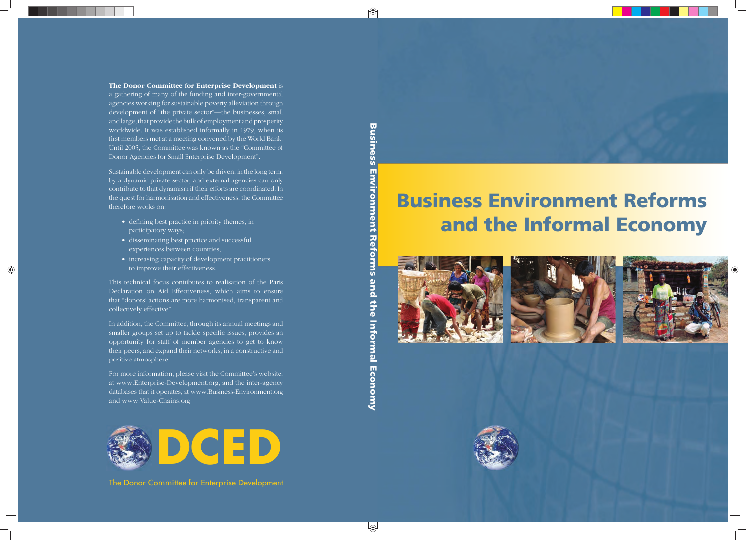**The Donor Committee for Enterprise Development** is a gathering of many of the funding and inter-governmental agencies working for sustainable poverty alleviation through development of "the private sector"—the businesses, small and large, that provide the bulk of employment and prosperity worldwide. It was established informally in 1979, when its first members met at a meeting convened by the World Bank. Until 2005, the Committee was known as the "Committee of Donor Agencies for Small Enterprise Development".

Sustainable development can only be driven, in the long term, by a dynamic private sector; and external agencies can only contribute to that dynamism if their efforts are coordinated. In the quest for harmonisation and effectiveness, the Committee therefore works on:

- defining best practice in priority themes, in participatory ways;
- disseminating best practice and successful experiences between countries;
- increasing capacity of development practitioners to improve their effectiveness.

This technical focus contributes to realisation of the Paris Declaration on Aid Effectiveness, which aims to ensure that "donors' actions are more harmonised, transparent and collectively effective".

In addition, the Committee, through its annual meetings and smaller groups set up to tackle specific issues, provides an opportunity for staff of member agencies to get to know their peers, and expand their networks, in a constructive and positive atmosphere.

For more information, please visit the Committee's website, at www.Enterprise-Development.org, and the inter-agency databases that it operates, at www.Business-Environment.org and www.Value-Chains.org

DCED

The Donor Committee for Enterprise Development

Business Environment Reforms and the Informal Economy

# Business Environment Reforms and the Informal Economy